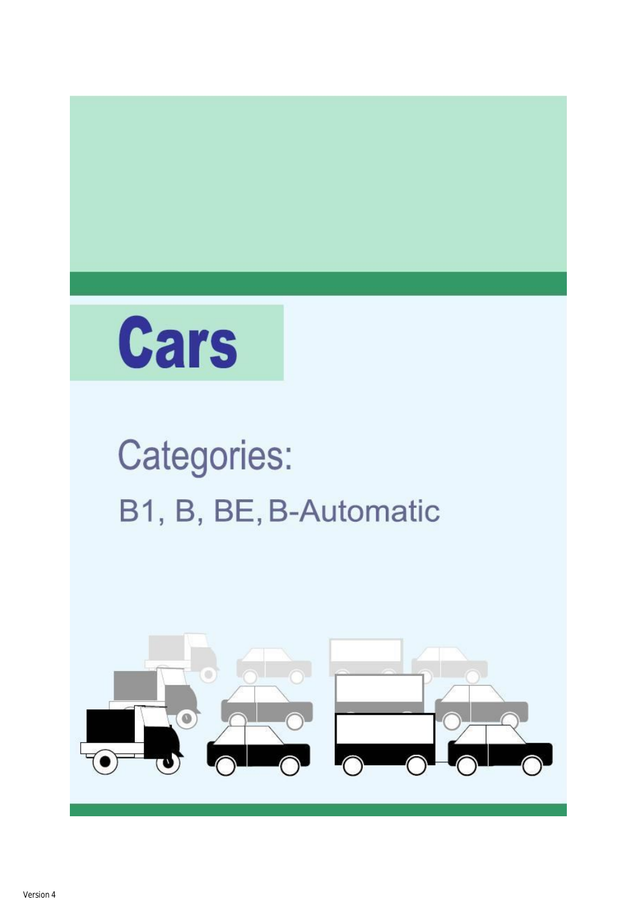# Cars

## Categories:

B1, B, BE, B-Automatic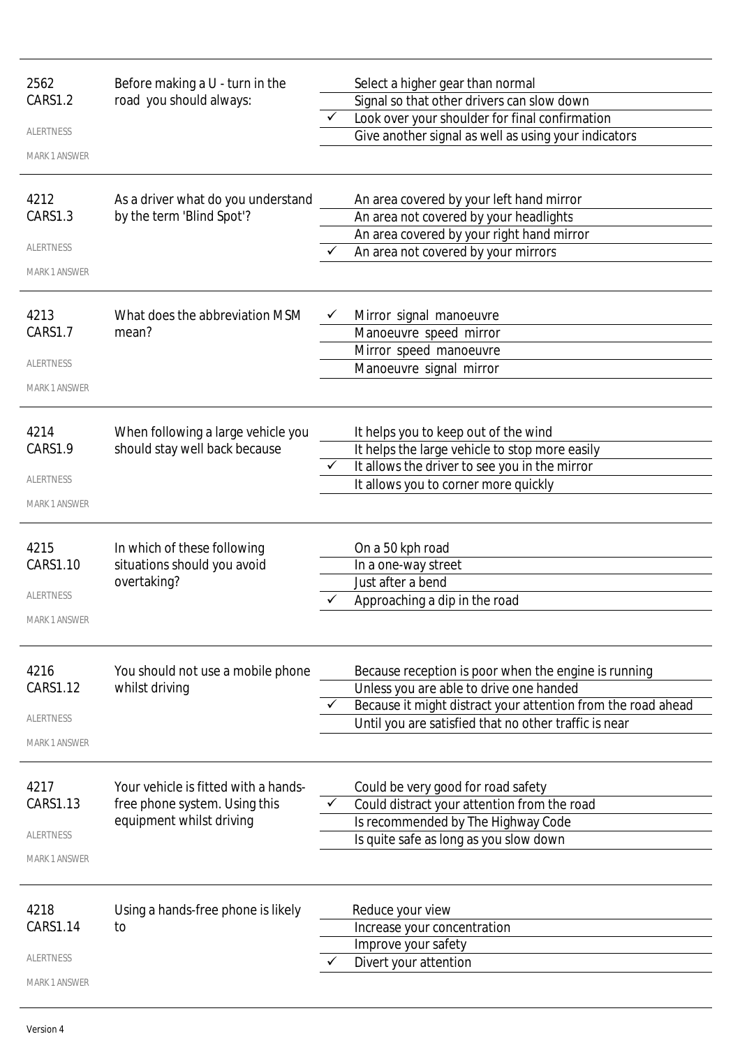| | | | |
|---|---|---|---|
| 2562<br>CARS1.2<br>ALERTNESS<br>MARK 1 ANSWER | Before making a U - turn in the road you should always: | | Select a higher gear than normal |
| | | | Signal so that other drivers can slow down |
| | | ✓ | Look over your shoulder for final confirmation |
| | | | Give another signal as well as using your indicators |
| 4212<br>CARS1.3<br>ALERTNESS<br>MARK 1 ANSWER | As a driver what do you understand by the term 'Blind Spot'? | | An area covered by your left hand mirror |
| | | | An area not covered by your headlights |
| | | | An area covered by your right hand mirror |
| | | ✓ | An area not covered by your mirrors |
| 4213<br>CARS1.7<br>ALERTNESS<br>MARK 1 ANSWER | What does the abbreviation MSM mean? | ✓ | Mirror signal manoeuvre |
| | | | Manoeuvre speed mirror |
| | | | Mirror speed manoeuvre |
| | | | Manoeuvre signal mirror |
| 4214<br>CARS1.9<br>ALERTNESS<br>MARK 1 ANSWER | When following a large vehicle you should stay well back because | | It helps you to keep out of the wind |
| | | | It helps the large vehicle to stop more easily |
| | | ✓ | It allows the driver to see you in the mirror |
| | | | It allows you to corner more quickly |
| 4215<br>CARS1.10<br>ALERTNESS<br>MARK 1 ANSWER | In which of these following situations should you avoid overtaking? | | On a 50 kph road |
| | | | In a one-way street |
| | | | Just after a bend |
| | | ✓ | Approaching a dip in the road |
| 4216<br>CARS1.12<br>ALERTNESS<br>MARK 1 ANSWER | You should not use a mobile phone whilst driving | | Because reception is poor when the engine is running |
| | | | Unless you are able to drive one handed |
| | | ✓ | Because it might distract your attention from the road ahead |
| | | | Until you are satisfied that no other traffic is near |
| 4217<br>CARS1.13<br>ALERTNESS<br>MARK 1 ANSWER | Your vehicle is fitted with a hands-free phone system. Using this equipment whilst driving | | Could be very good for road safety |
| | | ✓ | Could distract your attention from the road |
| | | | Is recommended by The Highway Code |
| | | | Is quite safe as long as you slow down |
| 4218<br>CARS1.14<br>ALERTNESS<br>MARK 1 ANSWER | Using a hands-free phone is likely to | | Reduce your view |
| | | | Increase your concentration |
| | | | Improve your safety |
| | | ✓ | Divert your attention |

Version 4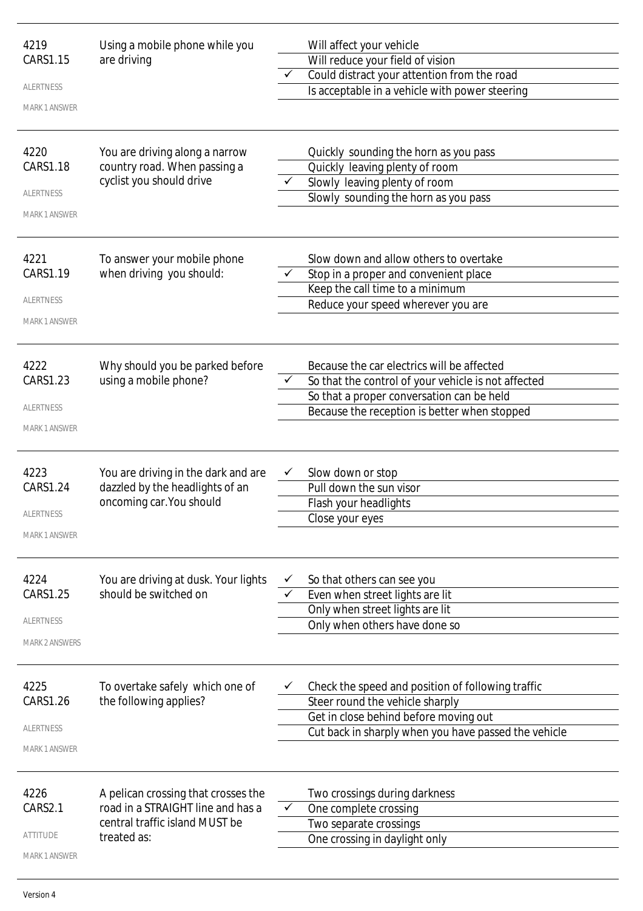| | | | |
|---|---|---|---|
| 4219<br>CARS1.15<br><br>ALERTNESS<br><br>MARK 1 ANSWER | Using a mobile phone while you are driving | | Will affect your vehicle |
| | | | Will reduce your field of vision |
| | | ✓ | Could distract your attention from the road |
| | | | Is acceptable in a vehicle with power steering |
| 4220<br>CARS1.18<br><br>ALERTNESS<br><br>MARK 1 ANSWER | You are driving along a narrow country road. When passing a cyclist you should drive | | Quickly sounding the horn as you pass |
| | | | Quickly leaving plenty of room |
| | | ✓ | Slowly leaving plenty of room |
| | | | Slowly sounding the horn as you pass |
| 4221<br>CARS1.19<br><br>ALERTNESS<br><br>MARK 1 ANSWER | To answer your mobile phone when driving you should: | | Slow down and allow others to overtake |
| | | ✓ | Stop in a proper and convenient place |
| | | | Keep the call time to a minimum |
| | | | Reduce your speed wherever you are |
| 4222<br>CARS1.23<br><br>ALERTNESS<br><br>MARK 1 ANSWER | Why should you be parked before using a mobile phone? | | Because the car electrics will be affected |
| | | ✓ | So that the control of your vehicle is not affected |
| | | | So that a proper conversation can be held |
| | | | Because the reception is better when stopped |
| 4223<br>CARS1.24<br><br>ALERTNESS<br><br>MARK 1 ANSWER | You are driving in the dark and are dazzled by the headlights of an oncoming car.You should | ✓ | Slow down or stop |
| | | | Pull down the sun visor |
| | | | Flash your headlights |
| | | | Close your eyes |
| 4224<br>CARS1.25<br><br>ALERTNESS<br><br>MARK 2 ANSWERS | You are driving at dusk. Your lights should be switched on | ✓ | So that others can see you |
| | | ✓ | Even when street lights are lit |
| | | | Only when street lights are lit |
| | | | Only when others have done so |
| 4225<br>CARS1.26<br><br>ALERTNESS<br><br>MARK 1 ANSWER | To overtake safely which one of the following applies? | ✓ | Check the speed and position of following traffic |
| | | | Steer round the vehicle sharply |
| | | | Get in close behind before moving out |
| | | | Cut back in sharply when you have passed the vehicle |
| 4226<br>CARS2.1<br><br>ATTITUDE<br><br>MARK 1 ANSWER | A pelican crossing that crosses the road in a STRAIGHT line and has a central traffic island MUST be treated as: | | Two crossings during darkness |
| | | ✓ | One complete crossing |
| | | | Two separate crossings |
| | | | One crossing in daylight only |

Version 4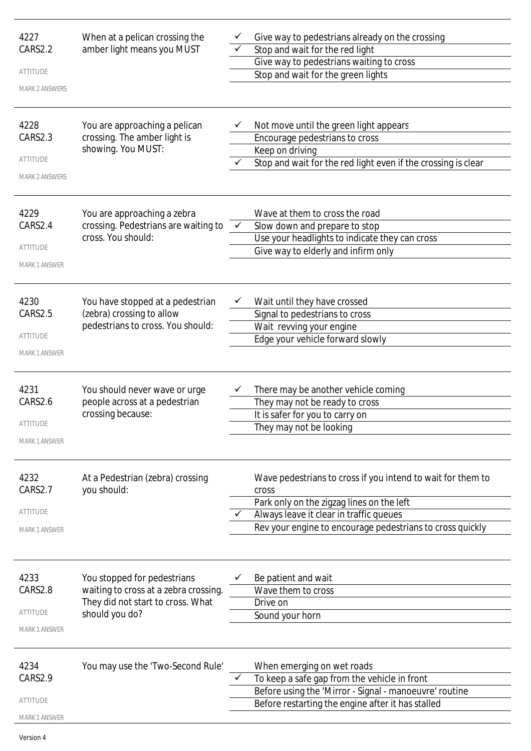| ID | Question | | Answer |
|---|---|---|---|
| 4227<br>CARS2.2<br>ATTITUDE<br>MARK 2 ANSWERS | When at a pelican crossing the amber light means you MUST | ✓ | Give way to pedestrians already on the crossing |
| | | ✓ | Stop and wait for the red light |
| | | | Give way to pedestrians waiting to cross |
| | | | Stop and wait for the green lights |
| 4228<br>CARS2.3<br>ATTITUDE<br>MARK 2 ANSWERS | You are approaching a pelican crossing. The amber light is showing. You MUST: | ✓ | Not move until the green light appears |
| | | | Encourage pedestrians to cross |
| | | | Keep on driving |
| | | ✓ | Stop and wait for the red light even if the crossing is clear |
| 4229<br>CARS2.4<br>ATTITUDE<br>MARK 1 ANSWER | You are approaching a zebra crossing. Pedestrians are waiting to cross. You should: | | Wave at them to cross the road |
| | | ✓ | Slow down and prepare to stop |
| | | | Use your headlights to indicate they can cross |
| | | | Give way to elderly and infirm only |
| 4230<br>CARS2.5<br>ATTITUDE<br>MARK 1 ANSWER | You have stopped at a pedestrian (zebra) crossing to allow pedestrians to cross. You should: | ✓ | Wait until they have crossed |
| | | | Signal to pedestrians to cross |
| | | | Wait revving your engine |
| | | | Edge your vehicle forward slowly |
| 4231<br>CARS2.6<br>ATTITUDE<br>MARK 1 ANSWER | You should never wave or urge people across at a pedestrian crossing because: | ✓ | There may be another vehicle coming |
| | | | They may not be ready to cross |
| | | | It is safer for you to carry on |
| | | | They may not be looking |
| 4232<br>CARS2.7<br>ATTITUDE<br>MARK 1 ANSWER | At a Pedestrian (zebra) crossing you should: | | Wave pedestrians to cross if you intend to wait for them to cross |
| | | | Park only on the zigzag lines on the left |
| | | ✓ | Always leave it clear in traffic queues |
| | | | Rev your engine to encourage pedestrians to cross quickly |
| 4233<br>CARS2.8<br>ATTITUDE<br>MARK 1 ANSWER | You stopped for pedestrians waiting to cross at a zebra crossing. They did not start to cross. What should you do? | ✓ | Be patient and wait |
| | | | Wave them to cross |
| | | | Drive on |
| | | | Sound your horn |
| 4234<br>CARS2.9<br>ATTITUDE<br>MARK 1 ANSWER | You may use the 'Two-Second Rule' | | When emerging on wet roads |
| | | ✓ | To keep a safe gap from the vehicle in front |
| | | | Before using the 'Mirror - Signal - manoeuvre' routine |
| | | | Before restarting the engine after it has stalled |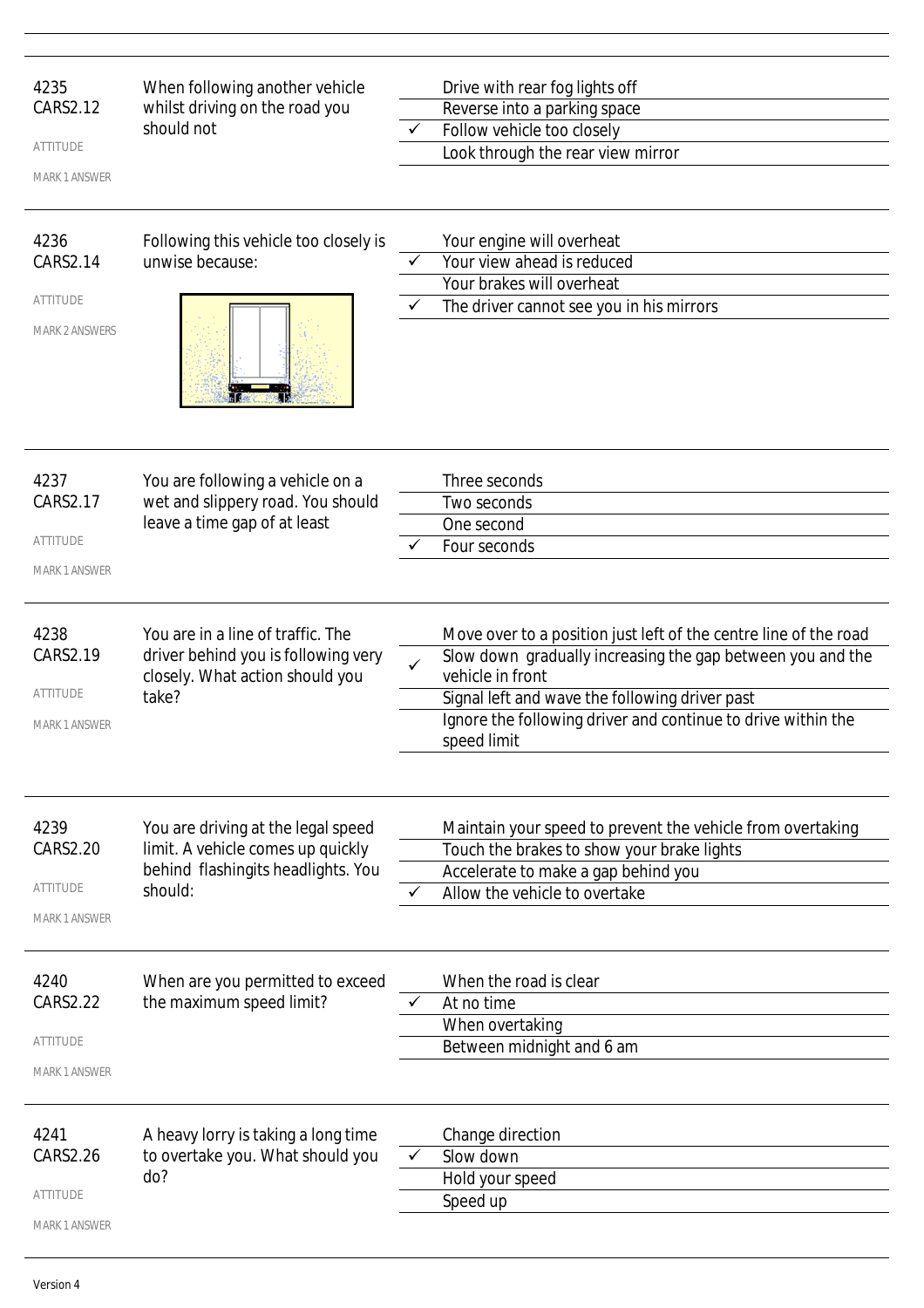4235
CARS2.12

ATTITUDE

MARK 1 ANSWER

When following another vehicle whilst driving on the road you should not

| | |
|---|---|
| | Drive with rear fog lights off |
| | Reverse into a parking space |
| ✓ | Follow vehicle too closely |
| | Look through the rear view mirror |

---

4236
CARS2.14

ATTITUDE

MARK 2 ANSWERS

Following this vehicle too closely is unwise because:

| | |
|---|---|
| | Your engine will overheat |
| ✓ | Your view ahead is reduced |
| | Your brakes will overheat |
| ✓ | The driver cannot see you in his mirrors |

---

4237
CARS2.17

ATTITUDE

MARK 1 ANSWER

You are following a vehicle on a wet and slippery road. You should leave a time gap of at least

| | |
|---|---|
| | Three seconds |
| | Two seconds |
| | One second |
| ✓ | Four seconds |

---

4238
CARS2.19

ATTITUDE

MARK 1 ANSWER

You are in a line of traffic. The driver behind you is following very closely. What action should you take?

| | |
|---|---|
| | Move over to a position just left of the centre line of the road |
| ✓ | Slow down gradually increasing the gap between you and the vehicle in front |
| | Signal left and wave the following driver past |
| | Ignore the following driver and continue to drive within the speed limit |

---

4239
CARS2.20

ATTITUDE

MARK 1 ANSWER

You are driving at the legal speed limit. A vehicle comes up quickly behind flashingits headlights. You should:

| | |
|---|---|
| | Maintain your speed to prevent the vehicle from overtaking |
| | Touch the brakes to show your brake lights |
| | Accelerate to make a gap behind you |
| ✓ | Allow the vehicle to overtake |

---

4240
CARS2.22

ATTITUDE

MARK 1 ANSWER

When are you permitted to exceed the maximum speed limit?

| | |
|---|---|
| | When the road is clear |
| ✓ | At no time |
| | When overtaking |
| | Between midnight and 6 am |

---

4241
CARS2.26

ATTITUDE

MARK 1 ANSWER

A heavy lorry is taking a long time to overtake you. What should you do?

| | |
|---|---|
| | Change direction |
| ✓ | Slow down |
| | Hold your speed |
| | Speed up |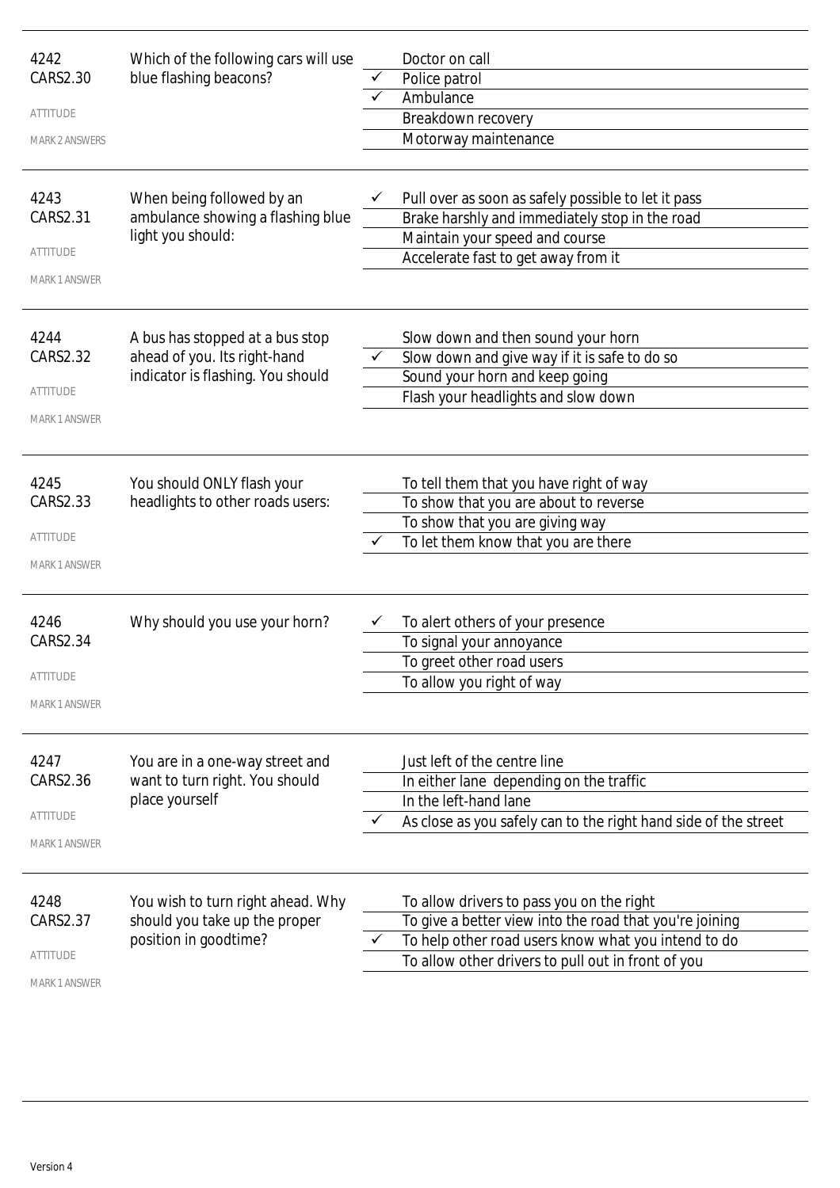| | | | |
|---|---|---|---|
| 4242<br>CARS2.30<br>ATTITUDE<br>MARK 2 ANSWERS | Which of the following cars will use blue flashing beacons? | | Doctor on call |
| | | ✓ | Police patrol |
| | | ✓ | Ambulance |
| | | | Breakdown recovery |
| | | | Motorway maintenance |
| 4243<br>CARS2.31<br>ATTITUDE<br>MARK 1 ANSWER | When being followed by an ambulance showing a flashing blue light you should: | ✓ | Pull over as soon as safely possible to let it pass |
| | | | Brake harshly and immediately stop in the road |
| | | | Maintain your speed and course |
| | | | Accelerate fast to get away from it |
| 4244<br>CARS2.32<br>ATTITUDE<br>MARK 1 ANSWER | A bus has stopped at a bus stop ahead of you. Its right-hand indicator is flashing. You should | | Slow down and then sound your horn |
| | | ✓ | Slow down and give way if it is safe to do so |
| | | | Sound your horn and keep going |
| | | | Flash your headlights and slow down |
| 4245<br>CARS2.33<br>ATTITUDE<br>MARK 1 ANSWER | You should ONLY flash your headlights to other roads users: | | To tell them that you have right of way |
| | | | To show that you are about to reverse |
| | | | To show that you are giving way |
| | | ✓ | To let them know that you are there |
| 4246<br>CARS2.34<br>ATTITUDE<br>MARK 1 ANSWER | Why should you use your horn? | ✓ | To alert others of your presence |
| | | | To signal your annoyance |
| | | | To greet other road users |
| | | | To allow you right of way |
| 4247<br>CARS2.36<br>ATTITUDE<br>MARK 1 ANSWER | You are in a one-way street and want to turn right. You should place yourself | | Just left of the centre line |
| | | | In either lane depending on the traffic |
| | | | In the left-hand lane |
| | | ✓ | As close as you safely can to the right hand side of the street |
| 4248<br>CARS2.37<br>ATTITUDE<br>MARK 1 ANSWER | You wish to turn right ahead. Why should you take up the proper position in goodtime? | | To allow drivers to pass you on the right |
| | | | To give a better view into the road that you're joining |
| | | ✓ | To help other road users know what you intend to do |
| | | | To allow other drivers to pull out in front of you |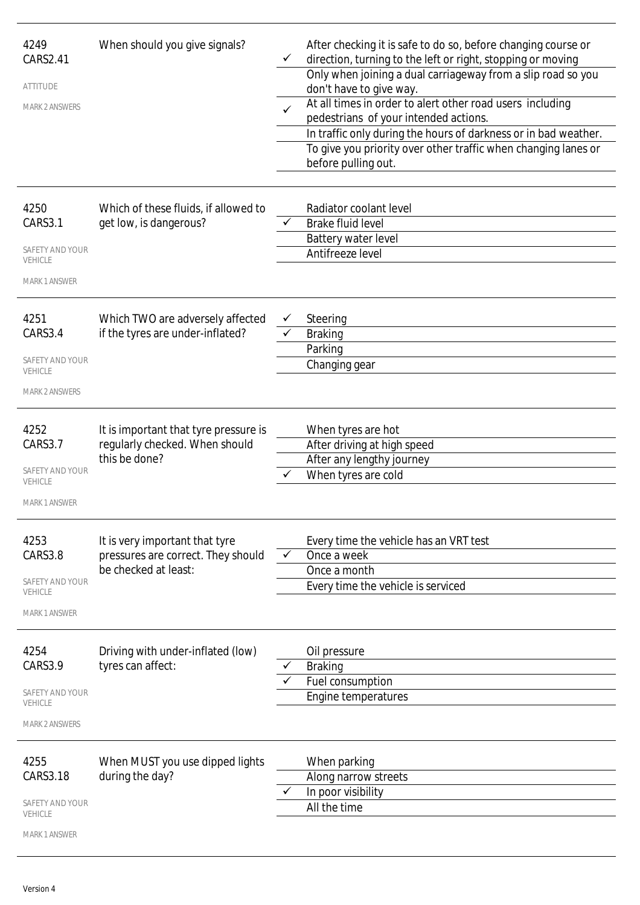4249
CARS2.41

ATTITUDE

MARK 2 ANSWERS

When should you give signals?

- ✓ After checking it is safe to do so, before changing course or direction, turning to the left or right, stopping or moving
- Only when joining a dual carriageway from a slip road so you don't have to give way.
- ✓ At all times in order to alert other road users including pedestrians of your intended actions.
- In traffic only during the hours of darkness or in bad weather.
- To give you priority over other traffic when changing lanes or before pulling out.

---

4250
CARS3.1

SAFETY AND YOUR VEHICLE

MARK 1 ANSWER

Which of these fluids, if allowed to get low, is dangerous?

- Radiator coolant level
- ✓ Brake fluid level
- Battery water level
- Antifreeze level

---

4251
CARS3.4

SAFETY AND YOUR VEHICLE

MARK 2 ANSWERS

Which TWO are adversely affected if the tyres are under-inflated?

- ✓ Steering
- ✓ Braking
- Parking
- Changing gear

---

4252
CARS3.7

SAFETY AND YOUR VEHICLE

MARK 1 ANSWER

It is important that tyre pressure is regularly checked. When should this be done?

- When tyres are hot
- After driving at high speed
- After any lengthy journey
- ✓ When tyres are cold

---

4253
CARS3.8

SAFETY AND YOUR VEHICLE

MARK 1 ANSWER

It is very important that tyre pressures are correct. They should be checked at least:

- Every time the vehicle has an VRT test
- ✓ Once a week
- Once a month
- Every time the vehicle is serviced

---

4254
CARS3.9

SAFETY AND YOUR VEHICLE

MARK 2 ANSWERS

Driving with under-inflated (low) tyres can affect:

- Oil pressure
- ✓ Braking
- ✓ Fuel consumption
- Engine temperatures

---

4255
CARS3.18

SAFETY AND YOUR VEHICLE

MARK 1 ANSWER

When MUST you use dipped lights during the day?

- When parking
- Along narrow streets
- ✓ In poor visibility
- All the time

Version 4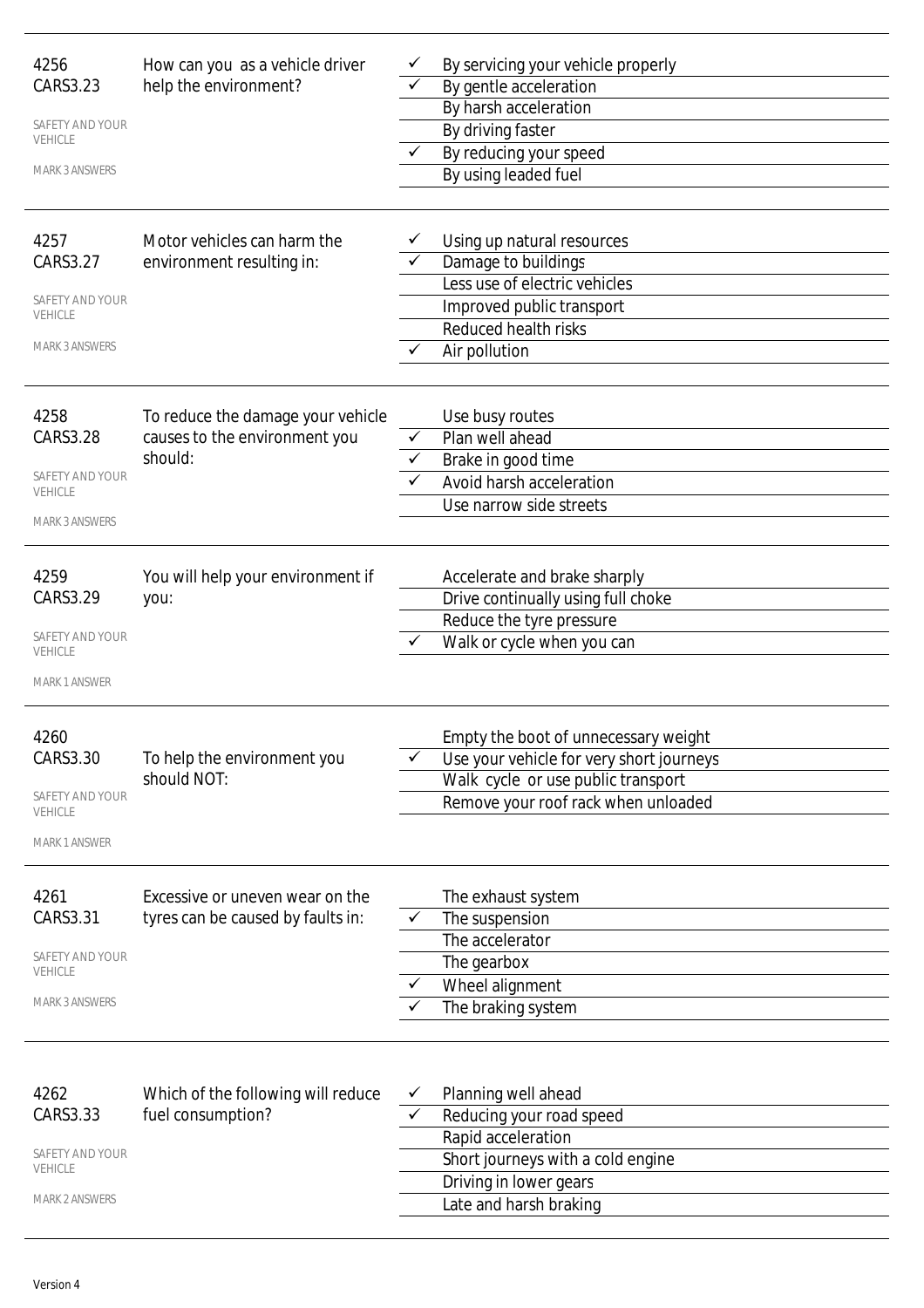| | | | |
|---|---|---|---|
| 4256<br>CARS3.23<br><br>SAFETY AND YOUR VEHICLE<br><br>MARK 3 ANSWERS | How can you as a vehicle driver help the environment? | ✓ | By servicing your vehicle properly |
| | | ✓ | By gentle acceleration |
| | | | By harsh acceleration |
| | | | By driving faster |
| | | ✓ | By reducing your speed |
| | | | By using leaded fuel |
| 4257<br>CARS3.27<br><br>SAFETY AND YOUR VEHICLE<br><br>MARK 3 ANSWERS | Motor vehicles can harm the environment resulting in: | ✓ | Using up natural resources |
| | | ✓ | Damage to buildings |
| | | | Less use of electric vehicles |
| | | | Improved public transport |
| | | | Reduced health risks |
| | | ✓ | Air pollution |
| 4258<br>CARS3.28<br><br>SAFETY AND YOUR VEHICLE<br><br>MARK 3 ANSWERS | To reduce the damage your vehicle causes to the environment you should: | | Use busy routes |
| | | ✓ | Plan well ahead |
| | | ✓ | Brake in good time |
| | | ✓ | Avoid harsh acceleration |
| | | | Use narrow side streets |
| 4259<br>CARS3.29<br><br>SAFETY AND YOUR VEHICLE<br><br>MARK 1 ANSWER | You will help your environment if you: | | Accelerate and brake sharply |
| | | | Drive continually using full choke |
| | | | Reduce the tyre pressure |
| | | ✓ | Walk or cycle when you can |
| 4260<br>CARS3.30<br><br>SAFETY AND YOUR VEHICLE<br><br>MARK 1 ANSWER | To help the environment you should NOT: | | Empty the boot of unnecessary weight |
| | | ✓ | Use your vehicle for very short journeys |
| | | | Walk cycle or use public transport |
| | | | Remove your roof rack when unloaded |
| 4261<br>CARS3.31<br><br>SAFETY AND YOUR VEHICLE<br><br>MARK 3 ANSWERS | Excessive or uneven wear on the tyres can be caused by faults in: | | The exhaust system |
| | | ✓ | The suspension |
| | | | The accelerator |
| | | | The gearbox |
| | | ✓ | Wheel alignment |
| | | ✓ | The braking system |
| 4262<br>CARS3.33<br><br>SAFETY AND YOUR VEHICLE<br><br>MARK 2 ANSWERS | Which of the following will reduce fuel consumption? | ✓ | Planning well ahead |
| | | ✓ | Reducing your road speed |
| | | | Rapid acceleration |
| | | | Short journeys with a cold engine |
| | | | Driving in lower gears |
| | | | Late and harsh braking |

Version 4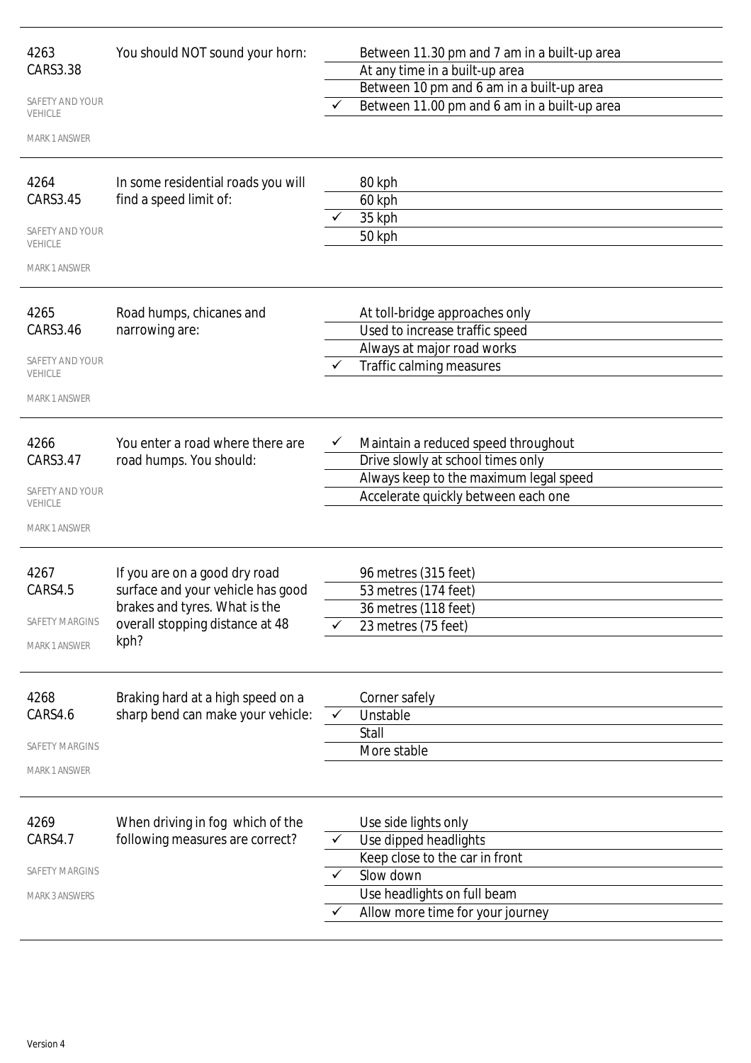| | | | |
|---|---|---|---|
| 4263<br>CARS3.38<br><br>SAFETY AND YOUR VEHICLE<br><br>MARK 1 ANSWER | You should NOT sound your horn: | | Between 11.30 pm and 7 am in a built-up area |
| | | | At any time in a built-up area |
| | | | Between 10 pm and 6 am in a built-up area |
| | | ✓ | Between 11.00 pm and 6 am in a built-up area |
| 4264<br>CARS3.45<br><br>SAFETY AND YOUR VEHICLE<br><br>MARK 1 ANSWER | In some residential roads you will find a speed limit of: | | 80 kph |
| | | | 60 kph |
| | | ✓ | 35 kph |
| | | | 50 kph |
| 4265<br>CARS3.46<br><br>SAFETY AND YOUR VEHICLE<br><br>MARK 1 ANSWER | Road humps, chicanes and narrowing are: | | At toll-bridge approaches only |
| | | | Used to increase traffic speed |
| | | | Always at major road works |
| | | ✓ | Traffic calming measures |
| 4266<br>CARS3.47<br><br>SAFETY AND YOUR VEHICLE<br><br>MARK 1 ANSWER | You enter a road where there are road humps. You should: | ✓ | Maintain a reduced speed throughout |
| | | | Drive slowly at school times only |
| | | | Always keep to the maximum legal speed |
| | | | Accelerate quickly between each one |
| 4267<br>CARS4.5<br><br>SAFETY MARGINS<br><br>MARK 1 ANSWER | If you are on a good dry road surface and your vehicle has good brakes and tyres. What is the overall stopping distance at 48 kph? | | 96 metres (315 feet) |
| | | | 53 metres (174 feet) |
| | | | 36 metres (118 feet) |
| | | ✓ | 23 metres (75 feet) |
| 4268<br>CARS4.6<br><br>SAFETY MARGINS<br><br>MARK 1 ANSWER | Braking hard at a high speed on a sharp bend can make your vehicle: | | Corner safely |
| | | ✓ | Unstable |
| | | | Stall |
| | | | More stable |
| 4269<br>CARS4.7<br><br>SAFETY MARGINS<br><br>MARK 3 ANSWERS | When driving in fog which of the following measures are correct? | | Use side lights only |
| | | ✓ | Use dipped headlights |
| | | | Keep close to the car in front |
| | | ✓ | Slow down |
| | | | Use headlights on full beam |
| | | ✓ | Allow more time for your journey |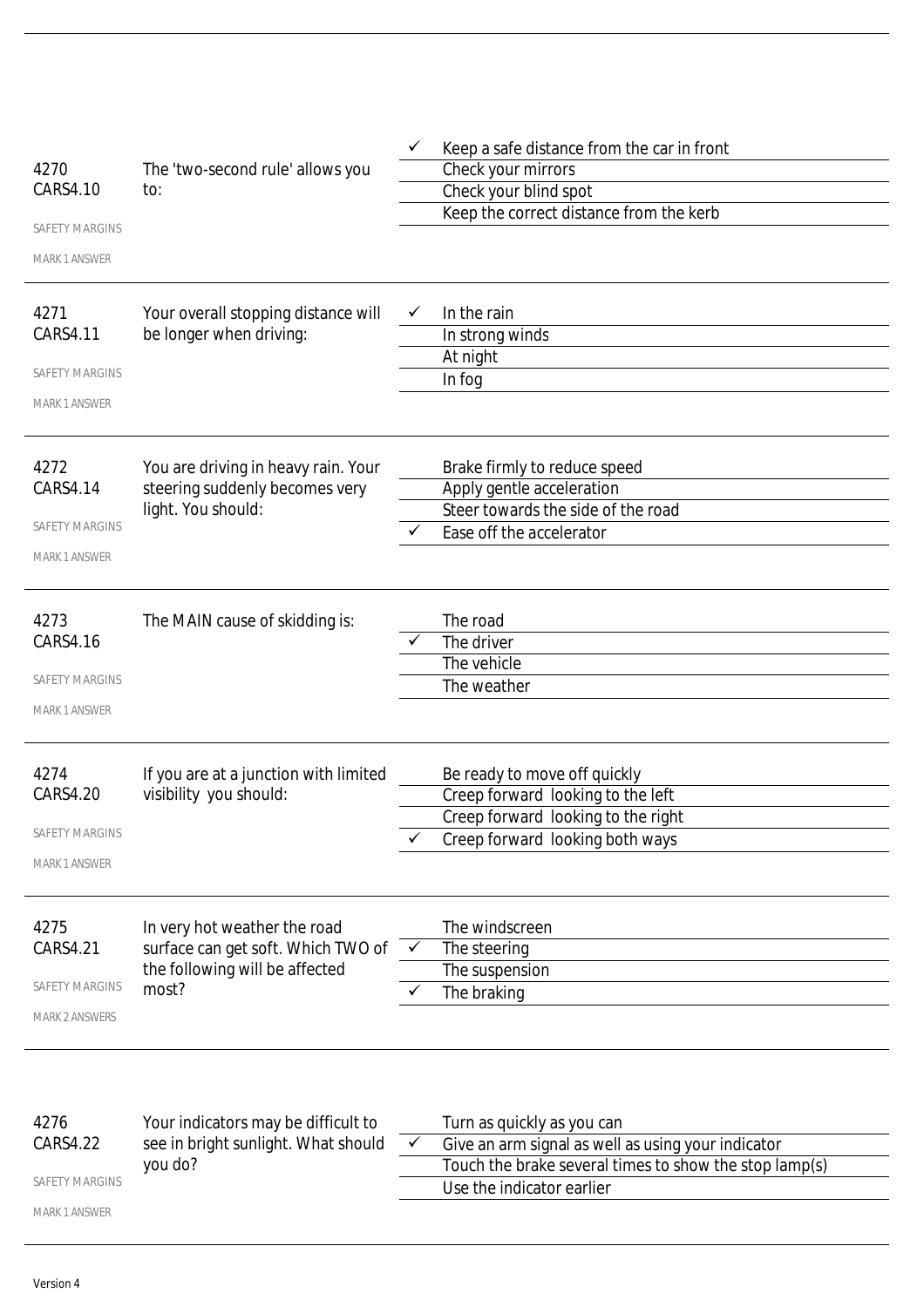4270
CARS4.10

SAFETY MARGINS

MARK 1 ANSWER

The 'two-second rule' allows you to:

- ✓ Keep a safe distance from the car in front
- Check your mirrors
- Check your blind spot
- Keep the correct distance from the kerb

---

4271
CARS4.11

SAFETY MARGINS

MARK 1 ANSWER

Your overall stopping distance will be longer when driving:

- ✓ In the rain
- In strong winds
- At night
- In fog

---

4272
CARS4.14

SAFETY MARGINS

MARK 1 ANSWER

You are driving in heavy rain. Your steering suddenly becomes very light. You should:

- Brake firmly to reduce speed
- Apply gentle acceleration
- Steer towards the side of the road
- ✓ Ease off the accelerator

---

4273
CARS4.16

SAFETY MARGINS

MARK 1 ANSWER

The MAIN cause of skidding is:

- The road
- ✓ The driver
- The vehicle
- The weather

---

4274
CARS4.20

SAFETY MARGINS

MARK 1 ANSWER

If you are at a junction with limited visibility you should:

- Be ready to move off quickly
- Creep forward looking to the left
- Creep forward looking to the right
- ✓ Creep forward looking both ways

---

4275
CARS4.21

SAFETY MARGINS

MARK 2 ANSWERS

In very hot weather the road surface can get soft. Which TWO of the following will be affected most?

- The windscreen
- ✓ The steering
- The suspension
- ✓ The braking

---

4276
CARS4.22

SAFETY MARGINS

MARK 1 ANSWER

Your indicators may be difficult to see in bright sunlight. What should you do?

- Turn as quickly as you can
- ✓ Give an arm signal as well as using your indicator
- Touch the brake several times to show the stop lamp(s)
- Use the indicator earlier

---

Version 4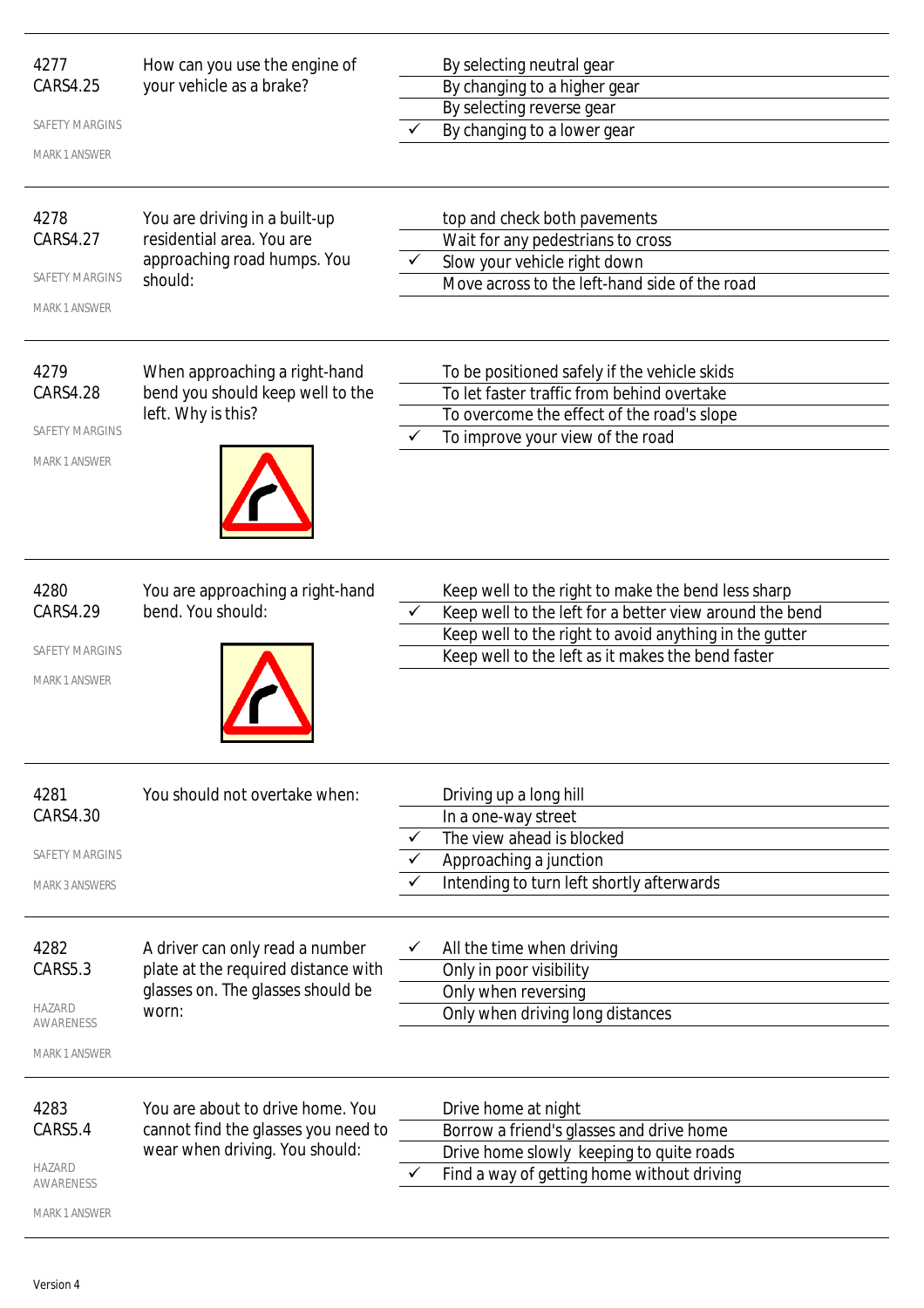| | | | |
|---|---|---|---|
| 4277<br>CARS4.25<br>SAFETY MARGINS<br>MARK 1 ANSWER | How can you use the engine of your vehicle as a brake? | | By selecting neutral gear |
| | | | By changing to a higher gear |
| | | | By selecting reverse gear |
| | | ✓ | By changing to a lower gear |
| 4278<br>CARS4.27<br>SAFETY MARGINS<br>MARK 1 ANSWER | You are driving in a built-up residential area. You are approaching road humps. You should: | | top and check both pavements |
| | | | Wait for any pedestrians to cross |
| | | ✓ | Slow your vehicle right down |
| | | | Move across to the left-hand side of the road |
| 4279<br>CARS4.28<br>SAFETY MARGINS<br>MARK 1 ANSWER | When approaching a right-hand bend you should keep well to the left. Why is this? | | To be positioned safely if the vehicle skids |
| | | | To let faster traffic from behind overtake |
| | | | To overcome the effect of the road's slope |
| | | ✓ | To improve your view of the road |
| 4280<br>CARS4.29<br>SAFETY MARGINS<br>MARK 1 ANSWER | You are approaching a right-hand bend. You should: | | Keep well to the right to make the bend less sharp |
| | | ✓ | Keep well to the left for a better view around the bend |
| | | | Keep well to the right to avoid anything in the gutter |
| | | | Keep well to the left as it makes the bend faster |
| 4281<br>CARS4.30<br>SAFETY MARGINS<br>MARK 3 ANSWERS | You should not overtake when: | | Driving up a long hill |
| | | | In a one-way street |
| | | ✓ | The view ahead is blocked |
| | | ✓ | Approaching a junction |
| | | ✓ | Intending to turn left shortly afterwards |
| 4282<br>CARS5.3<br>HAZARD AWARENESS<br>MARK 1 ANSWER | A driver can only read a number plate at the required distance with glasses on. The glasses should be worn: | ✓ | All the time when driving |
| | | | Only in poor visibility |
| | | | Only when reversing |
| | | | Only when driving long distances |
| 4283<br>CARS5.4<br>HAZARD AWARENESS<br>MARK 1 ANSWER | You are about to drive home. You cannot find the glasses you need to wear when driving. You should: | | Drive home at night |
| | | | Borrow a friend's glasses and drive home |
| | | | Drive home slowly keeping to quite roads |
| | | ✓ | Find a way of getting home without driving |

Version 4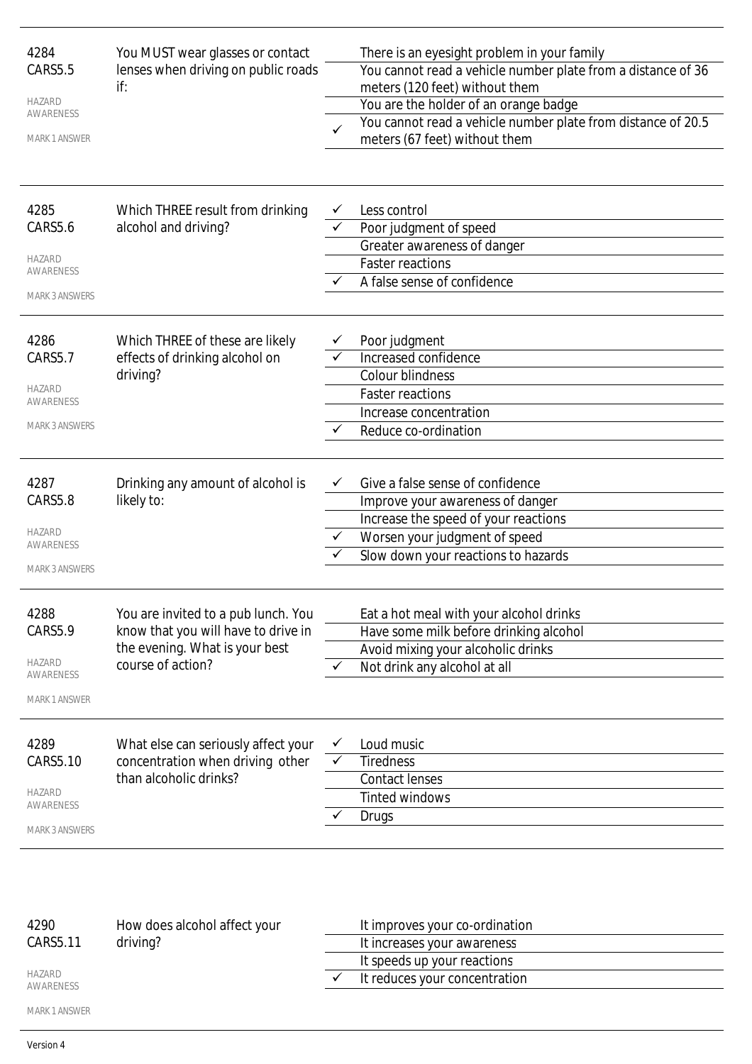| | | | |
|---|---|---|---|
| 4284<br>CARS5.5<br>HAZARD AWARENESS<br>MARK 1 ANSWER | You MUST wear glasses or contact lenses when driving on public roads if: | | There is an eyesight problem in your family |
| | | | You cannot read a vehicle number plate from a distance of 36 meters (120 feet) without them |
| | | | You are the holder of an orange badge |
| | | ✓ | You cannot read a vehicle number plate from distance of 20.5 meters (67 feet) without them |
| 4285<br>CARS5.6<br>HAZARD AWARENESS<br>MARK 3 ANSWERS | Which THREE result from drinking alcohol and driving? | ✓ | Less control |
| | | ✓ | Poor judgment of speed |
| | | | Greater awareness of danger |
| | | | Faster reactions |
| | | ✓ | A false sense of confidence |
| 4286<br>CARS5.7<br>HAZARD AWARENESS<br>MARK 3 ANSWERS | Which THREE of these are likely effects of drinking alcohol on driving? | ✓ | Poor judgment |
| | | ✓ | Increased confidence |
| | | | Colour blindness |
| | | | Faster reactions |
| | | | Increase concentration |
| | | ✓ | Reduce co-ordination |
| 4287<br>CARS5.8<br>HAZARD AWARENESS<br>MARK 3 ANSWERS | Drinking any amount of alcohol is likely to: | ✓ | Give a false sense of confidence |
| | | | Improve your awareness of danger |
| | | | Increase the speed of your reactions |
| | | ✓ | Worsen your judgment of speed |
| | | ✓ | Slow down your reactions to hazards |
| 4288<br>CARS5.9<br>HAZARD AWARENESS<br>MARK 1 ANSWER | You are invited to a pub lunch. You know that you will have to drive in the evening. What is your best course of action? | | Eat a hot meal with your alcohol drinks |
| | | | Have some milk before drinking alcohol |
| | | | Avoid mixing your alcoholic drinks |
| | | ✓ | Not drink any alcohol at all |
| 4289<br>CARS5.10<br>HAZARD AWARENESS<br>MARK 3 ANSWERS | What else can seriously affect your concentration when driving other than alcoholic drinks? | ✓ | Loud music |
| | | ✓ | Tiredness |
| | | | Contact lenses |
| | | | Tinted windows |
| | | ✓ | Drugs |
| 4290<br>CARS5.11<br>HAZARD AWARENESS<br>MARK 1 ANSWER | How does alcohol affect your driving? | | It improves your co-ordination |
| | | | It increases your awareness |
| | | | It speeds up your reactions |
| | | ✓ | It reduces your concentration |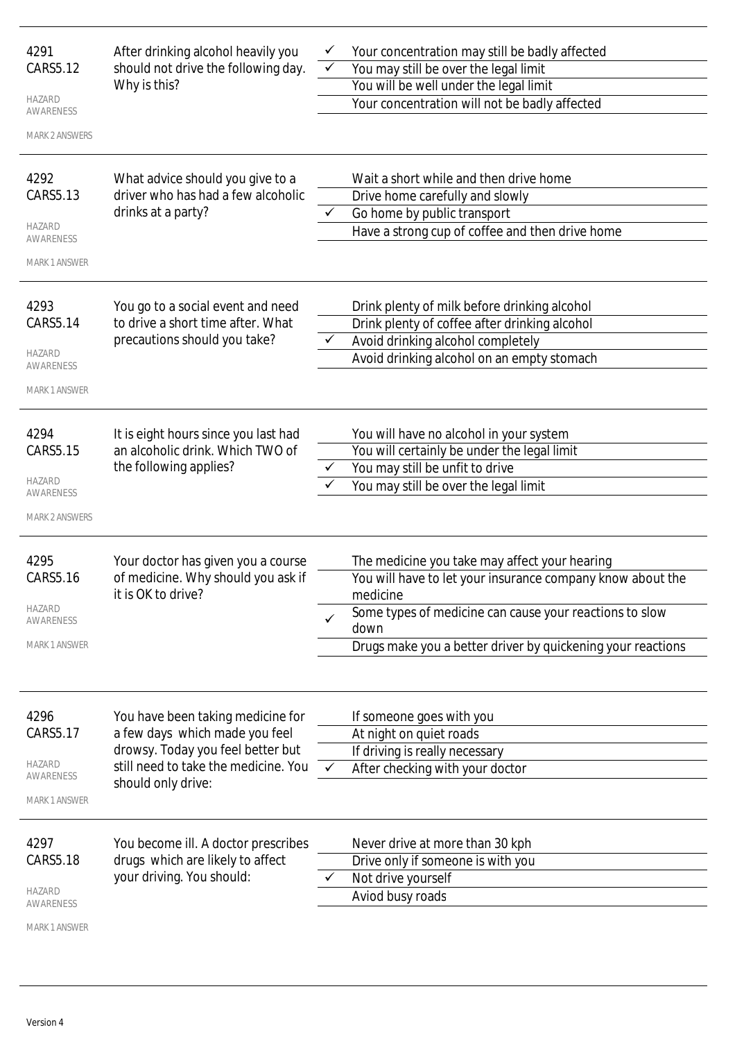| | | | |
|---|---|---|---|
| 4291<br>CARS5.12<br>HAZARD AWARENESS<br>MARK 2 ANSWERS | After drinking alcohol heavily you should not drive the following day. Why is this? | ✓ | Your concentration may still be badly affected |
| | | ✓ | You may still be over the legal limit |
| | | | You will be well under the legal limit |
| | | | Your concentration will not be badly affected |
| 4292<br>CARS5.13<br>HAZARD AWARENESS<br>MARK 1 ANSWER | What advice should you give to a driver who has had a few alcoholic drinks at a party? | | Wait a short while and then drive home |
| | | | Drive home carefully and slowly |
| | | ✓ | Go home by public transport |
| | | | Have a strong cup of coffee and then drive home |
| 4293<br>CARS5.14<br>HAZARD AWARENESS<br>MARK 1 ANSWER | You go to a social event and need to drive a short time after. What precautions should you take? | | Drink plenty of milk before drinking alcohol |
| | | | Drink plenty of coffee after drinking alcohol |
| | | ✓ | Avoid drinking alcohol completely |
| | | | Avoid drinking alcohol on an empty stomach |
| 4294<br>CARS5.15<br>HAZARD AWARENESS<br>MARK 2 ANSWERS | It is eight hours since you last had an alcoholic drink. Which TWO of the following applies? | | You will have no alcohol in your system |
| | | | You will certainly be under the legal limit |
| | | ✓ | You may still be unfit to drive |
| | | ✓ | You may still be over the legal limit |
| 4295<br>CARS5.16<br>HAZARD AWARENESS<br>MARK 1 ANSWER | Your doctor has given you a course of medicine. Why should you ask if it is OK to drive? | | The medicine you take may affect your hearing |
| | | | You will have to let your insurance company know about the medicine |
| | | ✓ | Some types of medicine can cause your reactions to slow down |
| | | | Drugs make you a better driver by quickening your reactions |
| 4296<br>CARS5.17<br>HAZARD AWARENESS<br>MARK 1 ANSWER | You have been taking medicine for a few days which made you feel drowsy. Today you feel better but still need to take the medicine. You should only drive: | | If someone goes with you |
| | | | At night on quiet roads |
| | | | If driving is really necessary |
| | | ✓ | After checking with your doctor |
| 4297<br>CARS5.18<br>HAZARD AWARENESS<br>MARK 1 ANSWER | You become ill. A doctor prescribes drugs which are likely to affect your driving. You should: | | Never drive at more than 30 kph |
| | | | Drive only if someone is with you |
| | | ✓ | Not drive yourself |
| | | | Aviod busy roads |

Version 4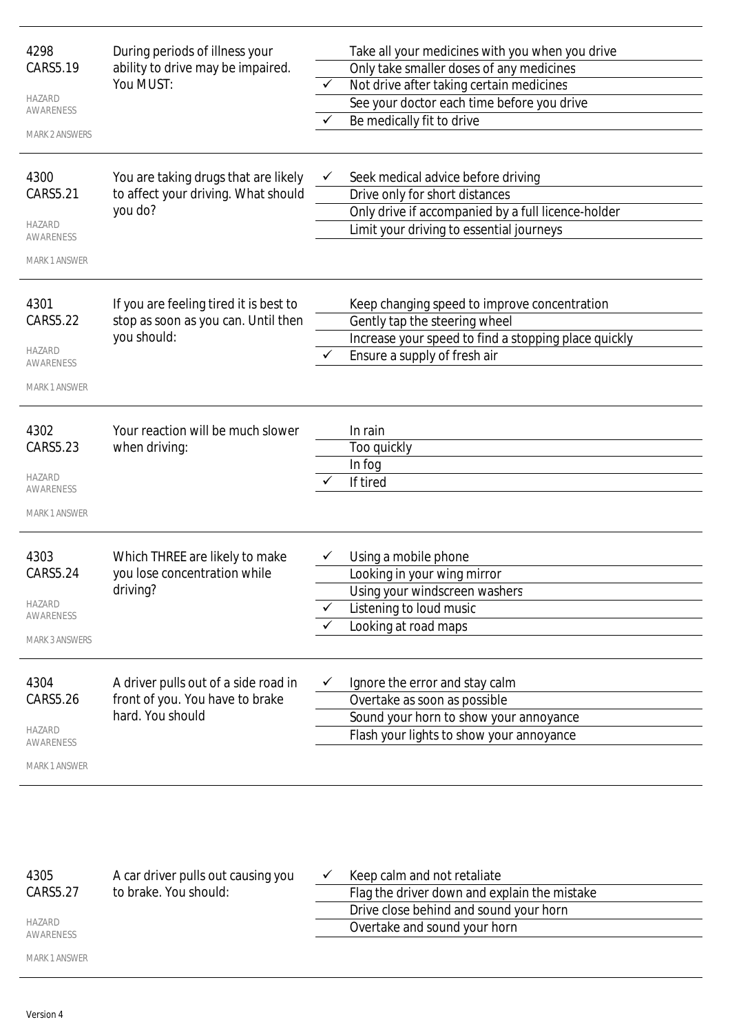| | | | |
|---|---|---|---|
| 4298<br>CARS5.19<br>HAZARD AWARENESS<br>MARK 2 ANSWERS | During periods of illness your ability to drive may be impaired. You MUST: | | Take all your medicines with you when you drive |
| | | | Only take smaller doses of any medicines |
| | | ✓ | Not drive after taking certain medicines |
| | | | See your doctor each time before you drive |
| | | ✓ | Be medically fit to drive |
| 4300<br>CARS5.21<br>HAZARD AWARENESS<br>MARK 1 ANSWER | You are taking drugs that are likely to affect your driving. What should you do? | ✓ | Seek medical advice before driving |
| | | | Drive only for short distances |
| | | | Only drive if accompanied by a full licence-holder |
| | | | Limit your driving to essential journeys |
| 4301<br>CARS5.22<br>HAZARD AWARENESS<br>MARK 1 ANSWER | If you are feeling tired it is best to stop as soon as you can. Until then you should: | | Keep changing speed to improve concentration |
| | | | Gently tap the steering wheel |
| | | | Increase your speed to find a stopping place quickly |
| | | ✓ | Ensure a supply of fresh air |
| 4302<br>CARS5.23<br>HAZARD AWARENESS<br>MARK 1 ANSWER | Your reaction will be much slower when driving: | | In rain |
| | | | Too quickly |
| | | | In fog |
| | | ✓ | If tired |
| 4303<br>CARS5.24<br>HAZARD AWARENESS<br>MARK 3 ANSWERS | Which THREE are likely to make you lose concentration while driving? | ✓ | Using a mobile phone |
| | | | Looking in your wing mirror |
| | | | Using your windscreen washers |
| | | ✓ | Listening to loud music |
| | | ✓ | Looking at road maps |
| 4304<br>CARS5.26<br>HAZARD AWARENESS<br>MARK 1 ANSWER | A driver pulls out of a side road in front of you. You have to brake hard. You should | ✓ | Ignore the error and stay calm |
| | | | Overtake as soon as possible |
| | | | Sound your horn to show your annoyance |
| | | | Flash your lights to show your annoyance |
| 4305<br>CARS5.27<br>HAZARD AWARENESS<br>MARK 1 ANSWER | A car driver pulls out causing you to brake. You should: | ✓ | Keep calm and not retaliate |
| | | | Flag the driver down and explain the mistake |
| | | | Drive close behind and sound your horn |
| | | | Overtake and sound your horn |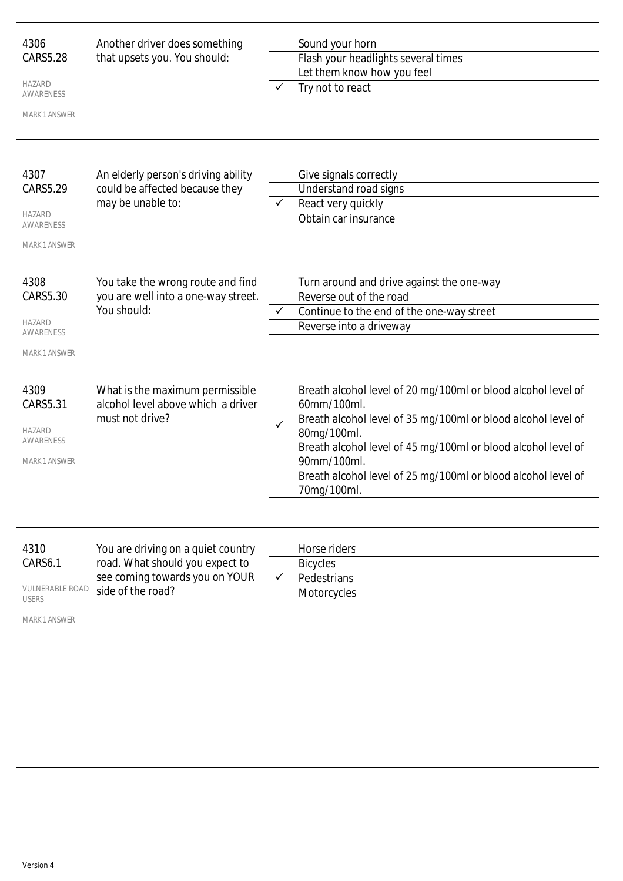| | | | |
|---|---|---|---|
| 4306<br>CARS5.28<br>HAZARD AWARENESS<br>MARK 1 ANSWER | Another driver does something that upsets you. You should: | | Sound your horn |
| | | | Flash your headlights several times |
| | | | Let them know how you feel |
| | | ✓ | Try not to react |
| 4307<br>CARS5.29<br>HAZARD AWARENESS<br>MARK 1 ANSWER | An elderly person's driving ability could be affected because they may be unable to: | | Give signals correctly |
| | | | Understand road signs |
| | | ✓ | React very quickly |
| | | | Obtain car insurance |
| 4308<br>CARS5.30<br>HAZARD AWARENESS<br>MARK 1 ANSWER | You take the wrong route and find you are well into a one-way street. You should: | | Turn around and drive against the one-way |
| | | | Reverse out of the road |
| | | ✓ | Continue to the end of the one-way street |
| | | | Reverse into a driveway |
| 4309<br>CARS5.31<br>HAZARD AWARENESS<br>MARK 1 ANSWER | What is the maximum permissible alcohol level above which a driver must not drive? | | Breath alcohol level of 20 mg/100ml or blood alcohol level of 60mm/100ml. |
| | | ✓ | Breath alcohol level of 35 mg/100ml or blood alcohol level of 80mg/100ml. |
| | | | Breath alcohol level of 45 mg/100ml or blood alcohol level of 90mm/100ml. |
| | | | Breath alcohol level of 25 mg/100ml or blood alcohol level of 70mg/100ml. |
| 4310<br>CARS6.1<br>VULNERABLE ROAD USERS<br>MARK 1 ANSWER | You are driving on a quiet country road. What should you expect to see coming towards you on YOUR side of the road? | | Horse riders |
| | | | Bicycles |
| | | ✓ | Pedestrians |
| | | | Motorcycles |

Version 4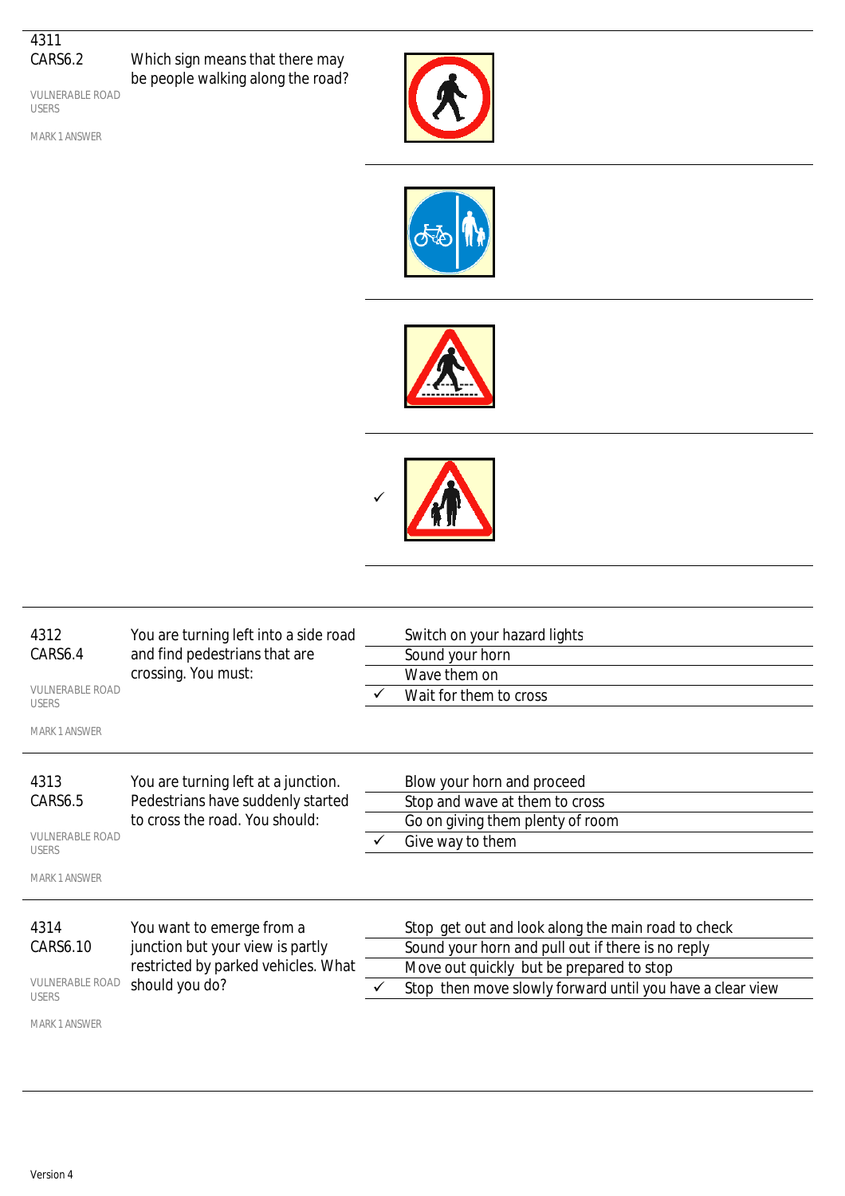**4311**
**CARS6.2**

VULNERABLE ROAD USERS

MARK 1 ANSWER

Which sign means that there may be people walking along the road?

| | |
|---|---|
| | |
| | |
| | |
| ✓ | |

---

**4312**
**CARS6.4**

VULNERABLE ROAD USERS

MARK 1 ANSWER

You are turning left into a side road and find pedestrians that are crossing. You must:

| | |
|---|---|
| | Switch on your hazard lights |
| | Sound your horn |
| | Wave them on |
| ✓ | Wait for them to cross |

---

**4313**
**CARS6.5**

VULNERABLE ROAD USERS

MARK 1 ANSWER

You are turning left at a junction. Pedestrians have suddenly started to cross the road. You should:

| | |
|---|---|
| | Blow your horn and proceed |
| | Stop and wave at them to cross |
| | Go on giving them plenty of room |
| ✓ | Give way to them |

---

**4314**
**CARS6.10**

VULNERABLE ROAD USERS

MARK 1 ANSWER

You want to emerge from a junction but your view is partly restricted by parked vehicles. What should you do?

| | |
|---|---|
| | Stop get out and look along the main road to check |
| | Sound your horn and pull out if there is no reply |
| | Move out quickly but be prepared to stop |
| ✓ | Stop then move slowly forward until you have a clear view |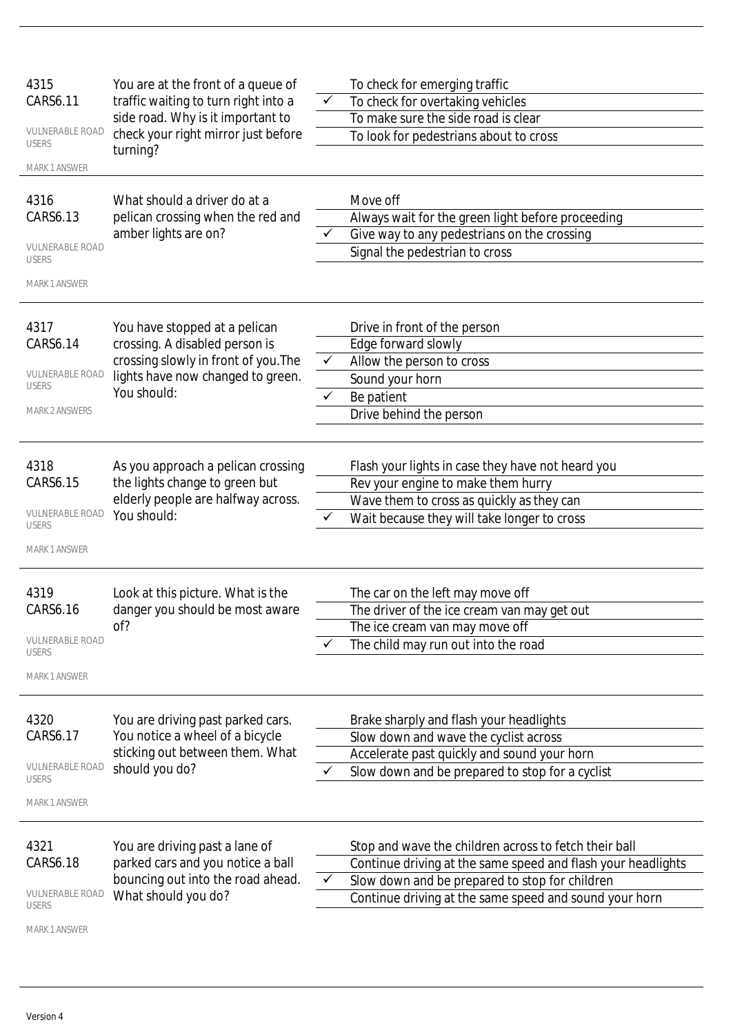| | | | |
|---|---|---|---|
| 4315<br>CARS6.11<br>VULNERABLE ROAD USERS<br>MARK 1 ANSWER | You are at the front of a queue of traffic waiting to turn right into a side road. Why is it important to check your right mirror just before turning? | | To check for emerging traffic |
| | | ✓ | To check for overtaking vehicles |
| | | | To make sure the side road is clear |
| | | | To look for pedestrians about to cross |
| 4316<br>CARS6.13<br>VULNERABLE ROAD USERS<br>MARK 1 ANSWER | What should a driver do at a pelican crossing when the red and amber lights are on? | | Move off |
| | | | Always wait for the green light before proceeding |
| | | ✓ | Give way to any pedestrians on the crossing |
| | | | Signal the pedestrian to cross |
| 4317<br>CARS6.14<br>VULNERABLE ROAD USERS<br>MARK 2 ANSWERS | You have stopped at a pelican crossing. A disabled person is crossing slowly in front of you.The lights have now changed to green. You should: | | Drive in front of the person |
| | | | Edge forward slowly |
| | | ✓ | Allow the person to cross |
| | | | Sound your horn |
| | | ✓ | Be patient |
| | | | Drive behind the person |
| 4318<br>CARS6.15<br>VULNERABLE ROAD USERS<br>MARK 1 ANSWER | As you approach a pelican crossing the lights change to green but elderly people are halfway across. You should: | | Flash your lights in case they have not heard you |
| | | | Rev your engine to make them hurry |
| | | | Wave them to cross as quickly as they can |
| | | ✓ | Wait because they will take longer to cross |
| 4319<br>CARS6.16<br>VULNERABLE ROAD USERS<br>MARK 1 ANSWER | Look at this picture. What is the danger you should be most aware of? | | The car on the left may move off |
| | | | The driver of the ice cream van may get out |
| | | | The ice cream van may move off |
| | | ✓ | The child may run out into the road |
| 4320<br>CARS6.17<br>VULNERABLE ROAD USERS<br>MARK 1 ANSWER | You are driving past parked cars. You notice a wheel of a bicycle sticking out between them. What should you do? | | Brake sharply and flash your headlights |
| | | | Slow down and wave the cyclist across |
| | | | Accelerate past quickly and sound your horn |
| | | ✓ | Slow down and be prepared to stop for a cyclist |
| 4321<br>CARS6.18<br>VULNERABLE ROAD USERS<br>MARK 1 ANSWER | You are driving past a lane of parked cars and you notice a ball bouncing out into the road ahead. What should you do? | | Stop and wave the children across to fetch their ball |
| | | | Continue driving at the same speed and flash your headlights |
| | | ✓ | Slow down and be prepared to stop for children |
| | | | Continue driving at the same speed and sound your horn |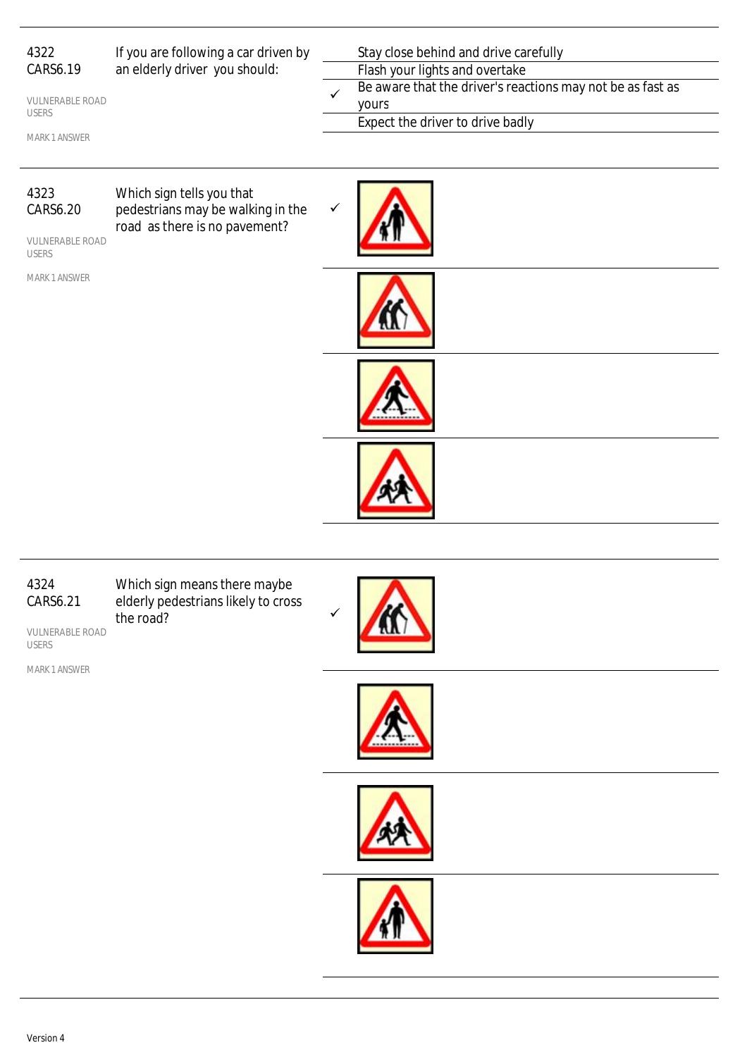4322
CARS6.19

VULNERABLE ROAD USERS

MARK 1 ANSWER

If you are following a car driven by an elderly driver you should:

- Stay close behind and drive carefully
- Flash your lights and overtake
- ✓ Be aware that the driver's reactions may not be as fast as yours
- Expect the driver to drive badly

---

4323
CARS6.20

VULNERABLE ROAD USERS

MARK 1 ANSWER

Which sign tells you that pedestrians may be walking in the road as there is no pavement?

- ✓

---

4324
CARS6.21

VULNERABLE ROAD USERS

MARK 1 ANSWER

Which sign means there maybe elderly pedestrians likely to cross the road?

- ✓

---

Version 4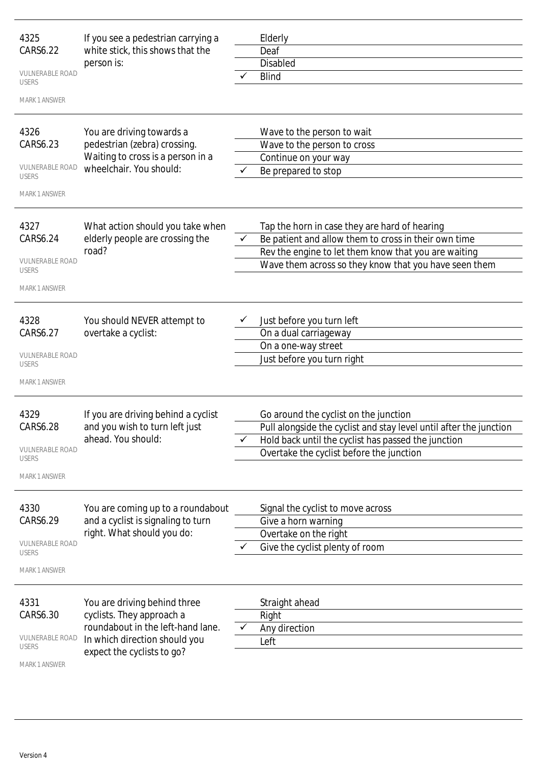**4325**
**CARS6.22**
VULNERABLE ROAD USERS
MARK 1 ANSWER

If you see a pedestrian carrying a white stick, this shows that the person is:

- Elderly
- Deaf
- Disabled
- ✓ Blind

---

**4326**
**CARS6.23**
VULNERABLE ROAD USERS
MARK 1 ANSWER

You are driving towards a pedestrian (zebra) crossing. Waiting to cross is a person in a wheelchair. You should:

- Wave to the person to wait
- Wave to the person to cross
- Continue on your way
- ✓ Be prepared to stop

---

**4327**
**CARS6.24**
VULNERABLE ROAD USERS
MARK 1 ANSWER

What action should you take when elderly people are crossing the road?

- Tap the horn in case they are hard of hearing
- ✓ Be patient and allow them to cross in their own time
- Rev the engine to let them know that you are waiting
- Wave them across so they know that you have seen them

---

**4328**
**CARS6.27**
VULNERABLE ROAD USERS
MARK 1 ANSWER

You should NEVER attempt to overtake a cyclist:

- ✓ Just before you turn left
- On a dual carriageway
- On a one-way street
- Just before you turn right

---

**4329**
**CARS6.28**
VULNERABLE ROAD USERS
MARK 1 ANSWER

If you are driving behind a cyclist and you wish to turn left just ahead. You should:

- Go around the cyclist on the junction
- Pull alongside the cyclist and stay level until after the junction
- ✓ Hold back until the cyclist has passed the junction
- Overtake the cyclist before the junction

---

**4330**
**CARS6.29**
VULNERABLE ROAD USERS
MARK 1 ANSWER

You are coming up to a roundabout and a cyclist is signaling to turn right. What should you do:

- Signal the cyclist to move across
- Give a horn warning
- Overtake on the right
- ✓ Give the cyclist plenty of room

---

**4331**
**CARS6.30**
VULNERABLE ROAD USERS
MARK 1 ANSWER

You are driving behind three cyclists. They approach a roundabout in the left-hand lane. In which direction should you expect the cyclists to go?

- Straight ahead
- Right
- ✓ Any direction
- Left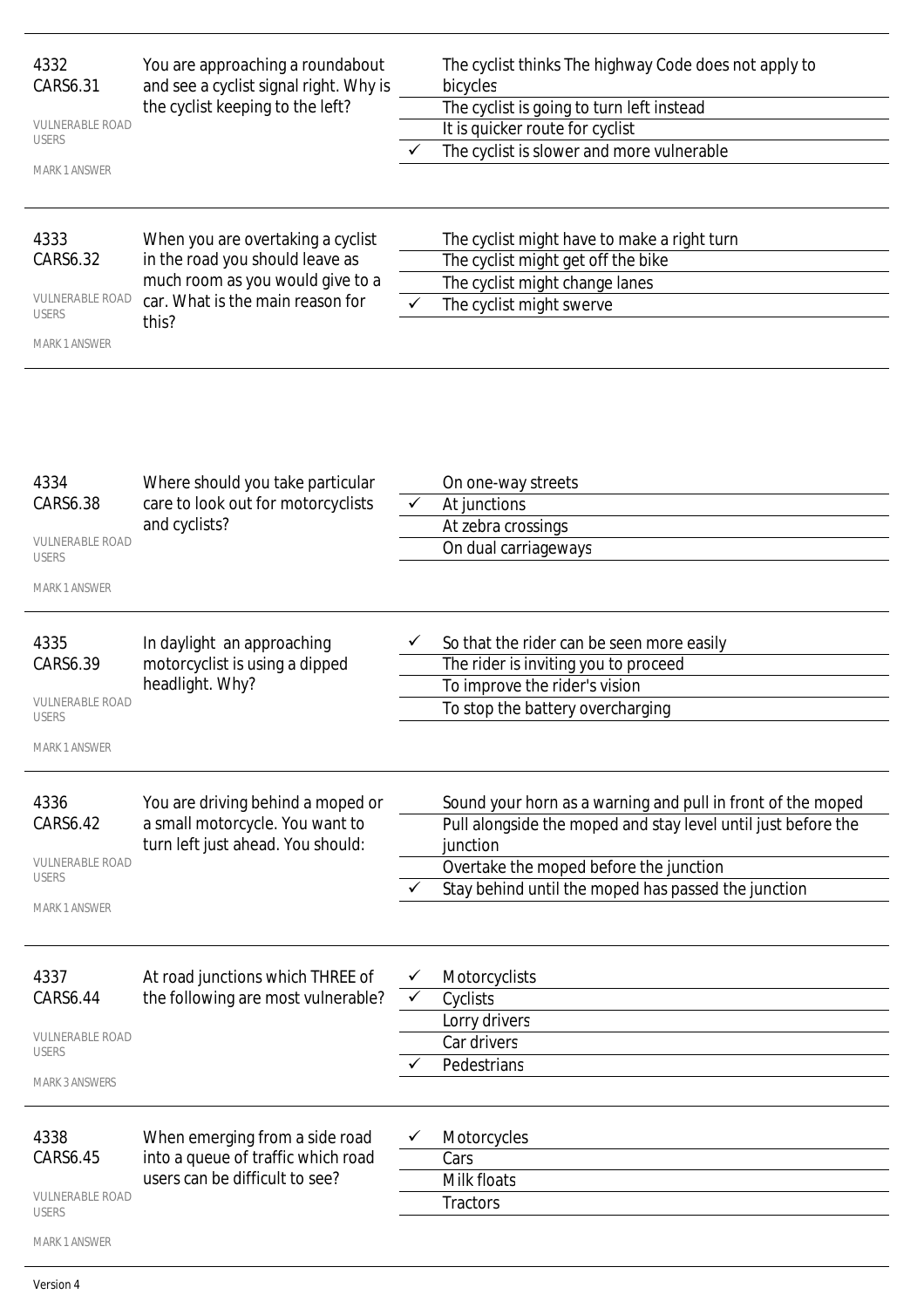| | | | |
|---|---|---|---|
| 4332<br>CARS6.31<br><br>VULNERABLE ROAD USERS<br><br>MARK 1 ANSWER | You are approaching a roundabout and see a cyclist signal right. Why is the cyclist keeping to the left? | | The cyclist thinks The highway Code does not apply to bicycles |
| | | | The cyclist is going to turn left instead |
| | | | It is quicker route for cyclist |
| | | ✓ | The cyclist is slower and more vulnerable |
| 4333<br>CARS6.32<br><br>VULNERABLE ROAD USERS<br><br>MARK 1 ANSWER | When you are overtaking a cyclist in the road you should leave as much room as you would give to a car. What is the main reason for this? | | The cyclist might have to make a right turn |
| | | | The cyclist might get off the bike |
| | | | The cyclist might change lanes |
| | | ✓ | The cyclist might swerve |
| 4334<br>CARS6.38<br><br>VULNERABLE ROAD USERS<br><br>MARK 1 ANSWER | Where should you take particular care to look out for motorcyclists and cyclists? | | On one-way streets |
| | | ✓ | At junctions |
| | | | At zebra crossings |
| | | | On dual carriageways |
| 4335<br>CARS6.39<br><br>VULNERABLE ROAD USERS<br><br>MARK 1 ANSWER | In daylight an approaching motorcyclist is using a dipped headlight. Why? | ✓ | So that the rider can be seen more easily |
| | | | The rider is inviting you to proceed |
| | | | To improve the rider's vision |
| | | | To stop the battery overcharging |
| 4336<br>CARS6.42<br><br>VULNERABLE ROAD USERS<br><br>MARK 1 ANSWER | You are driving behind a moped or a small motorcycle. You want to turn left just ahead. You should: | | Sound your horn as a warning and pull in front of the moped |
| | | | Pull alongside the moped and stay level until just before the junction |
| | | | Overtake the moped before the junction |
| | | ✓ | Stay behind until the moped has passed the junction |
| 4337<br>CARS6.44<br><br>VULNERABLE ROAD USERS<br><br>MARK 3 ANSWERS | At road junctions which THREE of the following are most vulnerable? | ✓ | Motorcyclists |
| | | ✓ | Cyclists |
| | | | Lorry drivers |
| | | | Car drivers |
| | | ✓ | Pedestrians |
| 4338<br>CARS6.45<br><br>VULNERABLE ROAD USERS<br><br>MARK 1 ANSWER | When emerging from a side road into a queue of traffic which road users can be difficult to see? | ✓ | Motorcycles |
| | | | Cars |
| | | | Milk floats |
| | | | Tractors |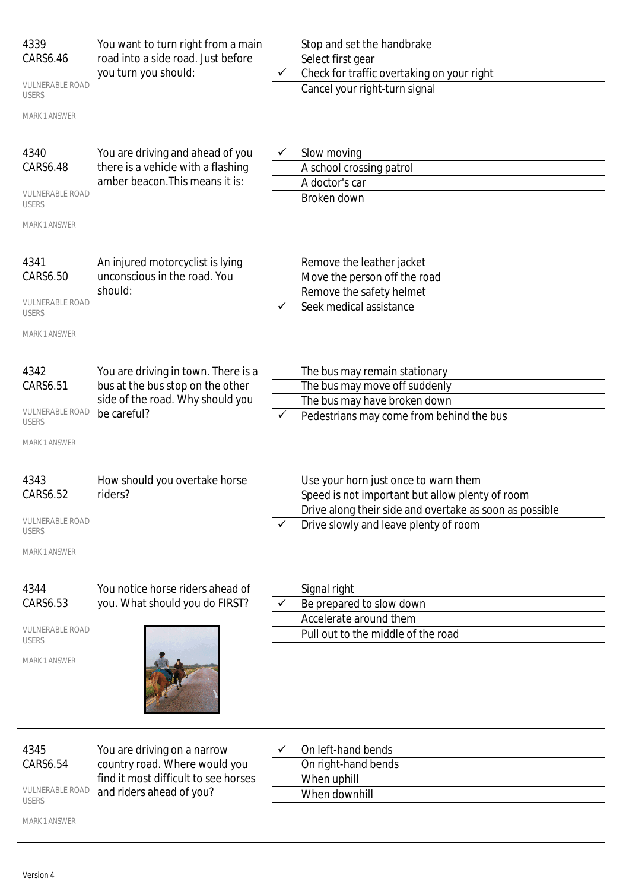| | | | |
|---|---|---|---|
| 4339<br>CARS6.46<br>VULNERABLE ROAD USERS<br>MARK 1 ANSWER | You want to turn right from a main road into a side road. Just before you turn you should: | | Stop and set the handbrake |
| | | | Select first gear |
| | | ✓ | Check for traffic overtaking on your right |
| | | | Cancel your right-turn signal |
| 4340<br>CARS6.48<br>VULNERABLE ROAD USERS<br>MARK 1 ANSWER | You are driving and ahead of you there is a vehicle with a flashing amber beacon.This means it is: | ✓ | Slow moving |
| | | | A school crossing patrol |
| | | | A doctor's car |
| | | | Broken down |
| 4341<br>CARS6.50<br>VULNERABLE ROAD USERS<br>MARK 1 ANSWER | An injured motorcyclist is lying unconscious in the road. You should: | | Remove the leather jacket |
| | | | Move the person off the road |
| | | | Remove the safety helmet |
| | | ✓ | Seek medical assistance |
| 4342<br>CARS6.51<br>VULNERABLE ROAD USERS<br>MARK 1 ANSWER | You are driving in town. There is a bus at the bus stop on the other side of the road. Why should you be careful? | | The bus may remain stationary |
| | | | The bus may move off suddenly |
| | | | The bus may have broken down |
| | | ✓ | Pedestrians may come from behind the bus |
| 4343<br>CARS6.52<br>VULNERABLE ROAD USERS<br>MARK 1 ANSWER | How should you overtake horse riders? | | Use your horn just once to warn them |
| | | | Speed is not important but allow plenty of room |
| | | | Drive along their side and overtake as soon as possible |
| | | ✓ | Drive slowly and leave plenty of room |
| 4344<br>CARS6.53<br>VULNERABLE ROAD USERS<br>MARK 1 ANSWER | You notice horse riders ahead of you. What should you do FIRST? | | Signal right |
| | | ✓ | Be prepared to slow down |
| | | | Accelerate around them |
| | | | Pull out to the middle of the road |
| 4345<br>CARS6.54<br>VULNERABLE ROAD USERS<br>MARK 1 ANSWER | You are driving on a narrow country road. Where would you find it most difficult to see horses and riders ahead of you? | ✓ | On left-hand bends |
| | | | On right-hand bends |
| | | | When uphill |
| | | | When downhill |

Version 4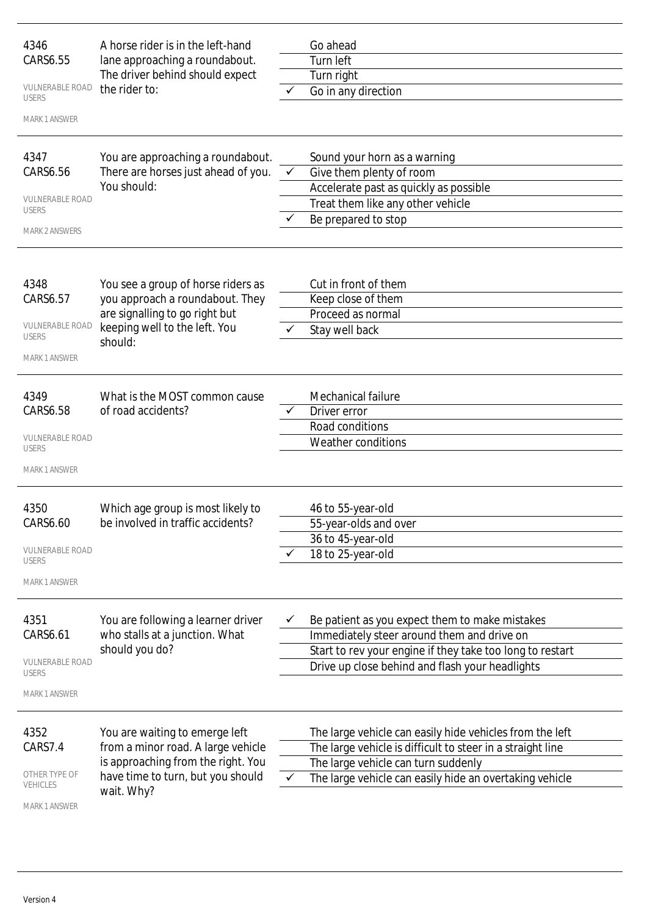| | | | |
|---|---|---|---|
| 4346<br>CARS6.55<br>VULNERABLE ROAD USERS<br>MARK 1 ANSWER | A horse rider is in the left-hand lane approaching a roundabout. The driver behind should expect the rider to: | | Go ahead |
| | | | Turn left |
| | | | Turn right |
| | | ✓ | Go in any direction |
| 4347<br>CARS6.56<br>VULNERABLE ROAD USERS<br>MARK 2 ANSWERS | You are approaching a roundabout. There are horses just ahead of you. You should: | | Sound your horn as a warning |
| | | ✓ | Give them plenty of room |
| | | | Accelerate past as quickly as possible |
| | | | Treat them like any other vehicle |
| | | ✓ | Be prepared to stop |
| 4348<br>CARS6.57<br>VULNERABLE ROAD USERS<br>MARK 1 ANSWER | You see a group of horse riders as you approach a roundabout. They are signalling to go right but keeping well to the left. You should: | | Cut in front of them |
| | | | Keep close of them |
| | | | Proceed as normal |
| | | ✓ | Stay well back |
| 4349<br>CARS6.58<br>VULNERABLE ROAD USERS<br>MARK 1 ANSWER | What is the MOST common cause of road accidents? | | Mechanical failure |
| | | ✓ | Driver error |
| | | | Road conditions |
| | | | Weather conditions |
| 4350<br>CARS6.60<br>VULNERABLE ROAD USERS<br>MARK 1 ANSWER | Which age group is most likely to be involved in traffic accidents? | | 46 to 55-year-old |
| | | | 55-year-olds and over |
| | | | 36 to 45-year-old |
| | | ✓ | 18 to 25-year-old |
| 4351<br>CARS6.61<br>VULNERABLE ROAD USERS<br>MARK 1 ANSWER | You are following a learner driver who stalls at a junction. What should you do? | ✓ | Be patient as you expect them to make mistakes |
| | | | Immediately steer around them and drive on |
| | | | Start to rev your engine if they take too long to restart |
| | | | Drive up close behind and flash your headlights |
| 4352<br>CARS7.4<br>OTHER TYPE OF VEHICLES<br>MARK 1 ANSWER | You are waiting to emerge left from a minor road. A large vehicle is approaching from the right. You have time to turn, but you should wait. Why? | | The large vehicle can easily hide vehicles from the left |
| | | | The large vehicle is difficult to steer in a straight line |
| | | | The large vehicle can turn suddenly |
| | | ✓ | The large vehicle can easily hide an overtaking vehicle |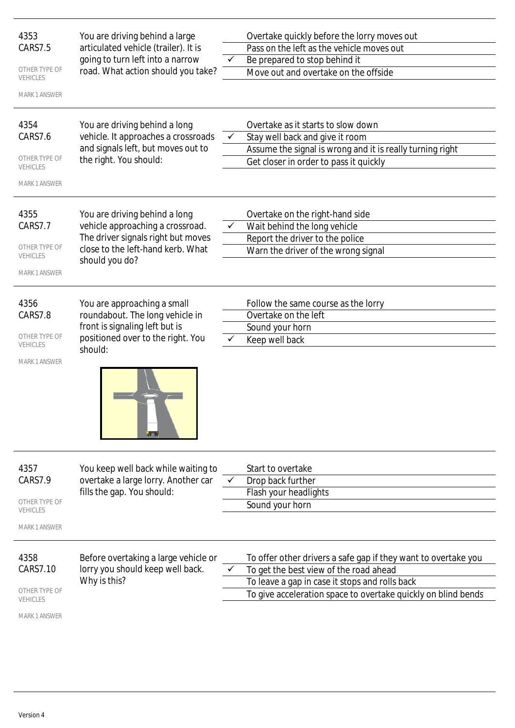**4353**
**CARS7.5**

OTHER TYPE OF VEHICLES

MARK 1 ANSWER

You are driving behind a large articulated vehicle (trailer). It is going to turn left into a narrow road. What action should you take?

| | |
|---|---|
| | Overtake quickly before the lorry moves out |
| | Pass on the left as the vehicle moves out |
| ✓ | Be prepared to stop behind it |
| | Move out and overtake on the offside |

---

**4354**
**CARS7.6**

OTHER TYPE OF VEHICLES

MARK 1 ANSWER

You are driving behind a long vehicle. It approaches a crossroads and signals left, but moves out to the right. You should:

| | |
|---|---|
| | Overtake as it starts to slow down |
| ✓ | Stay well back and give it room |
| | Assume the signal is wrong and it is really turning right |
| | Get closer in order to pass it quickly |

---

**4355**
**CARS7.7**

OTHER TYPE OF VEHICLES

MARK 1 ANSWER

You are driving behind a long vehicle approaching a crossroad. The driver signals right but moves close to the left-hand kerb. What should you do?

| | |
|---|---|
| | Overtake on the right-hand side |
| ✓ | Wait behind the long vehicle |
| | Report the driver to the police |
| | Warn the driver of the wrong signal |

---

**4356**
**CARS7.8**

OTHER TYPE OF VEHICLES

MARK 1 ANSWER

You are approaching a small roundabout. The long vehicle in front is signaling left but is positioned over to the right. You should:

| | |
|---|---|
| | Follow the same course as the lorry |
| | Overtake on the left |
| | Sound your horn |
| ✓ | Keep well back |

---

**4357**
**CARS7.9**

OTHER TYPE OF VEHICLES

MARK 1 ANSWER

You keep well back while waiting to overtake a large lorry. Another car fills the gap. You should:

| | |
|---|---|
| | Start to overtake |
| ✓ | Drop back further |
| | Flash your headlights |
| | Sound your horn |

---

**4358**
**CARS7.10**

OTHER TYPE OF VEHICLES

MARK 1 ANSWER

Before overtaking a large vehicle or lorry you should keep well back. Why is this?

| | |
|---|---|
| | To offer other drivers a safe gap if they want to overtake you |
| ✓ | To get the best view of the road ahead |
| | To leave a gap in case it stops and rolls back |
| | To give acceleration space to overtake quickly on blind bends |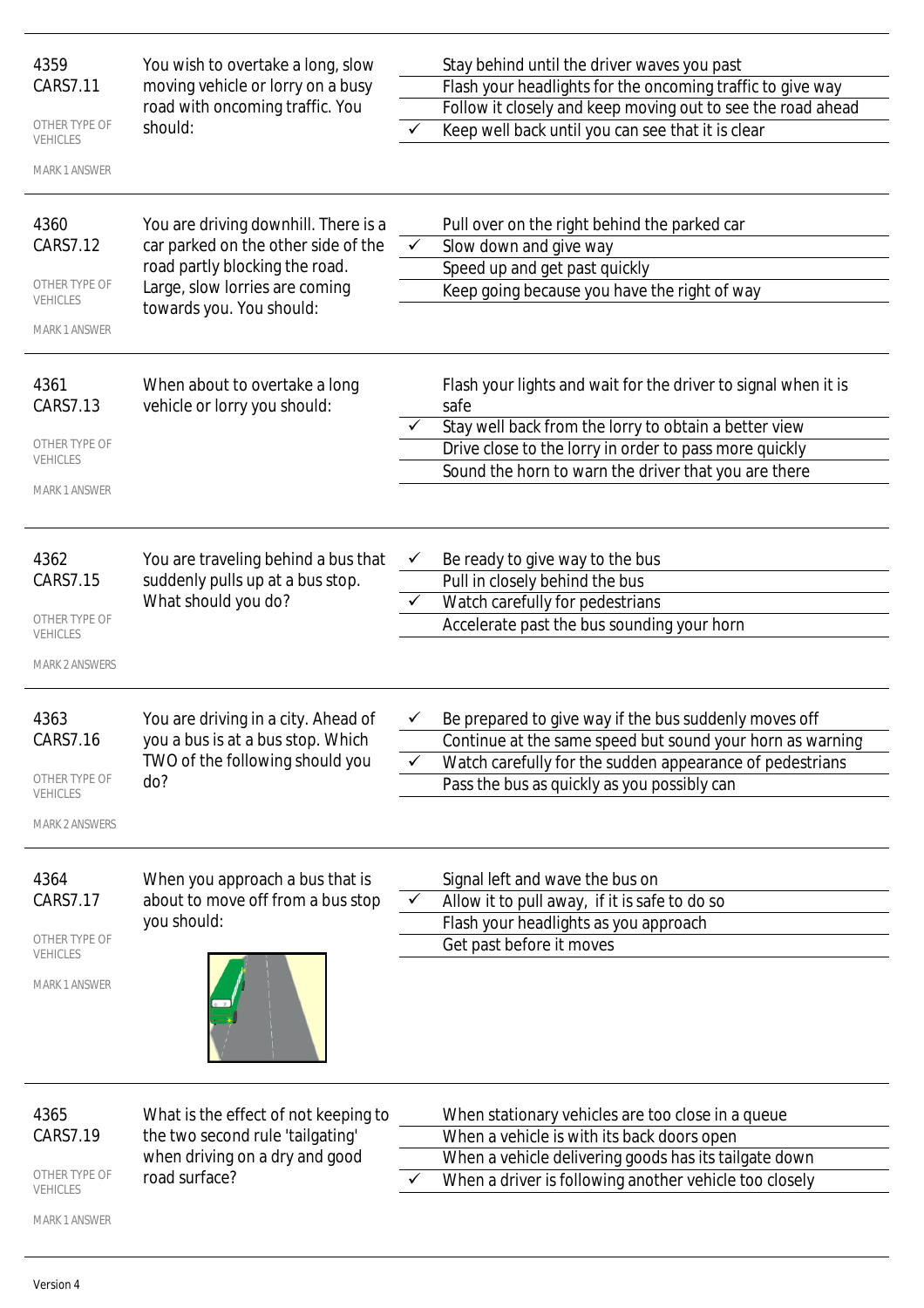**4359**
**CARS7.11**

OTHER TYPE OF VEHICLES

MARK 1 ANSWER

You wish to overtake a long, slow moving vehicle or lorry on a busy road with oncoming traffic. You should:

- Stay behind until the driver waves you past
- Flash your headlights for the oncoming traffic to give way
- Follow it closely and keep moving out to see the road ahead
- ✓ Keep well back until you can see that it is clear

---

**4360**
**CARS7.12**

OTHER TYPE OF VEHICLES

MARK 1 ANSWER

You are driving downhill. There is a car parked on the other side of the road partly blocking the road. Large, slow lorries are coming towards you. You should:

- Pull over on the right behind the parked car
- ✓ Slow down and give way
- Speed up and get past quickly
- Keep going because you have the right of way

---

**4361**
**CARS7.13**

OTHER TYPE OF VEHICLES

MARK 1 ANSWER

When about to overtake a long vehicle or lorry you should:

- Flash your lights and wait for the driver to signal when it is safe
- ✓ Stay well back from the lorry to obtain a better view
- Drive close to the lorry in order to pass more quickly
- Sound the horn to warn the driver that you are there

---

**4362**
**CARS7.15**

OTHER TYPE OF VEHICLES

MARK 2 ANSWERS

You are traveling behind a bus that suddenly pulls up at a bus stop. What should you do?

- ✓ Be ready to give way to the bus
- Pull in closely behind the bus
- ✓ Watch carefully for pedestrians
- Accelerate past the bus sounding your horn

---

**4363**
**CARS7.16**

OTHER TYPE OF VEHICLES

MARK 2 ANSWERS

You are driving in a city. Ahead of you a bus is at a bus stop. Which TWO of the following should you do?

- ✓ Be prepared to give way if the bus suddenly moves off
- Continue at the same speed but sound your horn as warning
- ✓ Watch carefully for the sudden appearance of pedestrians
- Pass the bus as quickly as you possibly can

---

**4364**
**CARS7.17**

OTHER TYPE OF VEHICLES

MARK 1 ANSWER

When you approach a bus that is about to move off from a bus stop you should:

- Signal left and wave the bus on
- ✓ Allow it to pull away, if it is safe to do so
- Flash your headlights as you approach
- Get past before it moves

---

**4365**
**CARS7.19**

OTHER TYPE OF VEHICLES

MARK 1 ANSWER

What is the effect of not keeping to the two second rule 'tailgating' when driving on a dry and good road surface?

- When stationary vehicles are too close in a queue
- When a vehicle is with its back doors open
- When a vehicle delivering goods has its tailgate down
- ✓ When a driver is following another vehicle too closely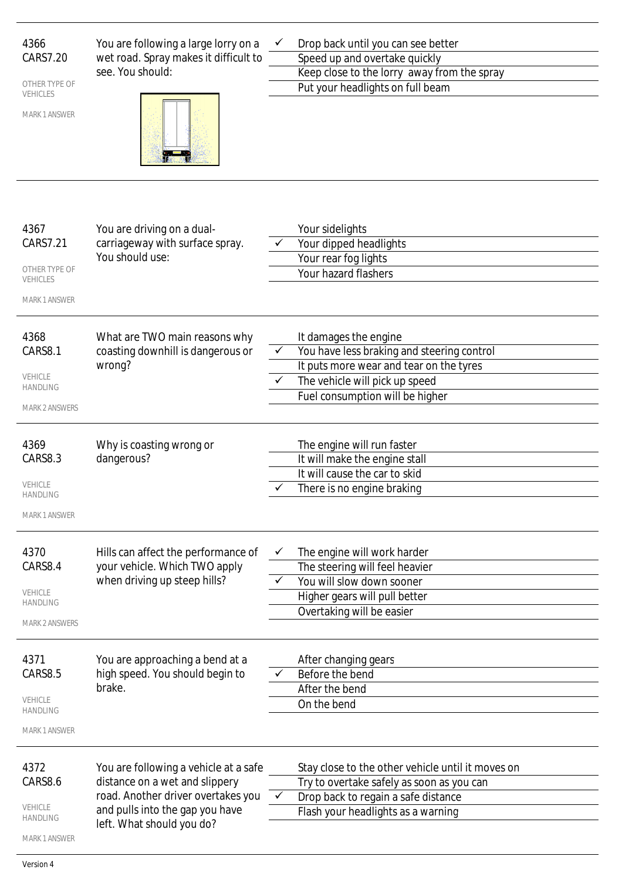**4366**
**CARS7.20**
OTHER TYPE OF VEHICLES
MARK 1 ANSWER

You are following a large lorry on a wet road. Spray makes it difficult to see. You should:

- ✓ Drop back until you can see better
- Speed up and overtake quickly
- Keep close to the lorry  away from the spray
- Put your headlights on full beam

---

**4367**
**CARS7.21**
OTHER TYPE OF VEHICLES
MARK 1 ANSWER

You are driving on a dual-carriageway with surface spray. You should use:

- Your sidelights
- ✓ Your dipped headlights
- Your rear fog lights
- Your hazard flashers

---

**4368**
**CARS8.1**
VEHICLE HANDLING
MARK 2 ANSWERS

What are TWO main reasons why coasting downhill is dangerous or wrong?

- It damages the engine
- ✓ You have less braking and steering control
- It puts more wear and tear on the tyres
- ✓ The vehicle will pick up speed
- Fuel consumption will be higher

---

**4369**
**CARS8.3**
VEHICLE HANDLING
MARK 1 ANSWER

Why is coasting wrong or dangerous?

- The engine will run faster
- It will make the engine stall
- It will cause the car to skid
- ✓ There is no engine braking

---

**4370**
**CARS8.4**
VEHICLE HANDLING
MARK 2 ANSWERS

Hills can affect the performance of your vehicle. Which TWO apply when driving up steep hills?

- ✓ The engine will work harder
- The steering will feel heavier
- ✓ You will slow down sooner
- Higher gears will pull better
- Overtaking will be easier

---

**4371**
**CARS8.5**
VEHICLE HANDLING
MARK 1 ANSWER

You are approaching a bend at a high speed. You should begin to brake.

- After changing gears
- ✓ Before the bend
- After the bend
- On the bend

---

**4372**
**CARS8.6**
VEHICLE HANDLING
MARK 1 ANSWER

You are following a vehicle at a safe distance on a wet and slippery road. Another driver overtakes you and pulls into the gap you have left. What should you do?

- Stay close to the other vehicle until it moves on
- Try to overtake safely as soon as you can
- ✓ Drop back to regain a safe distance
- Flash your headlights as a warning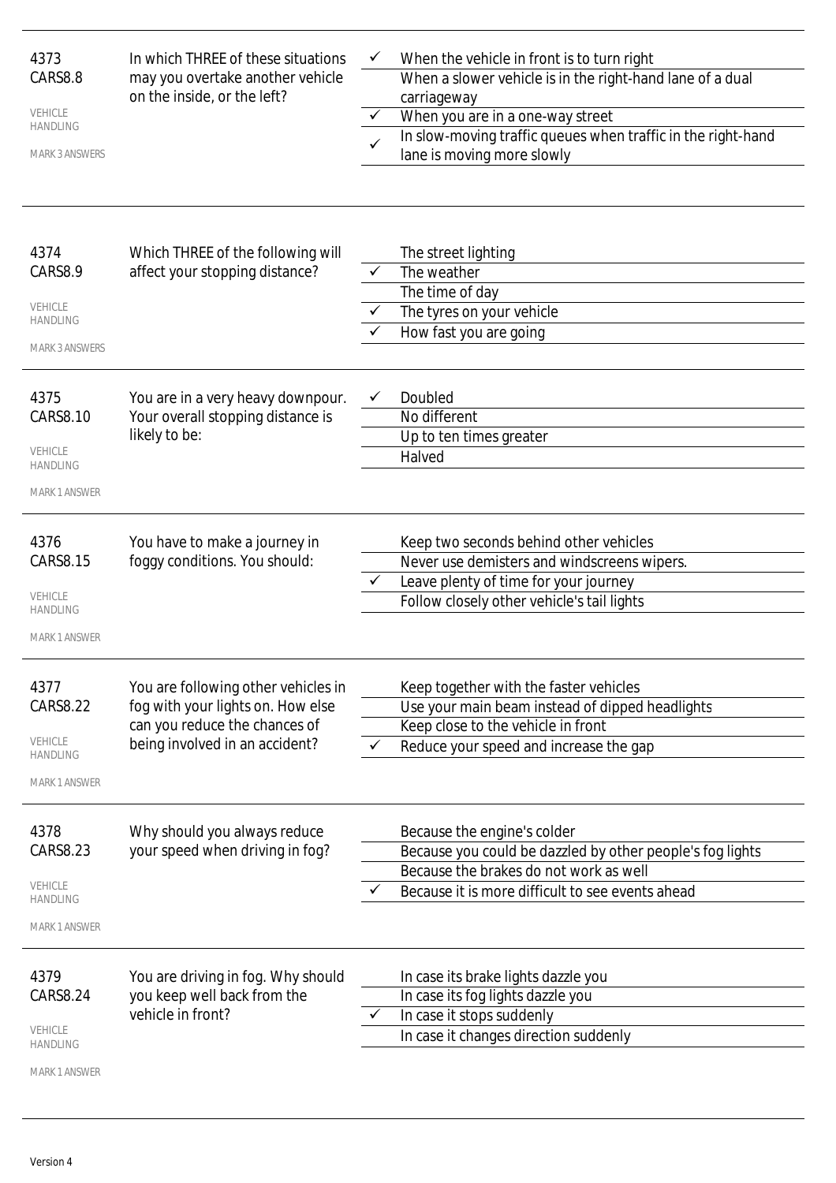| | | | |
|---|---|---|---|
| 4373<br>CARS8.8<br><br>VEHICLE HANDLING<br><br>MARK 3 ANSWERS | In which THREE of these situations may you overtake another vehicle on the inside, or the left? | ✓ | When the vehicle in front is to turn right |
| | | | When a slower vehicle is in the right-hand lane of a dual carriageway |
| | | ✓ | When you are in a one-way street |
| | | ✓ | In slow-moving traffic queues when traffic in the right-hand lane is moving more slowly |
| 4374<br>CARS8.9<br><br>VEHICLE HANDLING<br><br>MARK 3 ANSWERS | Which THREE of the following will affect your stopping distance? | | The street lighting |
| | | ✓ | The weather |
| | | | The time of day |
| | | ✓ | The tyres on your vehicle |
| | | ✓ | How fast you are going |
| 4375<br>CARS8.10<br><br>VEHICLE HANDLING<br><br>MARK 1 ANSWER | You are in a very heavy downpour. Your overall stopping distance is likely to be: | ✓ | Doubled |
| | | | No different |
| | | | Up to ten times greater |
| | | | Halved |
| 4376<br>CARS8.15<br><br>VEHICLE HANDLING<br><br>MARK 1 ANSWER | You have to make a journey in foggy conditions. You should: | | Keep two seconds behind other vehicles |
| | | | Never use demisters and windscreens wipers. |
| | | ✓ | Leave plenty of time for your journey |
| | | | Follow closely other vehicle's tail lights |
| 4377<br>CARS8.22<br><br>VEHICLE HANDLING<br><br>MARK 1 ANSWER | You are following other vehicles in fog with your lights on. How else can you reduce the chances of being involved in an accident? | | Keep together with the faster vehicles |
| | | | Use your main beam instead of dipped headlights |
| | | | Keep close to the vehicle in front |
| | | ✓ | Reduce your speed and increase the gap |
| 4378<br>CARS8.23<br><br>VEHICLE HANDLING<br><br>MARK 1 ANSWER | Why should you always reduce your speed when driving in fog? | | Because the engine's colder |
| | | | Because you could be dazzled by other people's fog lights |
| | | | Because the brakes do not work as well |
| | | ✓ | Because it is more difficult to see events ahead |
| 4379<br>CARS8.24<br><br>VEHICLE HANDLING<br><br>MARK 1 ANSWER | You are driving in fog. Why should you keep well back from the vehicle in front? | | In case its brake lights dazzle you |
| | | | In case its fog lights dazzle you |
| | | ✓ | In case it stops suddenly |
| | | | In case it changes direction suddenly |

Version 4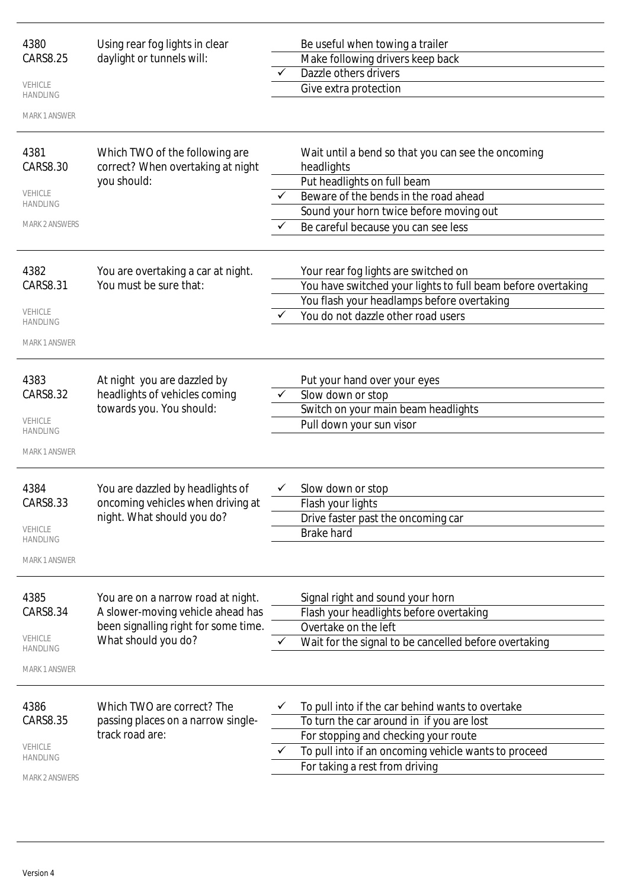| | | | |
|---|---|---|---|
| 4380<br>CARS8.25<br><br>VEHICLE HANDLING<br><br>MARK 1 ANSWER | Using rear fog lights in clear daylight or tunnels will: | | Be useful when towing a trailer |
| | | | Make following drivers keep back |
| | | ✓ | Dazzle others drivers |
| | | | Give extra protection |
| 4381<br>CARS8.30<br><br>VEHICLE HANDLING<br><br>MARK 2 ANSWERS | Which TWO of the following are correct? When overtaking at night you should: | | Wait until a bend so that you can see the oncoming headlights |
| | | | Put headlights on full beam |
| | | ✓ | Beware of the bends in the road ahead |
| | | | Sound your horn twice before moving out |
| | | ✓ | Be careful because you can see less |
| 4382<br>CARS8.31<br><br>VEHICLE HANDLING<br><br>MARK 1 ANSWER | You are overtaking a car at night. You must be sure that: | | Your rear fog lights are switched on |
| | | | You have switched your lights to full beam before overtaking |
| | | | You flash your headlamps before overtaking |
| | | ✓ | You do not dazzle other road users |
| 4383<br>CARS8.32<br><br>VEHICLE HANDLING<br><br>MARK 1 ANSWER | At night you are dazzled by headlights of vehicles coming towards you. You should: | | Put your hand over your eyes |
| | | ✓ | Slow down or stop |
| | | | Switch on your main beam headlights |
| | | | Pull down your sun visor |
| 4384<br>CARS8.33<br><br>VEHICLE HANDLING<br><br>MARK 1 ANSWER | You are dazzled by headlights of oncoming vehicles when driving at night. What should you do? | ✓ | Slow down or stop |
| | | | Flash your lights |
| | | | Drive faster past the oncoming car |
| | | | Brake hard |
| 4385<br>CARS8.34<br><br>VEHICLE HANDLING<br><br>MARK 1 ANSWER | You are on a narrow road at night. A slower-moving vehicle ahead has been signalling right for some time. What should you do? | | Signal right and sound your horn |
| | | | Flash your headlights before overtaking |
| | | | Overtake on the left |
| | | ✓ | Wait for the signal to be cancelled before overtaking |
| 4386<br>CARS8.35<br><br>VEHICLE HANDLING<br><br>MARK 2 ANSWERS | Which TWO are correct? The passing places on a narrow single-track road are: | ✓ | To pull into if the car behind wants to overtake |
| | | | To turn the car around in if you are lost |
| | | | For stopping and checking your route |
| | | ✓ | To pull into if an oncoming vehicle wants to proceed |
| | | | For taking a rest from driving |

Version 4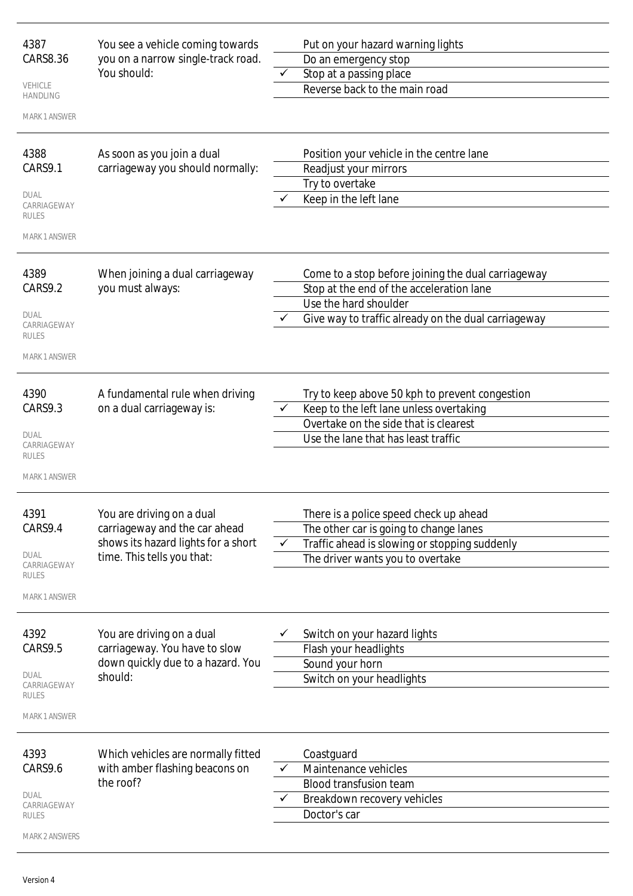**4387**
CARS8.36

VEHICLE HANDLING

MARK 1 ANSWER

You see a vehicle coming towards you on a narrow single-track road. You should:

- Put on your hazard warning lights
- Do an emergency stop
- ✓ Stop at a passing place
- Reverse back to the main road

---

**4388**
CARS9.1

DUAL CARRIAGEWAY RULES

MARK 1 ANSWER

As soon as you join a dual carriageway you should normally:

- Position your vehicle in the centre lane
- Readjust your mirrors
- Try to overtake
- ✓ Keep in the left lane

---

**4389**
CARS9.2

DUAL CARRIAGEWAY RULES

MARK 1 ANSWER

When joining a dual carriageway you must always:

- Come to a stop before joining the dual carriageway
- Stop at the end of the acceleration lane
- Use the hard shoulder
- ✓ Give way to traffic already on the dual carriageway

---

**4390**
CARS9.3

DUAL CARRIAGEWAY RULES

MARK 1 ANSWER

A fundamental rule when driving on a dual carriageway is:

- Try to keep above 50 kph to prevent congestion
- ✓ Keep to the left lane unless overtaking
- Overtake on the side that is clearest
- Use the lane that has least traffic

---

**4391**
CARS9.4

DUAL CARRIAGEWAY RULES

MARK 1 ANSWER

You are driving on a dual carriageway and the car ahead shows its hazard lights for a short time. This tells you that:

- There is a police speed check up ahead
- The other car is going to change lanes
- ✓ Traffic ahead is slowing or stopping suddenly
- The driver wants you to overtake

---

**4392**
CARS9.5

DUAL CARRIAGEWAY RULES

MARK 1 ANSWER

You are driving on a dual carriageway. You have to slow down quickly due to a hazard. You should:

- ✓ Switch on your hazard lights
- Flash your headlights
- Sound your horn
- Switch on your headlights

---

**4393**
CARS9.6

DUAL CARRIAGEWAY RULES

MARK 2 ANSWERS

Which vehicles are normally fitted with amber flashing beacons on the roof?

- Coastguard
- ✓ Maintenance vehicles
- Blood transfusion team
- ✓ Breakdown recovery vehicles
- Doctor's car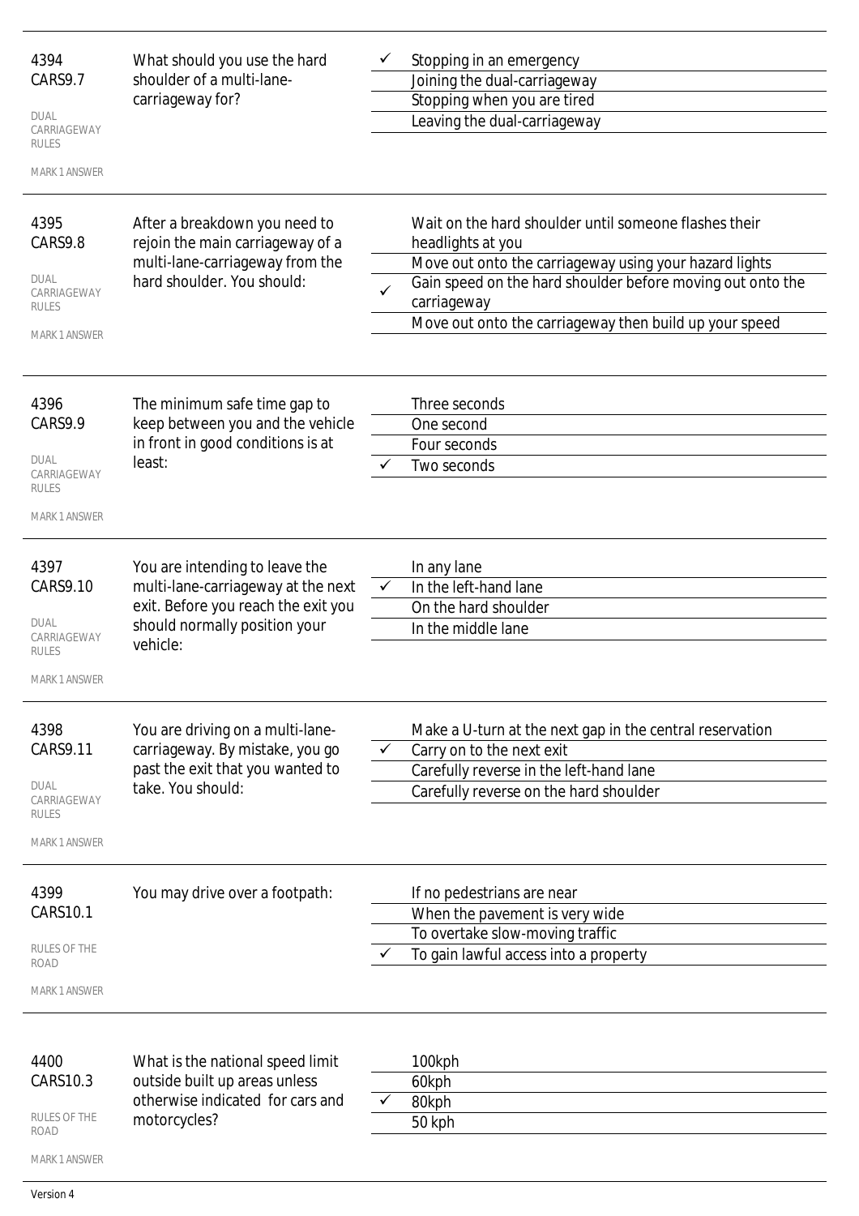| | | | |
|---|---|---|---|
| 4394<br>CARS9.7<br><br>DUAL CARRIAGEWAY RULES<br><br>MARK 1 ANSWER | What should you use the hard shoulder of a multi-lane-carriageway for? | ✓ | Stopping in an emergency |
| | | | Joining the dual-carriageway |
| | | | Stopping when you are tired |
| | | | Leaving the dual-carriageway |
| 4395<br>CARS9.8<br><br>DUAL CARRIAGEWAY RULES<br><br>MARK 1 ANSWER | After a breakdown you need to rejoin the main carriageway of a multi-lane-carriageway from the hard shoulder. You should: | | Wait on the hard shoulder until someone flashes their headlights at you |
| | | | Move out onto the carriageway using your hazard lights |
| | | ✓ | Gain speed on the hard shoulder before moving out onto the carriageway |
| | | | Move out onto the carriageway then build up your speed |
| 4396<br>CARS9.9<br><br>DUAL CARRIAGEWAY RULES<br><br>MARK 1 ANSWER | The minimum safe time gap to keep between you and the vehicle in front in good conditions is at least: | | Three seconds |
| | | | One second |
| | | | Four seconds |
| | | ✓ | Two seconds |
| 4397<br>CARS9.10<br><br>DUAL CARRIAGEWAY RULES<br><br>MARK 1 ANSWER | You are intending to leave the multi-lane-carriageway at the next exit. Before you reach the exit you should normally position your vehicle: | | In any lane |
| | | ✓ | In the left-hand lane |
| | | | On the hard shoulder |
| | | | In the middle lane |
| 4398<br>CARS9.11<br><br>DUAL CARRIAGEWAY RULES<br><br>MARK 1 ANSWER | You are driving on a multi-lane-carriageway. By mistake, you go past the exit that you wanted to take. You should: | | Make a U-turn at the next gap in the central reservation |
| | | ✓ | Carry on to the next exit |
| | | | Carefully reverse in the left-hand lane |
| | | | Carefully reverse on the hard shoulder |
| 4399<br>CARS10.1<br><br>RULES OF THE ROAD<br><br>MARK 1 ANSWER | You may drive over a footpath: | | If no pedestrians are near |
| | | | When the pavement is very wide |
| | | | To overtake slow-moving traffic |
| | | ✓ | To gain lawful access into a property |
| 4400<br>CARS10.3<br><br>RULES OF THE ROAD<br><br>MARK 1 ANSWER | What is the national speed limit outside built up areas unless otherwise indicated for cars and motorcycles? | | 100kph |
| | | | 60kph |
| | | ✓ | 80kph |
| | | | 50 kph |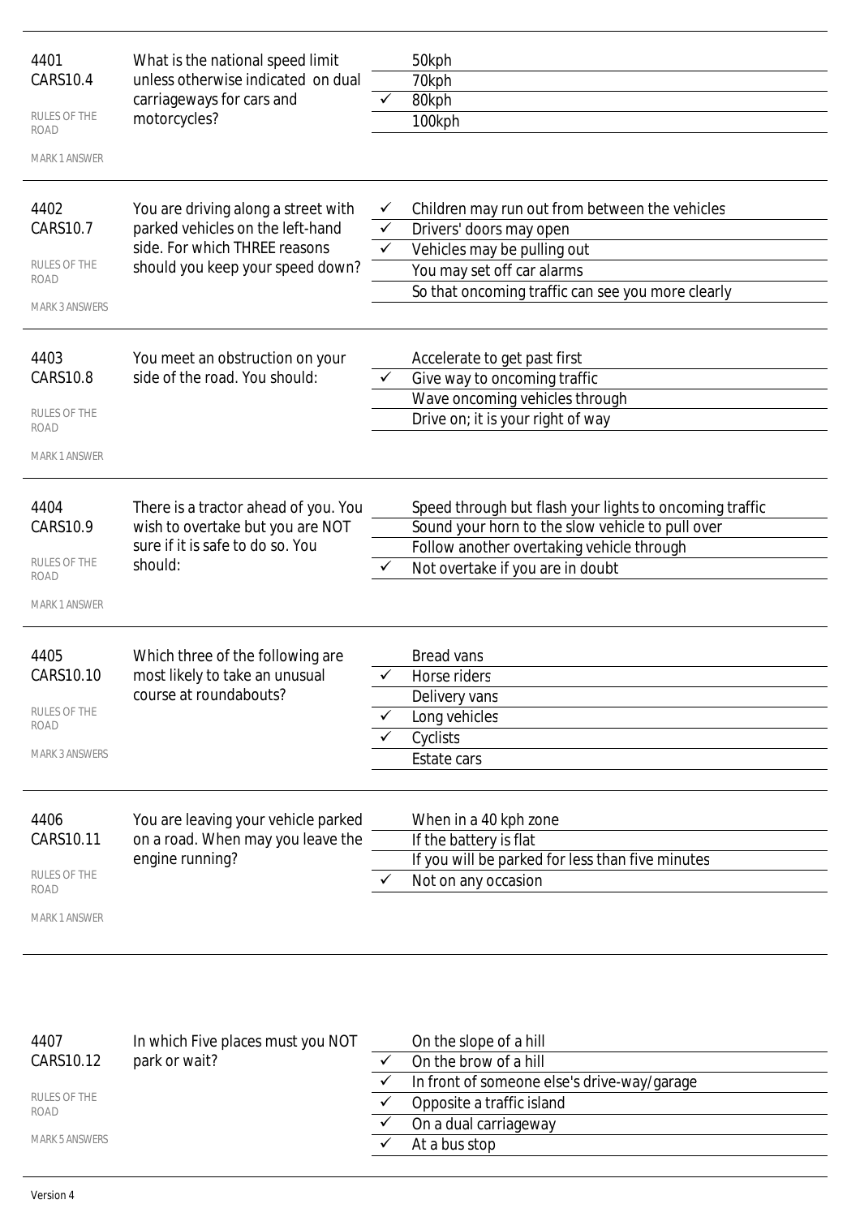| | | | |
|---|---|---|---|
| 4401<br>CARS10.4<br>RULES OF THE ROAD<br>MARK 1 ANSWER | What is the national speed limit unless otherwise indicated on dual carriageways for cars and motorcycles? | | 50kph |
| | | | 70kph |
| | | ✓ | 80kph |
| | | | 100kph |
| 4402<br>CARS10.7<br>RULES OF THE ROAD<br>MARK 3 ANSWERS | You are driving along a street with parked vehicles on the left-hand side. For which THREE reasons should you keep your speed down? | ✓ | Children may run out from between the vehicles |
| | | ✓ | Drivers' doors may open |
| | | ✓ | Vehicles may be pulling out |
| | | | You may set off car alarms |
| | | | So that oncoming traffic can see you more clearly |
| 4403<br>CARS10.8<br>RULES OF THE ROAD<br>MARK 1 ANSWER | You meet an obstruction on your side of the road. You should: | | Accelerate to get past first |
| | | ✓ | Give way to oncoming traffic |
| | | | Wave oncoming vehicles through |
| | | | Drive on; it is your right of way |
| 4404<br>CARS10.9<br>RULES OF THE ROAD<br>MARK 1 ANSWER | There is a tractor ahead of you. You wish to overtake but you are NOT sure if it is safe to do so. You should: | | Speed through but flash your lights to oncoming traffic |
| | | | Sound your horn to the slow vehicle to pull over |
| | | | Follow another overtaking vehicle through |
| | | ✓ | Not overtake if you are in doubt |
| 4405<br>CARS10.10<br>RULES OF THE ROAD<br>MARK 3 ANSWERS | Which three of the following are most likely to take an unusual course at roundabouts? | | Bread vans |
| | | ✓ | Horse riders |
| | | | Delivery vans |
| | | ✓ | Long vehicles |
| | | ✓ | Cyclists |
| | | | Estate cars |
| 4406<br>CARS10.11<br>RULES OF THE ROAD<br>MARK 1 ANSWER | You are leaving your vehicle parked on a road. When may you leave the engine running? | | When in a 40 kph zone |
| | | | If the battery is flat |
| | | | If you will be parked for less than five minutes |
| | | ✓ | Not on any occasion |
| 4407<br>CARS10.12<br>RULES OF THE ROAD<br>MARK 5 ANSWERS | In which Five places must you NOT park or wait? | | On the slope of a hill |
| | | ✓ | On the brow of a hill |
| | | ✓ | In front of someone else's drive-way/garage |
| | | ✓ | Opposite a traffic island |
| | | ✓ | On a dual carriageway |
| | | ✓ | At a bus stop |

Version 4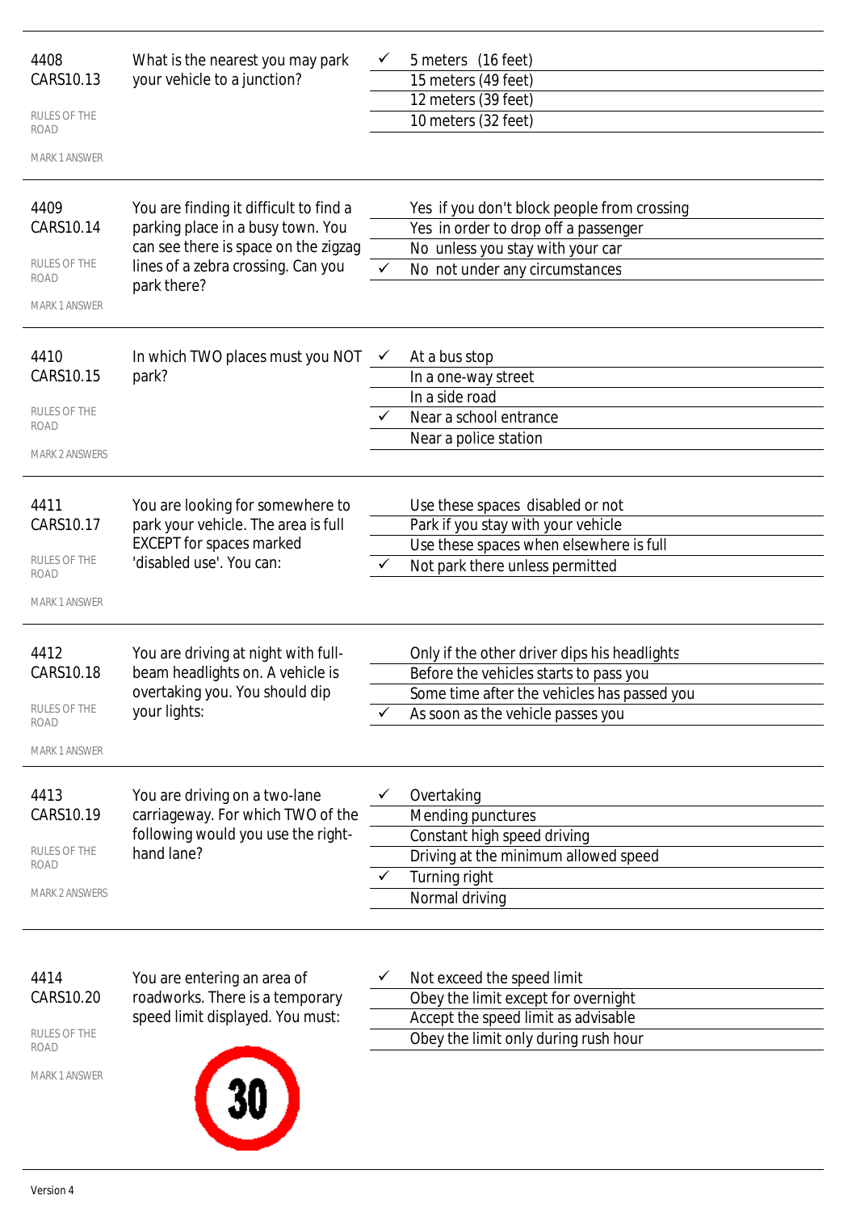4408
CARS10.13

RULES OF THE ROAD

MARK 1 ANSWER

What is the nearest you may park your vehicle to a junction?

- ✓ 5 meters (16 feet)
- 15 meters (49 feet)
- 12 meters (39 feet)
- 10 meters (32 feet)

---

4409
CARS10.14

RULES OF THE ROAD

MARK 1 ANSWER

You are finding it difficult to find a parking place in a busy town. You can see there is space on the zigzag lines of a zebra crossing. Can you park there?

- Yes if you don't block people from crossing
- Yes in order to drop off a passenger
- No unless you stay with your car
- ✓ No not under any circumstances

---

4410
CARS10.15

RULES OF THE ROAD

MARK 2 ANSWERS

In which TWO places must you NOT park?

- ✓ At a bus stop
- In a one-way street
- In a side road
- ✓ Near a school entrance
- Near a police station

---

4411
CARS10.17

RULES OF THE ROAD

MARK 1 ANSWER

You are looking for somewhere to park your vehicle. The area is full EXCEPT for spaces marked 'disabled use'. You can:

- Use these spaces disabled or not
- Park if you stay with your vehicle
- Use these spaces when elsewhere is full
- ✓ Not park there unless permitted

---

4412
CARS10.18

RULES OF THE ROAD

MARK 1 ANSWER

You are driving at night with full-beam headlights on. A vehicle is overtaking you. You should dip your lights:

- Only if the other driver dips his headlights
- Before the vehicles starts to pass you
- Some time after the vehicles has passed you
- ✓ As soon as the vehicle passes you

---

4413
CARS10.19

RULES OF THE ROAD

MARK 2 ANSWERS

You are driving on a two-lane carriageway. For which TWO of the following would you use the right-hand lane?

- ✓ Overtaking
- Mending punctures
- Constant high speed driving
- Driving at the minimum allowed speed
- ✓ Turning right
- Normal driving

---

4414
CARS10.20

RULES OF THE ROAD

MARK 1 ANSWER

You are entering an area of roadworks. There is a temporary speed limit displayed. You must:

- ✓ Not exceed the speed limit
- Obey the limit except for overnight
- Accept the speed limit as advisable
- Obey the limit only during rush hour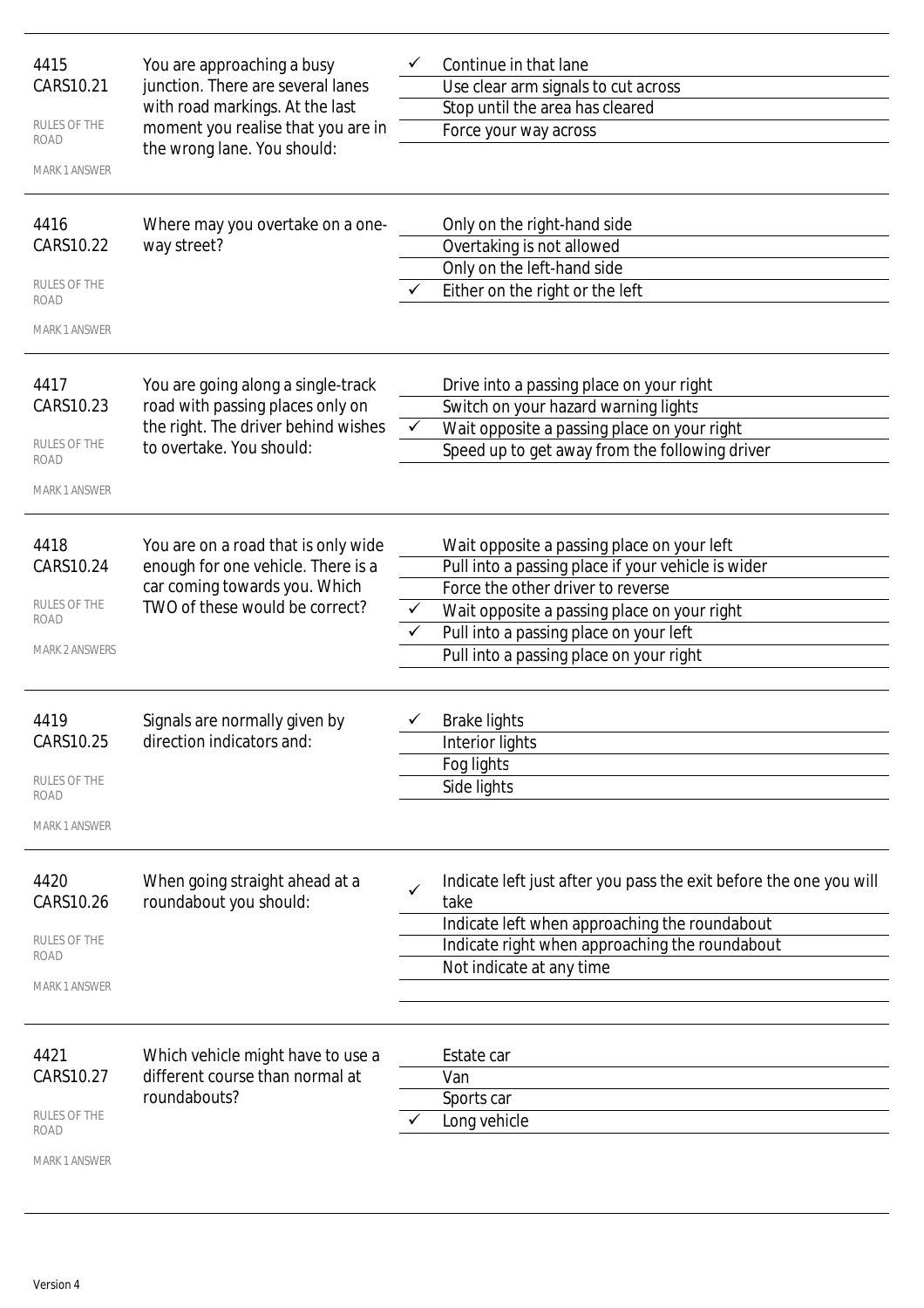| | | | |
|---|---|---|---|
| 4415<br>CARS10.21<br>RULES OF THE ROAD<br>MARK 1 ANSWER | You are approaching a busy junction. There are several lanes with road markings. At the last moment you realise that you are in the wrong lane. You should: | ✓ | Continue in that lane |
| | | | Use clear arm signals to cut across |
| | | | Stop until the area has cleared |
| | | | Force your way across |
| 4416<br>CARS10.22<br>RULES OF THE ROAD<br>MARK 1 ANSWER | Where may you overtake on a one-way street? | | Only on the right-hand side |
| | | | Overtaking is not allowed |
| | | | Only on the left-hand side |
| | | ✓ | Either on the right or the left |
| 4417<br>CARS10.23<br>RULES OF THE ROAD<br>MARK 1 ANSWER | You are going along a single-track road with passing places only on the right. The driver behind wishes to overtake. You should: | | Drive into a passing place on your right |
| | | | Switch on your hazard warning lights |
| | | ✓ | Wait opposite a passing place on your right |
| | | | Speed up to get away from the following driver |
| 4418<br>CARS10.24<br>RULES OF THE ROAD<br>MARK 2 ANSWERS | You are on a road that is only wide enough for one vehicle. There is a car coming towards you. Which TWO of these would be correct? | | Wait opposite a passing place on your left |
| | | | Pull into a passing place if your vehicle is wider |
| | | | Force the other driver to reverse |
| | | ✓ | Wait opposite a passing place on your right |
| | | ✓ | Pull into a passing place on your left |
| | | | Pull into a passing place on your right |
| 4419<br>CARS10.25<br>RULES OF THE ROAD<br>MARK 1 ANSWER | Signals are normally given by direction indicators and: | ✓ | Brake lights |
| | | | Interior lights |
| | | | Fog lights |
| | | | Side lights |
| 4420<br>CARS10.26<br>RULES OF THE ROAD<br>MARK 1 ANSWER | When going straight ahead at a roundabout you should: | ✓ | Indicate left just after you pass the exit before the one you will take |
| | | | Indicate left when approaching the roundabout |
| | | | Indicate right when approaching the roundabout |
| | | | Not indicate at any time |
| 4421<br>CARS10.27<br>RULES OF THE ROAD<br>MARK 1 ANSWER | Which vehicle might have to use a different course than normal at roundabouts? | | Estate car |
| | | | Van |
| | | | Sports car |
| | | ✓ | Long vehicle |

Version 4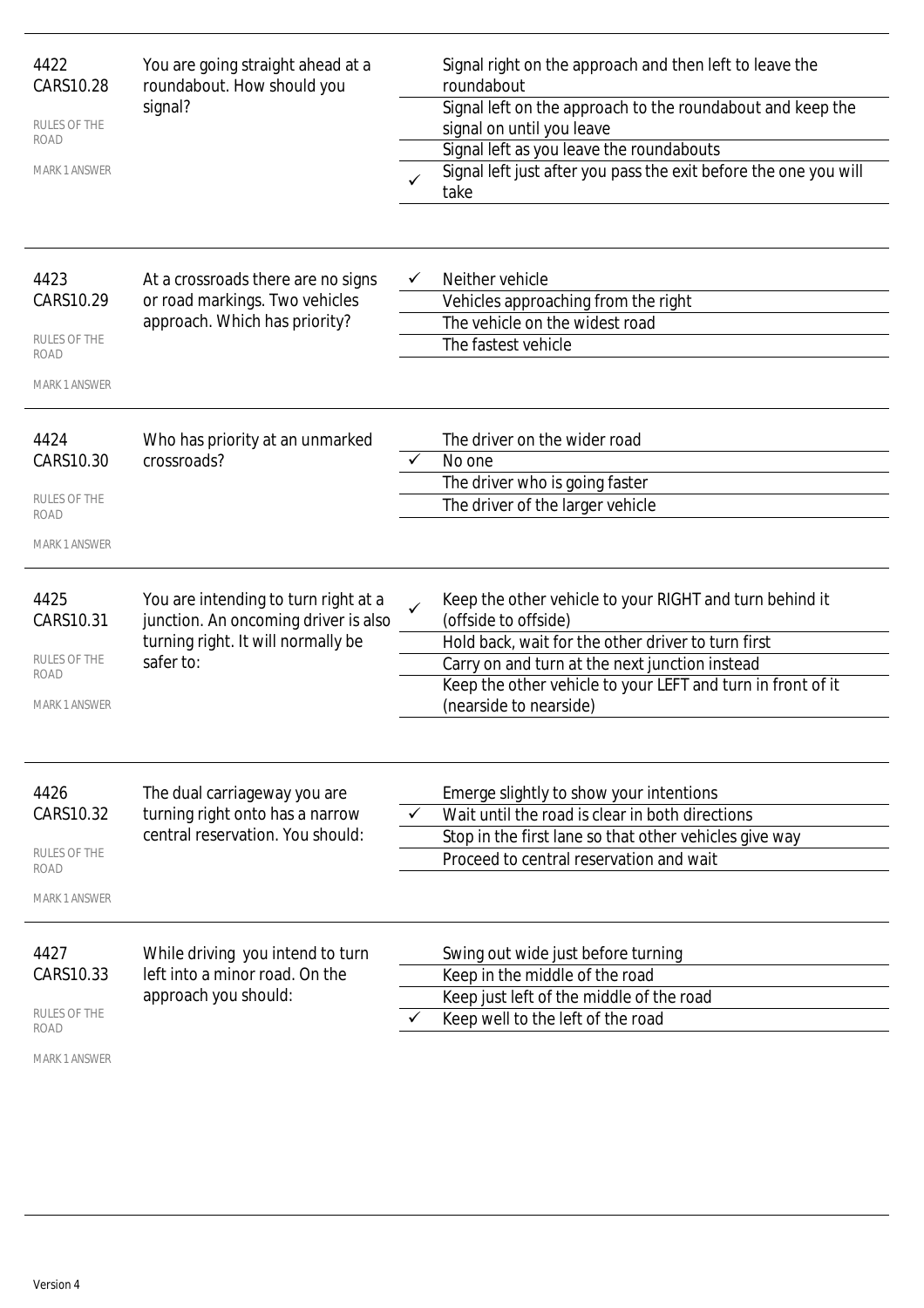**4422**
**CARS10.28**

RULES OF THE ROAD

MARK 1 ANSWER

You are going straight ahead at a roundabout. How should you signal?

- Signal right on the approach and then left to leave the roundabout
- Signal left on the approach to the roundabout and keep the signal on until you leave
- Signal left as you leave the roundabouts
- ✓ Signal left just after you pass the exit before the one you will take

---

**4423**
**CARS10.29**

RULES OF THE ROAD

MARK 1 ANSWER

At a crossroads there are no signs or road markings. Two vehicles approach. Which has priority?

- ✓ Neither vehicle
- Vehicles approaching from the right
- The vehicle on the widest road
- The fastest vehicle

---

**4424**
**CARS10.30**

RULES OF THE ROAD

MARK 1 ANSWER

Who has priority at an unmarked crossroads?

- The driver on the wider road
- ✓ No one
- The driver who is going faster
- The driver of the larger vehicle

---

**4425**
**CARS10.31**

RULES OF THE ROAD

MARK 1 ANSWER

You are intending to turn right at a junction. An oncoming driver is also turning right. It will normally be safer to:

- ✓ Keep the other vehicle to your RIGHT and turn behind it (offside to offside)
- Hold back, wait for the other driver to turn first
- Carry on and turn at the next junction instead
- Keep the other vehicle to your LEFT and turn in front of it (nearside to nearside)

---

**4426**
**CARS10.32**

RULES OF THE ROAD

MARK 1 ANSWER

The dual carriageway you are turning right onto has a narrow central reservation. You should:

- Emerge slightly to show your intentions
- ✓ Wait until the road is clear in both directions
- Stop in the first lane so that other vehicles give way
- Proceed to central reservation and wait

---

**4427**
**CARS10.33**

RULES OF THE ROAD

MARK 1 ANSWER

While driving you intend to turn left into a minor road. On the approach you should:

- Swing out wide just before turning
- Keep in the middle of the road
- Keep just left of the middle of the road
- ✓ Keep well to the left of the road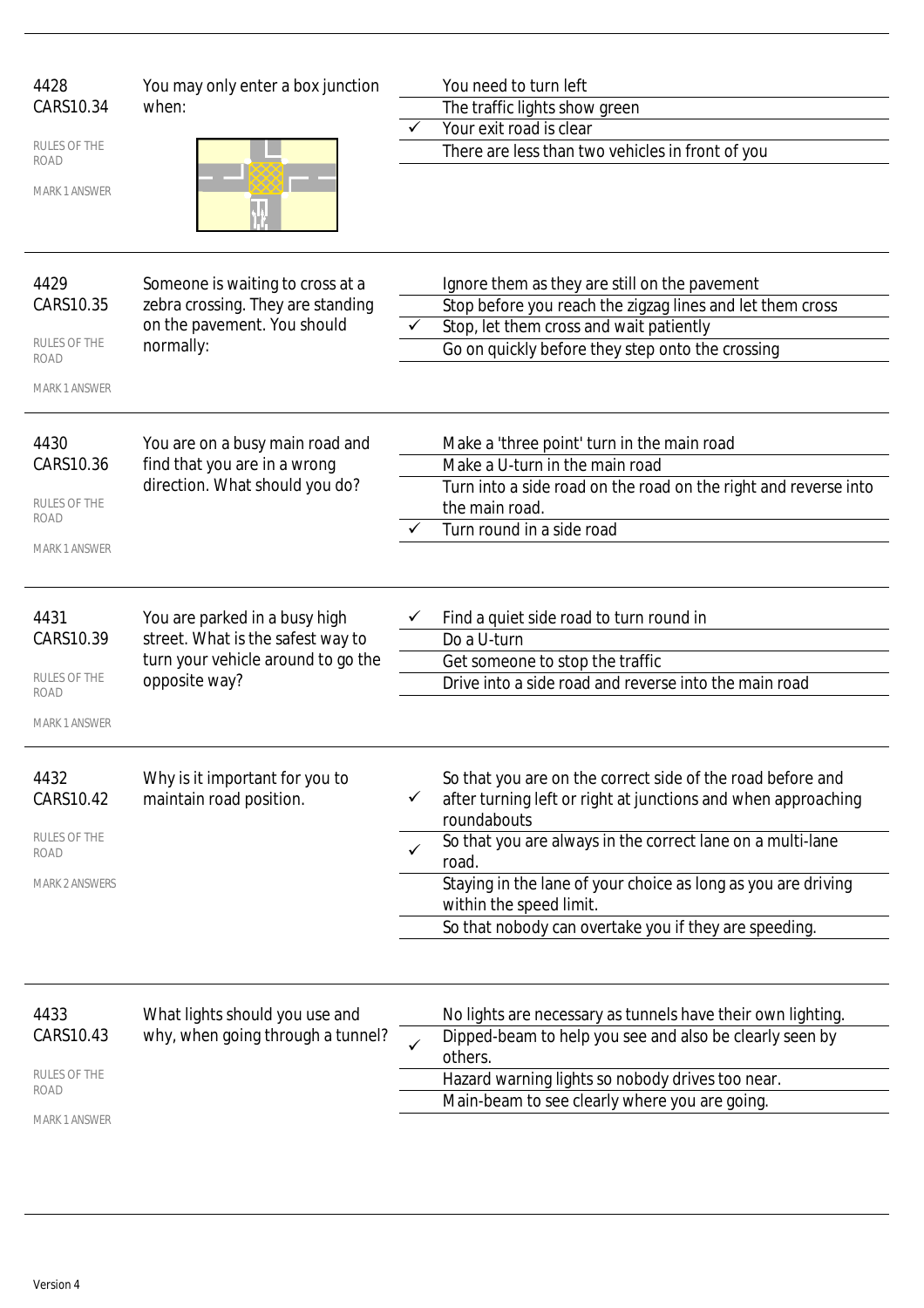| | | | |
|---|---|---|---|
| 4428<br>CARS10.34<br><br>RULES OF THE ROAD<br><br>MARK 1 ANSWER | You may only enter a box junction when: | | You need to turn left |
| | | | The traffic lights show green |
| | | ✓ | Your exit road is clear |
| | | | There are less than two vehicles in front of you |
| 4429<br>CARS10.35<br><br>RULES OF THE ROAD<br><br>MARK 1 ANSWER | Someone is waiting to cross at a zebra crossing. They are standing on the pavement. You should normally: | | Ignore them as they are still on the pavement |
| | | | Stop before you reach the zigzag lines and let them cross |
| | | ✓ | Stop, let them cross and wait patiently |
| | | | Go on quickly before they step onto the crossing |
| 4430<br>CARS10.36<br><br>RULES OF THE ROAD<br><br>MARK 1 ANSWER | You are on a busy main road and find that you are in a wrong direction. What should you do? | | Make a 'three point' turn in the main road |
| | | | Make a U-turn in the main road |
| | | | Turn into a side road on the road on the right and reverse into the main road. |
| | | ✓ | Turn round in a side road |
| 4431<br>CARS10.39<br><br>RULES OF THE ROAD<br><br>MARK 1 ANSWER | You are parked in a busy high street. What is the safest way to turn your vehicle around to go the opposite way? | ✓ | Find a quiet side road to turn round in |
| | | | Do a U-turn |
| | | | Get someone to stop the traffic |
| | | | Drive into a side road and reverse into the main road |
| 4432<br>CARS10.42<br><br>RULES OF THE ROAD<br><br>MARK 2 ANSWERS | Why is it important for you to maintain road position. | ✓ | So that you are on the correct side of the road before and after turning left or right at junctions and when approaching roundabouts |
| | | ✓ | So that you are always in the correct lane on a multi-lane road. |
| | | | Staying in the lane of your choice as long as you are driving within the speed limit. |
| | | | So that nobody can overtake you if they are speeding. |
| 4433<br>CARS10.43<br><br>RULES OF THE ROAD<br><br>MARK 1 ANSWER | What lights should you use and why, when going through a tunnel? | | No lights are necessary as tunnels have their own lighting. |
| | | ✓ | Dipped-beam to help you see and also be clearly seen by others. |
| | | | Hazard warning lights so nobody drives too near. |
| | | | Main-beam to see clearly where you are going. |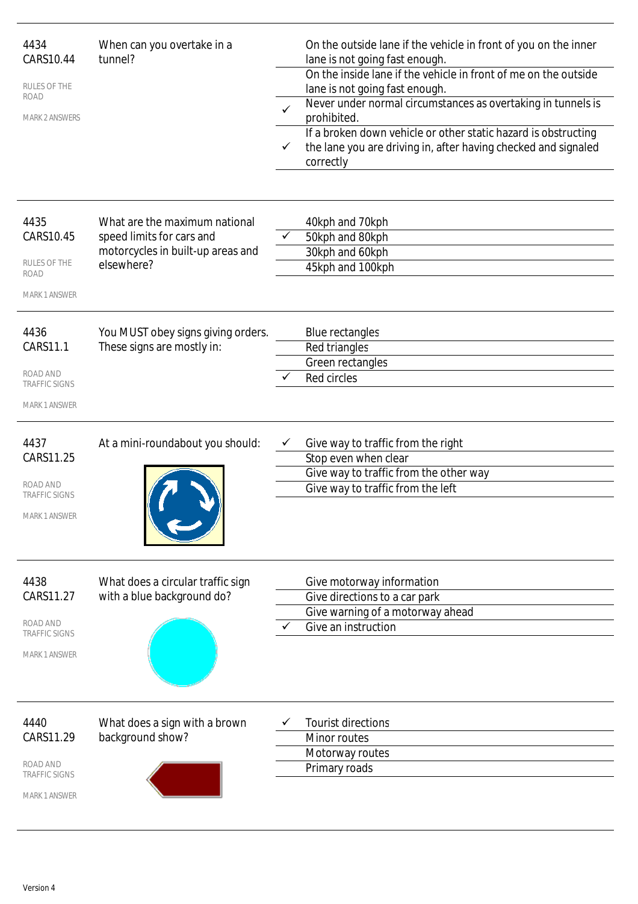| | | | |
|---|---|---|---|
| 4434<br>CARS10.44<br>RULES OF THE ROAD<br>MARK 2 ANSWERS | When can you overtake in a tunnel? | | On the outside lane if the vehicle in front of you on the inner lane is not going fast enough. |
| | | | On the inside lane if the vehicle in front of me on the outside lane is not going fast enough. |
| | | ✓ | Never under normal circumstances as overtaking in tunnels is prohibited. |
| | | ✓ | If a broken down vehicle or other static hazard is obstructing the lane you are driving in, after having checked and signaled correctly |

| | | | |
|---|---|---|---|
| 4435<br>CARS10.45<br>RULES OF THE ROAD<br>MARK 1 ANSWER | What are the maximum national speed limits for cars and motorcycles in built-up areas and elsewhere? | | 40kph and 70kph |
| | | ✓ | 50kph and 80kph |
| | | | 30kph and 60kph |
| | | | 45kph and 100kph |

| | | | |
|---|---|---|---|
| 4436<br>CARS11.1<br>ROAD AND TRAFFIC SIGNS<br>MARK 1 ANSWER | You MUST obey signs giving orders. These signs are mostly in: | | Blue rectangles |
| | | | Red triangles |
| | | | Green rectangles |
| | | ✓ | Red circles |

| | | | |
|---|---|---|---|
| 4437<br>CARS11.25<br>ROAD AND TRAFFIC SIGNS<br>MARK 1 ANSWER | At a mini-roundabout you should: | ✓ | Give way to traffic from the right |
| | | | Stop even when clear |
| | | | Give way to traffic from the other way |
| | | | Give way to traffic from the left |

| | | | |
|---|---|---|---|
| 4438<br>CARS11.27<br>ROAD AND TRAFFIC SIGNS<br>MARK 1 ANSWER | What does a circular traffic sign with a blue background do? | | Give motorway information |
| | | | Give directions to a car park |
| | | | Give warning of a motorway ahead |
| | | ✓ | Give an instruction |

| | | | |
|---|---|---|---|
| 4440<br>CARS11.29<br>ROAD AND TRAFFIC SIGNS<br>MARK 1 ANSWER | What does a sign with a brown background show? | ✓ | Tourist directions |
| | | | Minor routes |
| | | | Motorway routes |
| | | | Primary roads |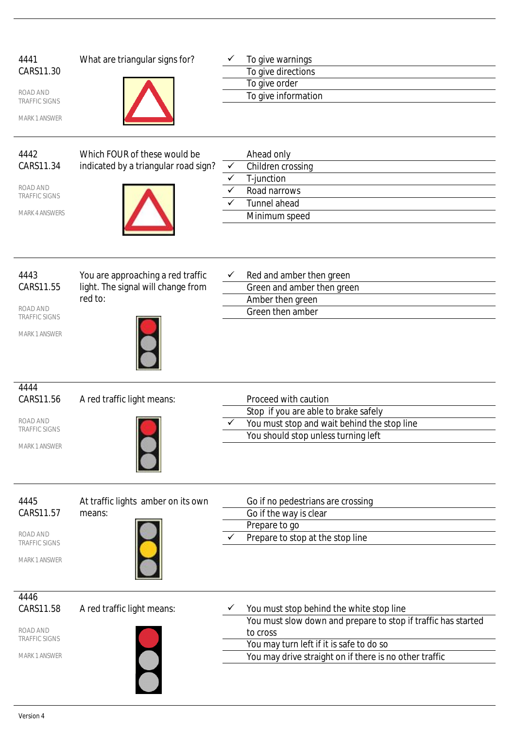**4441**
**CARS11.30**

ROAD AND TRAFFIC SIGNS

MARK 1 ANSWER

What are triangular signs for?

- ✓ To give warnings
- To give directions
- To give order
- To give information

---

**4442**
**CARS11.34**

ROAD AND TRAFFIC SIGNS

MARK 4 ANSWERS

Which FOUR of these would be indicated by a triangular road sign?

- Ahead only
- ✓ Children crossing
- ✓ T-junction
- ✓ Road narrows
- ✓ Tunnel ahead
- Minimum speed

---

**4443**
**CARS11.55**

ROAD AND TRAFFIC SIGNS

MARK 1 ANSWER

You are approaching a red traffic light. The signal will change from red to:

- ✓ Red and amber then green
- Green and amber then green
- Amber then green
- Green then amber

---

**4444**
**CARS11.56**

ROAD AND TRAFFIC SIGNS

MARK 1 ANSWER

A red traffic light means:

- Proceed with caution
- Stop if you are able to brake safely
- ✓ You must stop and wait behind the stop line
- You should stop unless turning left

---

**4445**
**CARS11.57**

ROAD AND TRAFFIC SIGNS

MARK 1 ANSWER

At traffic lights amber on its own means:

- Go if no pedestrians are crossing
- Go if the way is clear
- Prepare to go
- ✓ Prepare to stop at the stop line

---

**4446**
**CARS11.58**

ROAD AND TRAFFIC SIGNS

MARK 1 ANSWER

A red traffic light means:

- ✓ You must stop behind the white stop line
- You must slow down and prepare to stop if traffic has started to cross
- You may turn left if it is safe to do so
- You may drive straight on if there is no other traffic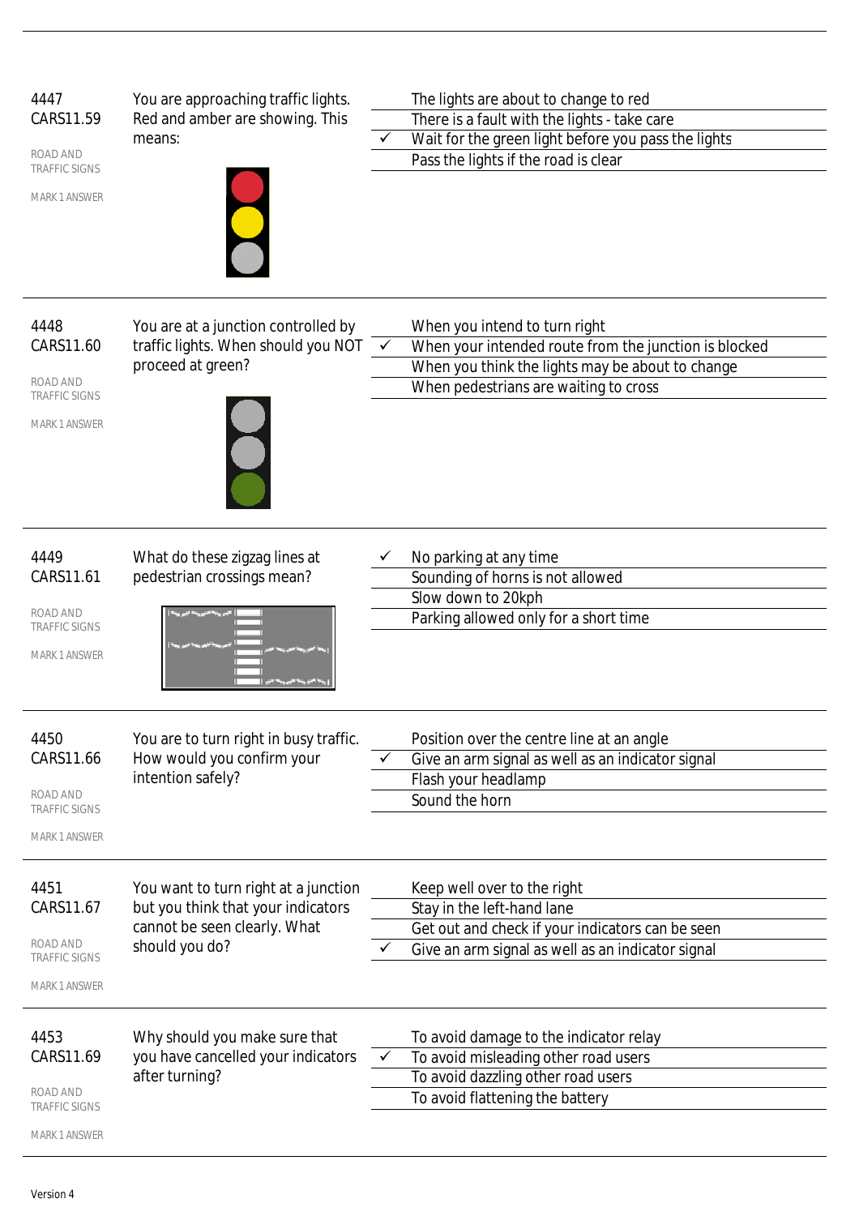**4447**
**CARS11.59**

ROAD AND TRAFFIC SIGNS

MARK 1 ANSWER

You are approaching traffic lights. Red and amber are showing. This means:

| | |
|---|---|
| | The lights are about to change to red |
| | There is a fault with the lights - take care |
| ✓ | Wait for the green light before you pass the lights |
| | Pass the lights if the road is clear |

---

**4448**
**CARS11.60**

ROAD AND TRAFFIC SIGNS

MARK 1 ANSWER

You are at a junction controlled by traffic lights. When should you NOT proceed at green?

| | |
|---|---|
| | When you intend to turn right |
| ✓ | When your intended route from the junction is blocked |
| | When you think the lights may be about to change |
| | When pedestrians are waiting to cross |

---

**4449**
**CARS11.61**

ROAD AND TRAFFIC SIGNS

MARK 1 ANSWER

What do these zigzag lines at pedestrian crossings mean?

| | |
|---|---|
| ✓ | No parking at any time |
| | Sounding of horns is not allowed |
| | Slow down to 20kph |
| | Parking allowed only for a short time |

---

**4450**
**CARS11.66**

ROAD AND TRAFFIC SIGNS

MARK 1 ANSWER

You are to turn right in busy traffic. How would you confirm your intention safely?

| | |
|---|---|
| | Position over the centre line at an angle |
| ✓ | Give an arm signal as well as an indicator signal |
| | Flash your headlamp |
| | Sound the horn |

---

**4451**
**CARS11.67**

ROAD AND TRAFFIC SIGNS

MARK 1 ANSWER

You want to turn right at a junction but you think that your indicators cannot be seen clearly. What should you do?

| | |
|---|---|
| | Keep well over to the right |
| | Stay in the left-hand lane |
| | Get out and check if your indicators can be seen |
| ✓ | Give an arm signal as well as an indicator signal |

---

**4453**
**CARS11.69**

ROAD AND TRAFFIC SIGNS

MARK 1 ANSWER

Why should you make sure that you have cancelled your indicators after turning?

| | |
|---|---|
| | To avoid damage to the indicator relay |
| ✓ | To avoid misleading other road users |
| | To avoid dazzling other road users |
| | To avoid flattening the battery |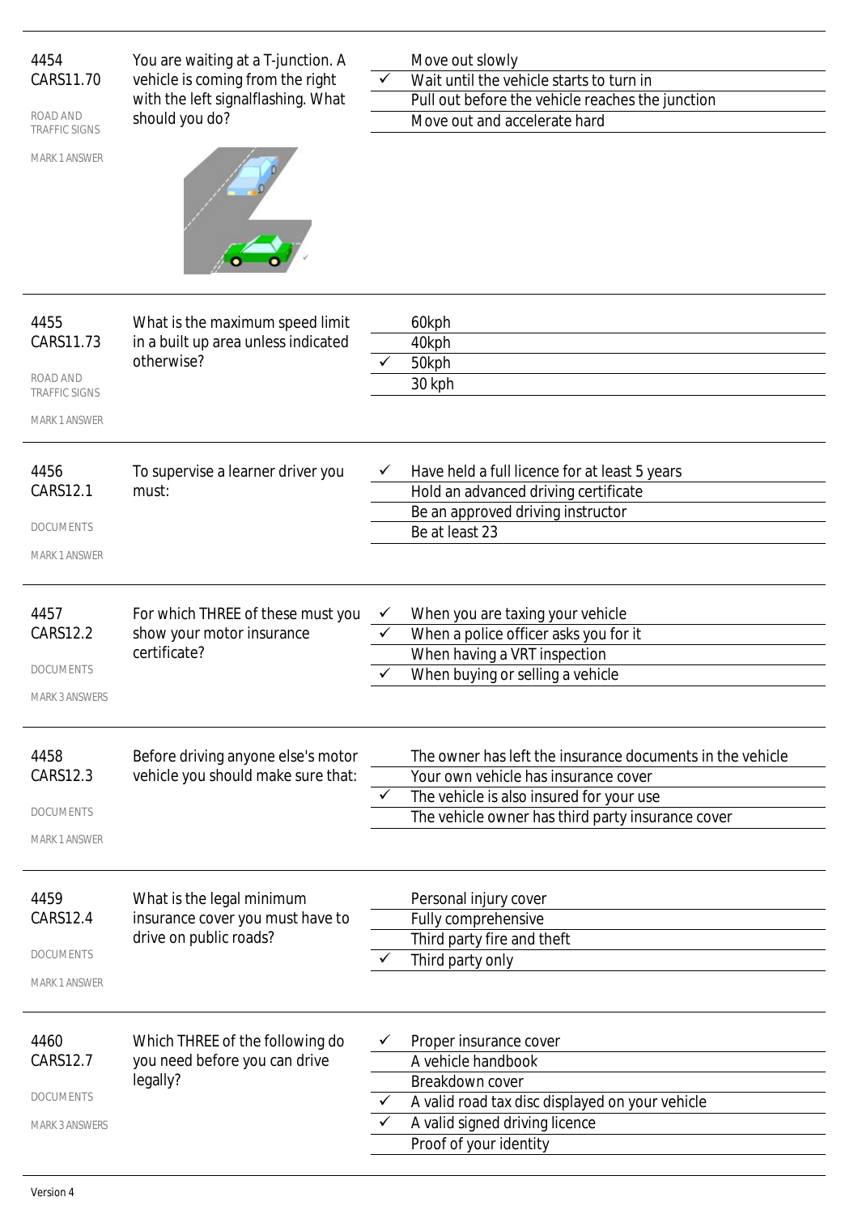| | | | |
|---|---|---|---|
| 4454<br>CARS11.70<br><br>ROAD AND TRAFFIC SIGNS<br><br>MARK 1 ANSWER | You are waiting at a T-junction. A vehicle is coming from the right with the left signalflashing. What should you do? | | Move out slowly |
| | | ✓ | Wait until the vehicle starts to turn in |
| | | | Pull out before the vehicle reaches the junction |
| | | | Move out and accelerate hard |
| 4455<br>CARS11.73<br><br>ROAD AND TRAFFIC SIGNS<br><br>MARK 1 ANSWER | What is the maximum speed limit in a built up area unless indicated otherwise? | | 60kph |
| | | | 40kph |
| | | ✓ | 50kph |
| | | | 30 kph |
| 4456<br>CARS12.1<br><br>DOCUMENTS<br><br>MARK 1 ANSWER | To supervise a learner driver you must: | ✓ | Have held a full licence for at least 5 years |
| | | | Hold an advanced driving certificate |
| | | | Be an approved driving instructor |
| | | | Be at least 23 |
| 4457<br>CARS12.2<br><br>DOCUMENTS<br><br>MARK 3 ANSWERS | For which THREE of these must you show your motor insurance certificate? | ✓ | When you are taxing your vehicle |
| | | ✓ | When a police officer asks you for it |
| | | | When having a VRT inspection |
| | | ✓ | When buying or selling a vehicle |
| 4458<br>CARS12.3<br><br>DOCUMENTS<br><br>MARK 1 ANSWER | Before driving anyone else's motor vehicle you should make sure that: | | The owner has left the insurance documents in the vehicle |
| | | | Your own vehicle has insurance cover |
| | | ✓ | The vehicle is also insured for your use |
| | | | The vehicle owner has third party insurance cover |
| 4459<br>CARS12.4<br><br>DOCUMENTS<br><br>MARK 1 ANSWER | What is the legal minimum insurance cover you must have to drive on public roads? | | Personal injury cover |
| | | | Fully comprehensive |
| | | | Third party fire and theft |
| | | ✓ | Third party only |
| 4460<br>CARS12.7<br><br>DOCUMENTS<br><br>MARK 3 ANSWERS | Which THREE of the following do you need before you can drive legally? | ✓ | Proper insurance cover |
| | | | A vehicle handbook |
| | | | Breakdown cover |
| | | ✓ | A valid road tax disc displayed on your vehicle |
| | | ✓ | A valid signed driving licence |
| | | | Proof of your identity |

Version 4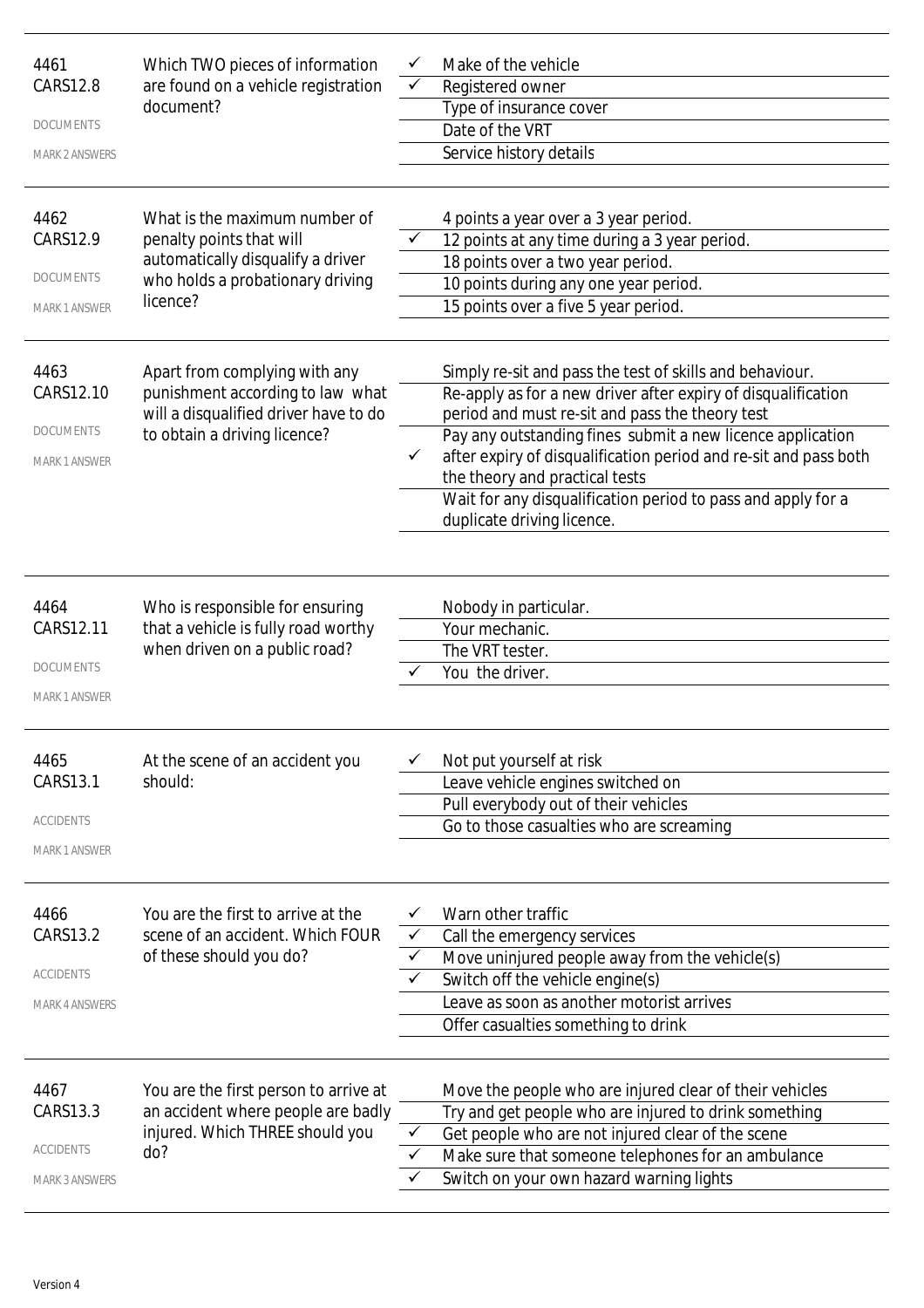| | | | |
|---|---|---|---|
| 4461<br>CARS12.8<br>DOCUMENTS<br>MARK 2 ANSWERS | Which TWO pieces of information are found on a vehicle registration document? | ✓ | Make of the vehicle |
| | | ✓ | Registered owner |
| | | | Type of insurance cover |
| | | | Date of the VRT |
| | | | Service history details |
| 4462<br>CARS12.9<br>DOCUMENTS<br>MARK 1 ANSWER | What is the maximum number of penalty points that will automatically disqualify a driver who holds a probationary driving licence? | | 4 points a year over a 3 year period. |
| | | ✓ | 12 points at any time during a 3 year period. |
| | | | 18 points over a two year period. |
| | | | 10 points during any one year period. |
| | | | 15 points over a five 5 year period. |
| 4463<br>CARS12.10<br>DOCUMENTS<br>MARK 1 ANSWER | Apart from complying with any punishment according to law what will a disqualified driver have to do to obtain a driving licence? | | Simply re-sit and pass the test of skills and behaviour. |
| | | | Re-apply as for a new driver after expiry of disqualification period and must re-sit and pass the theory test |
| | | ✓ | Pay any outstanding fines submit a new licence application after expiry of disqualification period and re-sit and pass both the theory and practical tests |
| | | | Wait for any disqualification period to pass and apply for a duplicate driving licence. |
| 4464<br>CARS12.11<br>DOCUMENTS<br>MARK 1 ANSWER | Who is responsible for ensuring that a vehicle is fully road worthy when driven on a public road? | | Nobody in particular. |
| | | | Your mechanic. |
| | | | The VRT tester. |
| | | ✓ | You the driver. |
| 4465<br>CARS13.1<br>ACCIDENTS<br>MARK 1 ANSWER | At the scene of an accident you should: | ✓ | Not put yourself at risk |
| | | | Leave vehicle engines switched on |
| | | | Pull everybody out of their vehicles |
| | | | Go to those casualties who are screaming |
| 4466<br>CARS13.2<br>ACCIDENTS<br>MARK 4 ANSWERS | You are the first to arrive at the scene of an accident. Which FOUR of these should you do? | ✓ | Warn other traffic |
| | | ✓ | Call the emergency services |
| | | ✓ | Move uninjured people away from the vehicle(s) |
| | | ✓ | Switch off the vehicle engine(s) |
| | | | Leave as soon as another motorist arrives |
| | | | Offer casualties something to drink |
| 4467<br>CARS13.3<br>ACCIDENTS<br>MARK 3 ANSWERS | You are the first person to arrive at an accident where people are badly injured. Which THREE should you do? | | Move the people who are injured clear of their vehicles |
| | | | Try and get people who are injured to drink something |
| | | ✓ | Get people who are not injured clear of the scene |
| | | ✓ | Make sure that someone telephones for an ambulance |
| | | ✓ | Switch on your own hazard warning lights |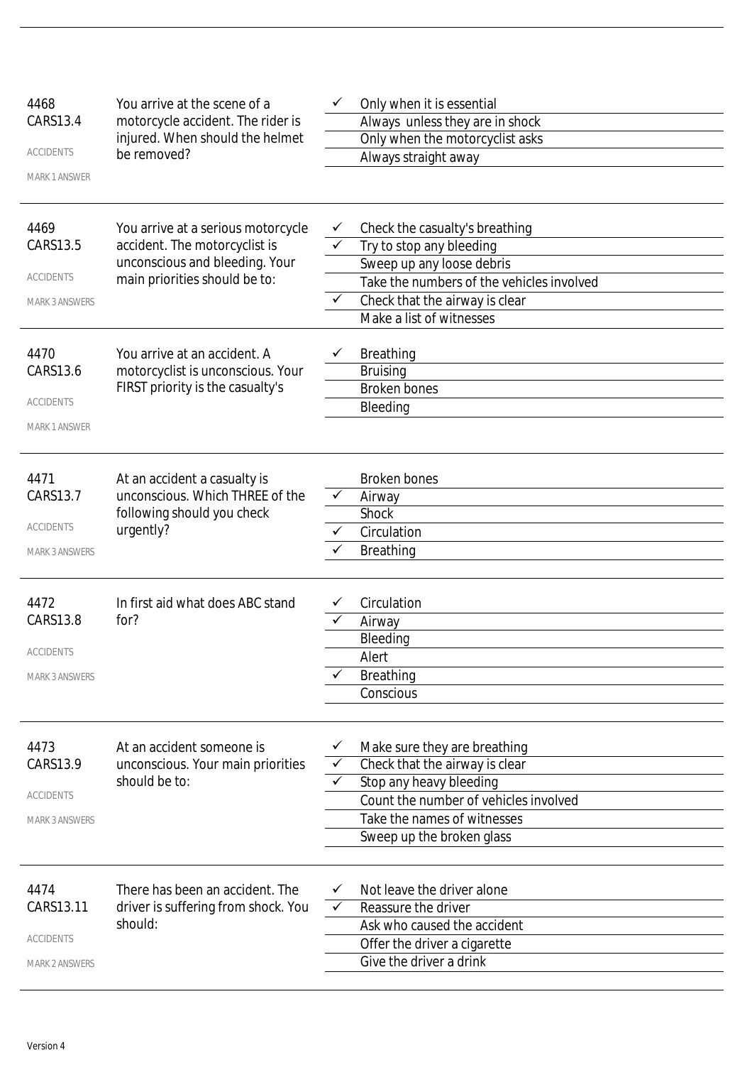| | | | |
|---|---|---|---|
| 4468<br>CARS13.4<br>ACCIDENTS<br>MARK 1 ANSWER | You arrive at the scene of a motorcycle accident. The rider is injured. When should the helmet be removed? | ✓ | Only when it is essential |
| | | | Always unless they are in shock |
| | | | Only when the motorcyclist asks |
| | | | Always straight away |
| 4469<br>CARS13.5<br>ACCIDENTS<br>MARK 3 ANSWERS | You arrive at a serious motorcycle accident. The motorcyclist is unconscious and bleeding. Your main priorities should be to: | ✓ | Check the casualty's breathing |
| | | ✓ | Try to stop any bleeding |
| | | | Sweep up any loose debris |
| | | | Take the numbers of the vehicles involved |
| | | ✓ | Check that the airway is clear |
| | | | Make a list of witnesses |
| 4470<br>CARS13.6<br>ACCIDENTS<br>MARK 1 ANSWER | You arrive at an accident. A motorcyclist is unconscious. Your FIRST priority is the casualty's | ✓ | Breathing |
| | | | Bruising |
| | | | Broken bones |
| | | | Bleeding |
| 4471<br>CARS13.7<br>ACCIDENTS<br>MARK 3 ANSWERS | At an accident a casualty is unconscious. Which THREE of the following should you check urgently? | | Broken bones |
| | | ✓ | Airway |
| | | | Shock |
| | | ✓ | Circulation |
| | | ✓ | Breathing |
| 4472<br>CARS13.8<br>ACCIDENTS<br>MARK 3 ANSWERS | In first aid what does ABC stand for? | ✓ | Circulation |
| | | ✓ | Airway |
| | | | Bleeding |
| | | | Alert |
| | | ✓ | Breathing |
| | | | Conscious |
| 4473<br>CARS13.9<br>ACCIDENTS<br>MARK 3 ANSWERS | At an accident someone is unconscious. Your main priorities should be to: | ✓ | Make sure they are breathing |
| | | ✓ | Check that the airway is clear |
| | | ✓ | Stop any heavy bleeding |
| | | | Count the number of vehicles involved |
| | | | Take the names of witnesses |
| | | | Sweep up the broken glass |
| 4474<br>CARS13.11<br>ACCIDENTS<br>MARK 2 ANSWERS | There has been an accident. The driver is suffering from shock. You should: | ✓ | Not leave the driver alone |
| | | ✓ | Reassure the driver |
| | | | Ask who caused the accident |
| | | | Offer the driver a cigarette |
| | | | Give the driver a drink |

Version 4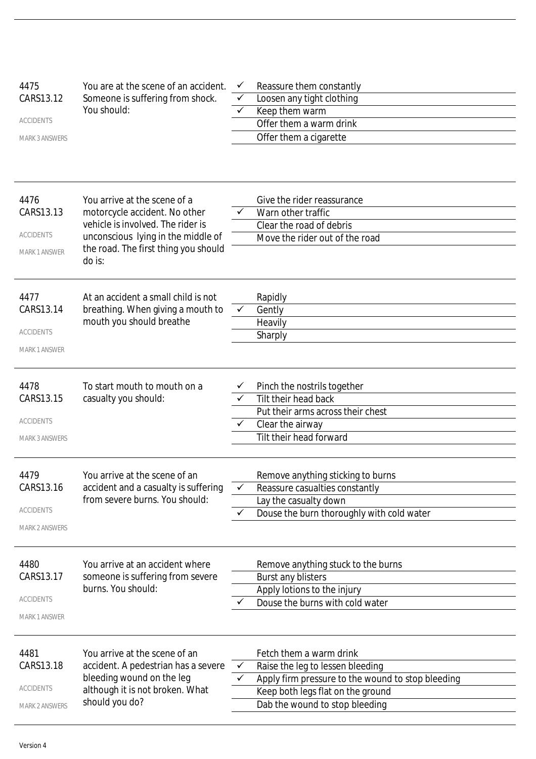| 4475<br>CARS13.12<br>ACCIDENTS<br>MARK 3 ANSWERS | You are at the scene of an accident. Someone is suffering from shock. You should: | ✓ | Reassure them constantly |
|---|---|---|---|
| | | ✓ | Loosen any tight clothing |
| | | ✓ | Keep them warm |
| | | | Offer them a warm drink |
| | | | Offer them a cigarette |

| 4476<br>CARS13.13<br>ACCIDENTS<br>MARK 1 ANSWER | You arrive at the scene of a motorcycle accident. No other vehicle is involved. The rider is unconscious lying in the middle of the road. The first thing you should do is: | | Give the rider reassurance |
|---|---|---|---|
| | | ✓ | Warn other traffic |
| | | | Clear the road of debris |
| | | | Move the rider out of the road |

| 4477<br>CARS13.14<br>ACCIDENTS<br>MARK 1 ANSWER | At an accident a small child is not breathing. When giving a mouth to mouth you should breathe | | Rapidly |
|---|---|---|---|
| | | ✓ | Gently |
| | | | Heavily |
| | | | Sharply |

| 4478<br>CARS13.15<br>ACCIDENTS<br>MARK 3 ANSWERS | To start mouth to mouth on a casualty you should: | ✓ | Pinch the nostrils together |
|---|---|---|---|
| | | ✓ | Tilt their head back |
| | | | Put their arms across their chest |
| | | ✓ | Clear the airway |
| | | | Tilt their head forward |

| 4479<br>CARS13.16<br>ACCIDENTS<br>MARK 2 ANSWERS | You arrive at the scene of an accident and a casualty is suffering from severe burns. You should: | | Remove anything sticking to burns |
|---|---|---|---|
| | | ✓ | Reassure casualties constantly |
| | | | Lay the casualty down |
| | | ✓ | Douse the burn thoroughly with cold water |

| 4480<br>CARS13.17<br>ACCIDENTS<br>MARK 1 ANSWER | You arrive at an accident where someone is suffering from severe burns. You should: | | Remove anything stuck to the burns |
|---|---|---|---|
| | | | Burst any blisters |
| | | | Apply lotions to the injury |
| | | ✓ | Douse the burns with cold water |

| 4481<br>CARS13.18<br>ACCIDENTS<br>MARK 2 ANSWERS | You arrive at the scene of an accident. A pedestrian has a severe bleeding wound on the leg although it is not broken. What should you do? | | Fetch them a warm drink |
|---|---|---|---|
| | | ✓ | Raise the leg to lessen bleeding |
| | | ✓ | Apply firm pressure to the wound to stop bleeding |
| | | | Keep both legs flat on the ground |
| | | | Dab the wound to stop bleeding |

Version 4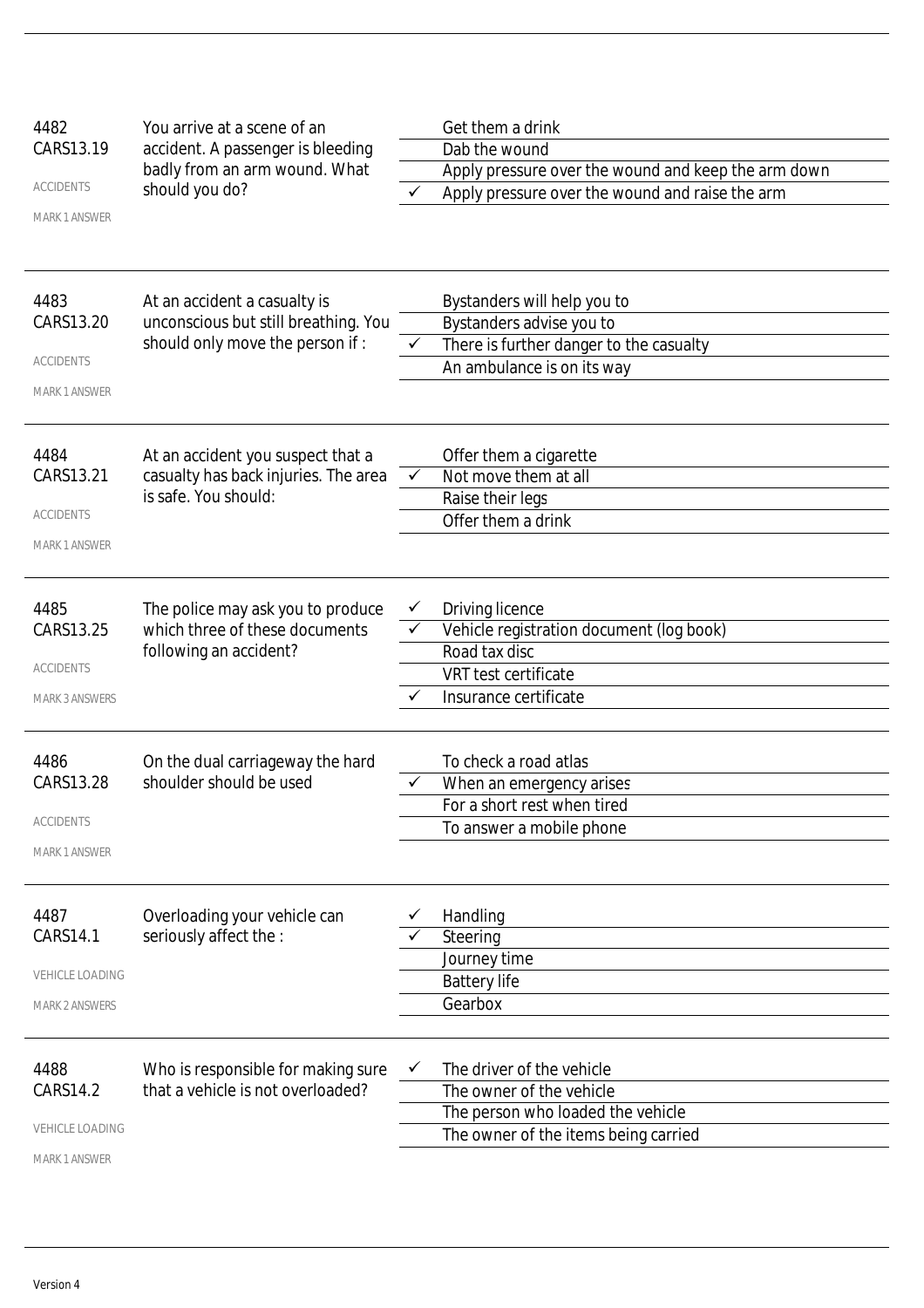| | | | |
|---|---|---|---|
| 4482<br>CARS13.19<br>ACCIDENTS<br>MARK 1 ANSWER | You arrive at a scene of an accident. A passenger is bleeding badly from an arm wound. What should you do? | | Get them a drink |
| | | | Dab the wound |
| | | | Apply pressure over the wound and keep the arm down |
| | | ✓ | Apply pressure over the wound and raise the arm |
| 4483<br>CARS13.20<br>ACCIDENTS<br>MARK 1 ANSWER | At an accident a casualty is unconscious but still breathing. You should only move the person if : | | Bystanders will help you to |
| | | | Bystanders advise you to |
| | | ✓ | There is further danger to the casualty |
| | | | An ambulance is on its way |
| 4484<br>CARS13.21<br>ACCIDENTS<br>MARK 1 ANSWER | At an accident you suspect that a casualty has back injuries. The area is safe. You should: | | Offer them a cigarette |
| | | ✓ | Not move them at all |
| | | | Raise their legs |
| | | | Offer them a drink |
| 4485<br>CARS13.25<br>ACCIDENTS<br>MARK 3 ANSWERS | The police may ask you to produce which three of these documents following an accident? | ✓ | Driving licence |
| | | ✓ | Vehicle registration document (log book) |
| | | | Road tax disc |
| | | | VRT test certificate |
| | | ✓ | Insurance certificate |
| 4486<br>CARS13.28<br>ACCIDENTS<br>MARK 1 ANSWER | On the dual carriageway the hard shoulder should be used | | To check a road atlas |
| | | ✓ | When an emergency arises |
| | | | For a short rest when tired |
| | | | To answer a mobile phone |
| 4487<br>CARS14.1<br>VEHICLE LOADING<br>MARK 2 ANSWERS | Overloading your vehicle can seriously affect the : | ✓ | Handling |
| | | ✓ | Steering |
| | | | Journey time |
| | | | Battery life |
| | | | Gearbox |
| 4488<br>CARS14.2<br>VEHICLE LOADING<br>MARK 1 ANSWER | Who is responsible for making sure that a vehicle is not overloaded? | ✓ | The driver of the vehicle |
| | | | The owner of the vehicle |
| | | | The person who loaded the vehicle |
| | | | The owner of the items being carried |

Version 4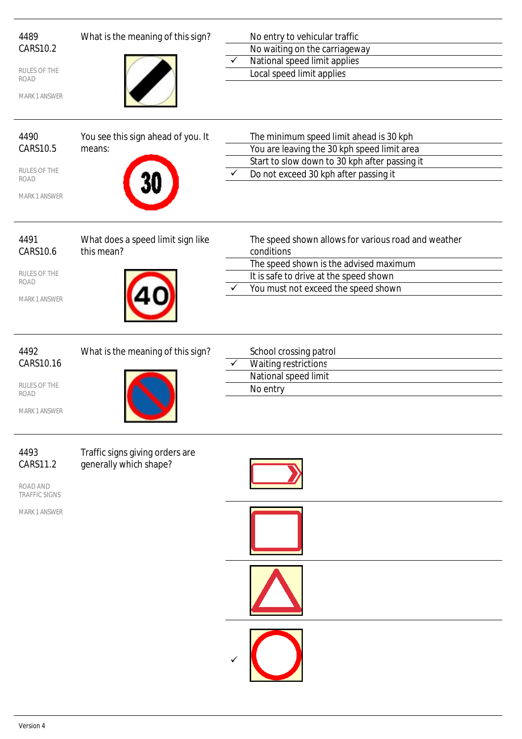4489
CARS10.2

RULES OF THE ROAD

MARK 1 ANSWER

What is the meaning of this sign?

- No entry to vehicular traffic
- No waiting on the carriageway
- ✓ National speed limit applies
- Local speed limit applies

---

4490
CARS10.5

RULES OF THE ROAD

MARK 1 ANSWER

You see this sign ahead of you. It means:

- The minimum speed limit ahead is 30 kph
- You are leaving the 30 kph speed limit area
- Start to slow down to 30 kph after passing it
- ✓ Do not exceed 30 kph after passing it

---

4491
CARS10.6

RULES OF THE ROAD

MARK 1 ANSWER

What does a speed limit sign like this mean?

- The speed shown allows for various road and weather conditions
- The speed shown is the advised maximum
- It is safe to drive at the speed shown
- ✓ You must not exceed the speed shown

---

4492
CARS10.16

RULES OF THE ROAD

MARK 1 ANSWER

What is the meaning of this sign?

- School crossing patrol
- ✓ Waiting restrictions
- National speed limit
- No entry

---

4493
CARS11.2

ROAD AND TRAFFIC SIGNS

MARK 1 ANSWER

Traffic signs giving orders are generally which shape?

- (arrow-shaped rectangle)
- (rectangle)
- (triangle)
- ✓ (circle)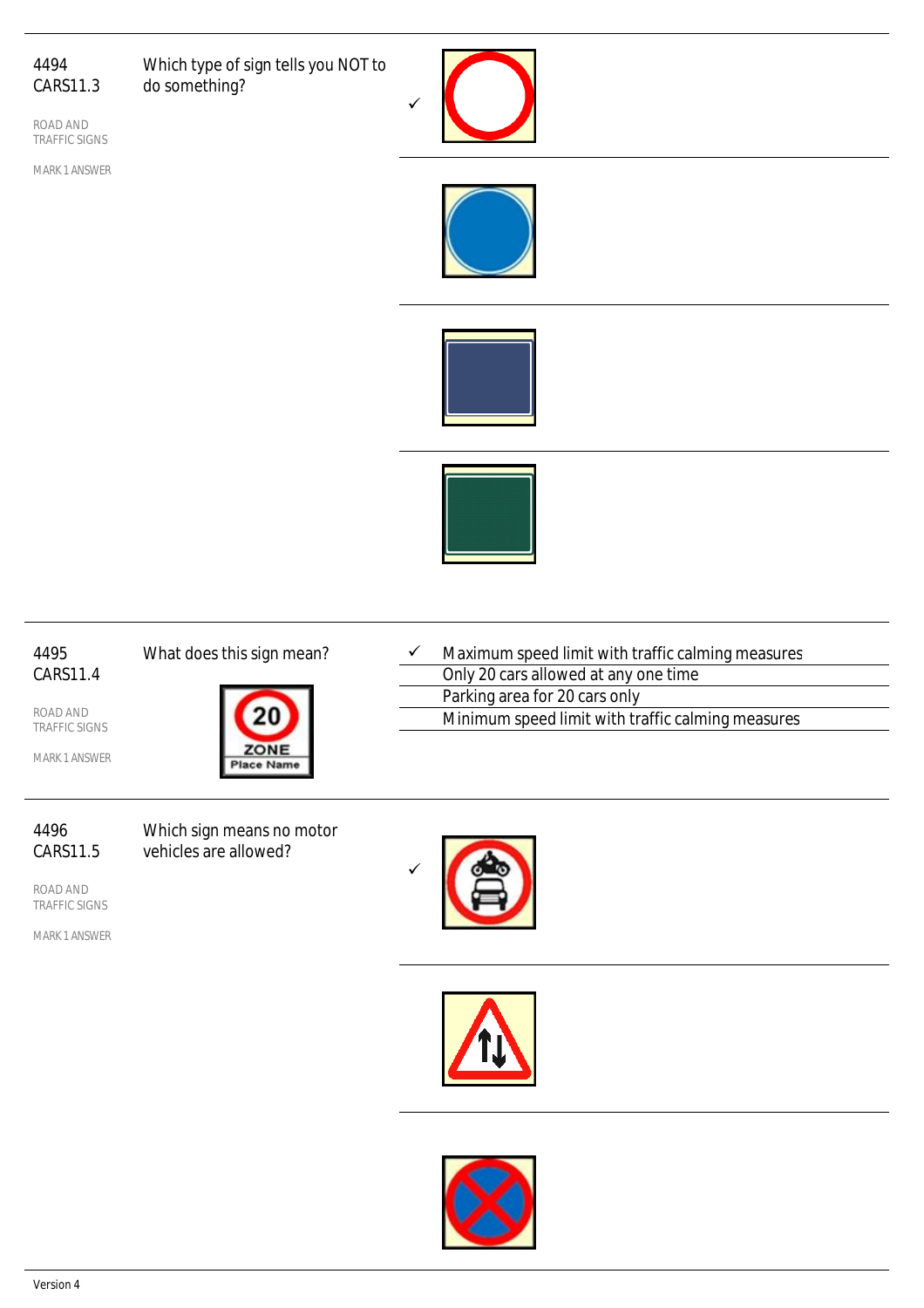4494
CARS11.3

ROAD AND TRAFFIC SIGNS

MARK 1 ANSWER

Which type of sign tells you NOT to do something?

- ✓ (red circle sign)
- (blue circle sign)
- (blue rectangle sign)
- (green rectangle sign)

---

4495
CARS11.4

ROAD AND TRAFFIC SIGNS

MARK 1 ANSWER

What does this sign mean?

20 ZONE Place Name

- ✓ Maximum speed limit with traffic calming measures
- Only 20 cars allowed at any one time
- Parking area for 20 cars only
- Minimum speed limit with traffic calming measures

---

4496
CARS11.5

ROAD AND TRAFFIC SIGNS

MARK 1 ANSWER

Which sign means no motor vehicles are allowed?

- ✓ (red circle with motorcycle and car)
- (red triangle with two-way traffic arrows)
- (blue circle with red cross)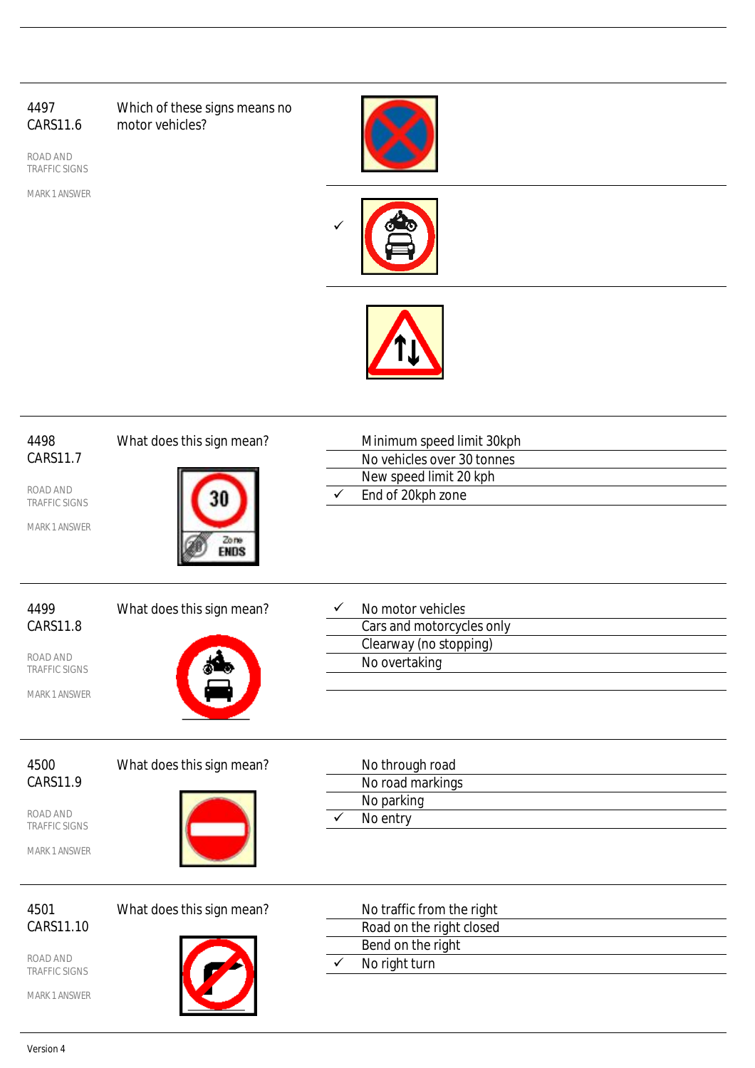4497
CARS11.6

ROAD AND TRAFFIC SIGNS

MARK 1 ANSWER

Which of these signs means no motor vehicles?

✓ (second sign)

---

4498
CARS11.7

ROAD AND TRAFFIC SIGNS

MARK 1 ANSWER

What does this sign mean?

- Minimum speed limit 30kph
- No vehicles over 30 tonnes
- New speed limit 20 kph
- ✓ End of 20kph zone

---

4499
CARS11.8

ROAD AND TRAFFIC SIGNS

MARK 1 ANSWER

What does this sign mean?

- ✓ No motor vehicles
- Cars and motorcycles only
- Clearway (no stopping)
- No overtaking

---

4500
CARS11.9

ROAD AND TRAFFIC SIGNS

MARK 1 ANSWER

What does this sign mean?

- No through road
- No road markings
- No parking
- ✓ No entry

---

4501
CARS11.10

ROAD AND TRAFFIC SIGNS

MARK 1 ANSWER

What does this sign mean?

- No traffic from the right
- Road on the right closed
- Bend on the right
- ✓ No right turn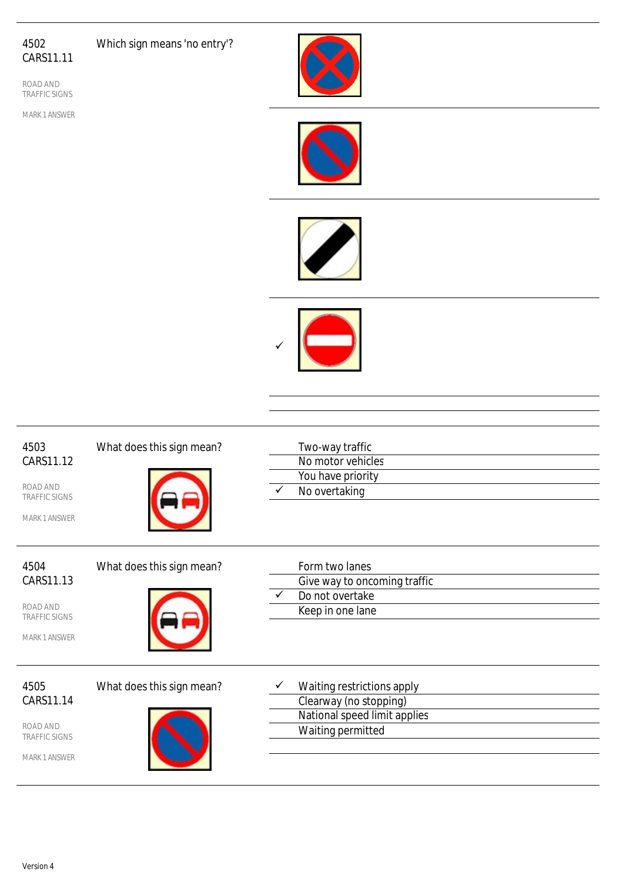4502
CARS11.11

ROAD AND TRAFFIC SIGNS

MARK 1 ANSWER

Which sign means 'no entry'?

- [ ] 
- [ ] 
- [ ] 
- [x] 

---

4503
CARS11.12

ROAD AND TRAFFIC SIGNS

MARK 1 ANSWER

What does this sign mean?

- [ ] Two-way traffic
- [ ] No motor vehicles
- [ ] You have priority
- [x] No overtaking

---

4504
CARS11.13

ROAD AND TRAFFIC SIGNS

MARK 1 ANSWER

What does this sign mean?

- [ ] Form two lanes
- [ ] Give way to oncoming traffic
- [x] Do not overtake
- [ ] Keep in one lane

---

4505
CARS11.14

ROAD AND TRAFFIC SIGNS

MARK 1 ANSWER

What does this sign mean?

- [x] Waiting restrictions apply
- [ ] Clearway (no stopping)
- [ ] National speed limit applies
- [ ] Waiting permitted

Version 4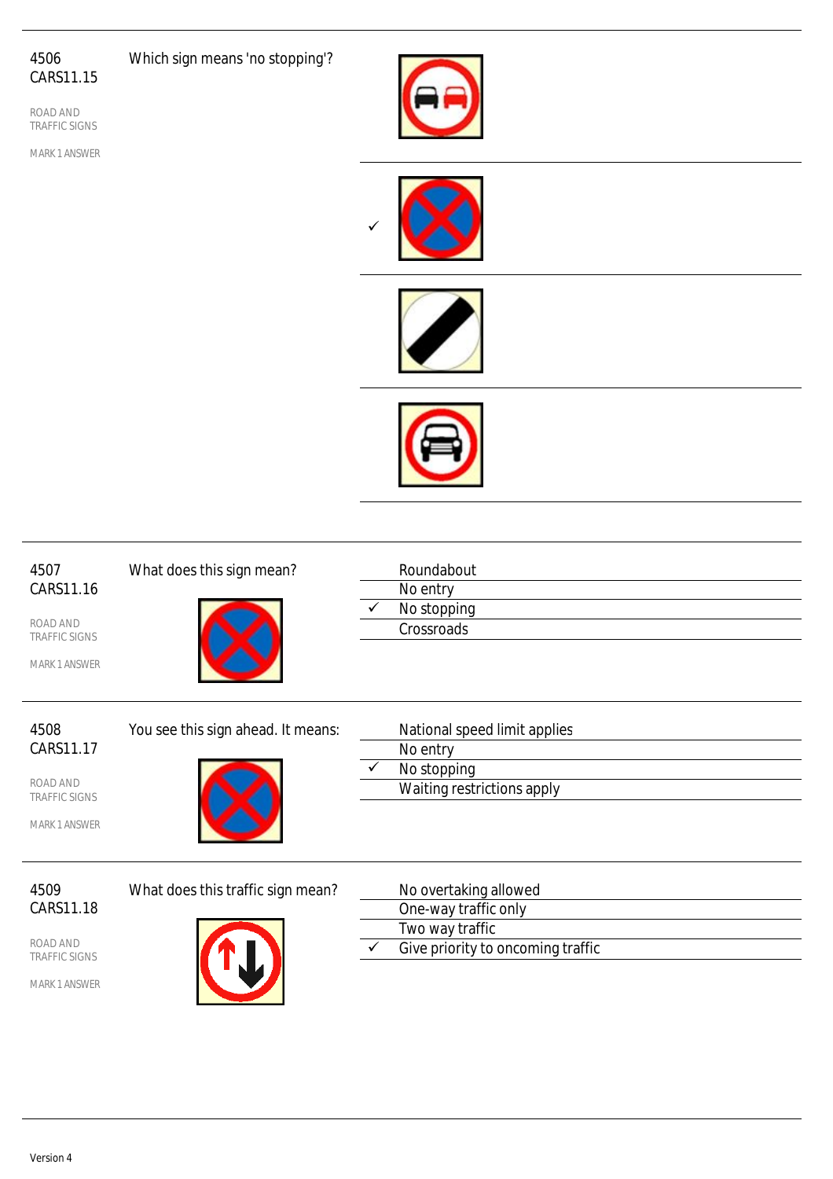4506
CARS11.15

ROAD AND TRAFFIC SIGNS

MARK 1 ANSWER

Which sign means 'no stopping'?

- 
- ✓ 
- 
- 

---

4507
CARS11.16

ROAD AND TRAFFIC SIGNS

MARK 1 ANSWER

What does this sign mean?

- Roundabout
- No entry
- ✓ No stopping
- Crossroads

---

4508
CARS11.17

ROAD AND TRAFFIC SIGNS

MARK 1 ANSWER

You see this sign ahead. It means:

- National speed limit applies
- No entry
- ✓ No stopping
- Waiting restrictions apply

---

4509
CARS11.18

ROAD AND TRAFFIC SIGNS

MARK 1 ANSWER

What does this traffic sign mean?

- No overtaking allowed
- One-way traffic only
- Two way traffic
- ✓ Give priority to oncoming traffic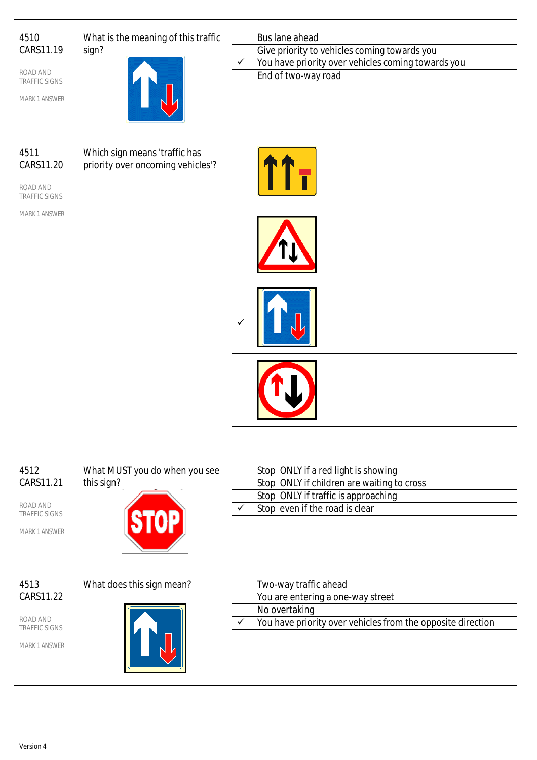4510
CARS11.19

ROAD AND TRAFFIC SIGNS

MARK 1 ANSWER

What is the meaning of this traffic sign?

- Bus lane ahead
- Give priority to vehicles coming towards you
- ✓ You have priority over vehicles coming towards you
- End of two-way road

---

4511
CARS11.20

ROAD AND TRAFFIC SIGNS

MARK 1 ANSWER

Which sign means 'traffic has priority over oncoming vehicles'?

- (sign option 1)
- (sign option 2)
- ✓ (sign option 3)
- (sign option 4)

---

4512
CARS11.21

ROAD AND TRAFFIC SIGNS

MARK 1 ANSWER

What MUST you do when you see this sign?

- Stop ONLY if a red light is showing
- Stop ONLY if children are waiting to cross
- Stop ONLY if traffic is approaching
- ✓ Stop even if the road is clear

---

4513
CARS11.22

ROAD AND TRAFFIC SIGNS

MARK 1 ANSWER

What does this sign mean?

- Two-way traffic ahead
- You are entering a one-way street
- No overtaking
- ✓ You have priority over vehicles from the opposite direction

Version 4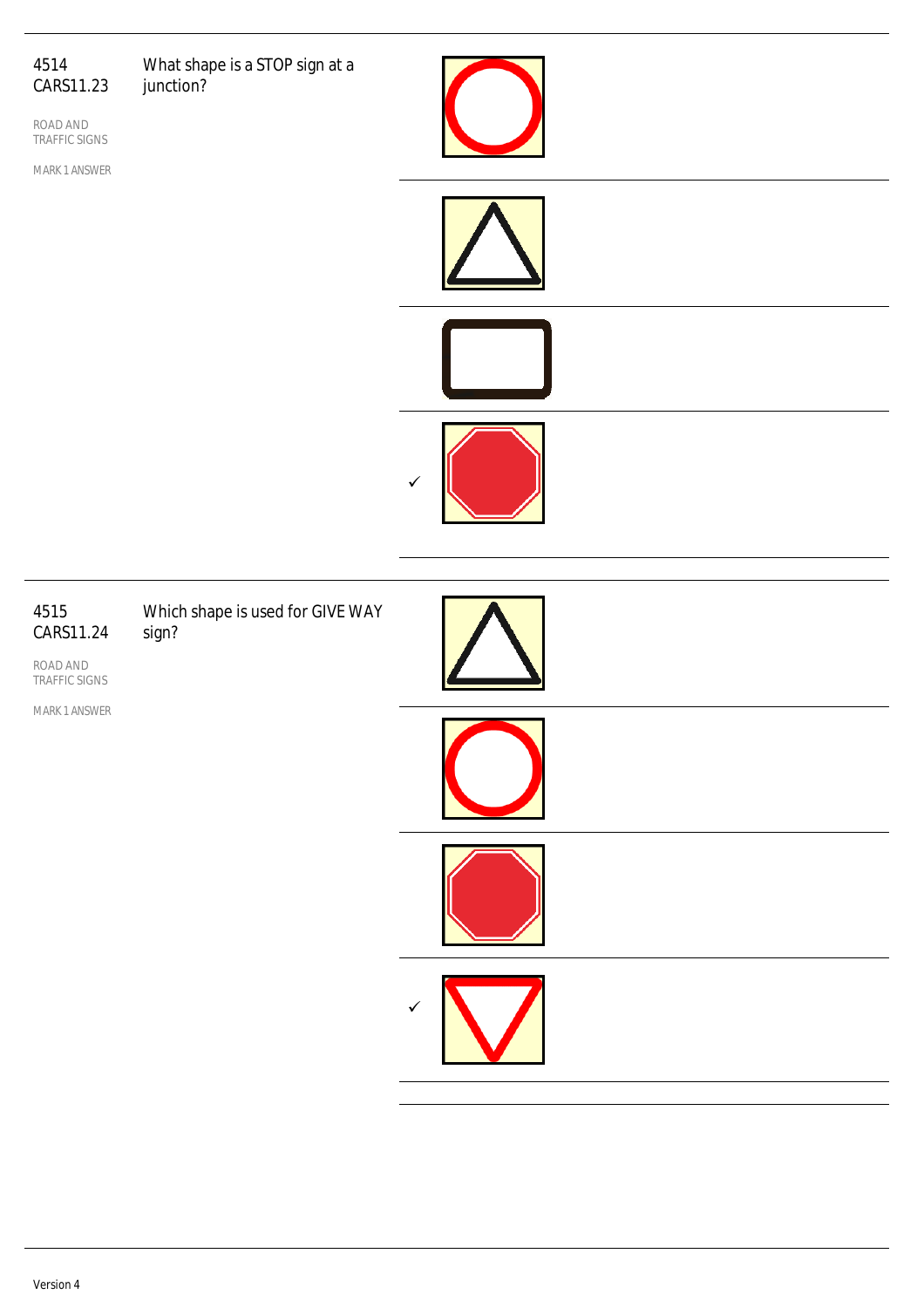4514
CARS11.23

What shape is a STOP sign at a junction?

ROAD AND TRAFFIC SIGNS

MARK 1 ANSWER

✓

---

4515
CARS11.24

Which shape is used for GIVE WAY sign?

ROAD AND TRAFFIC SIGNS

MARK 1 ANSWER

✓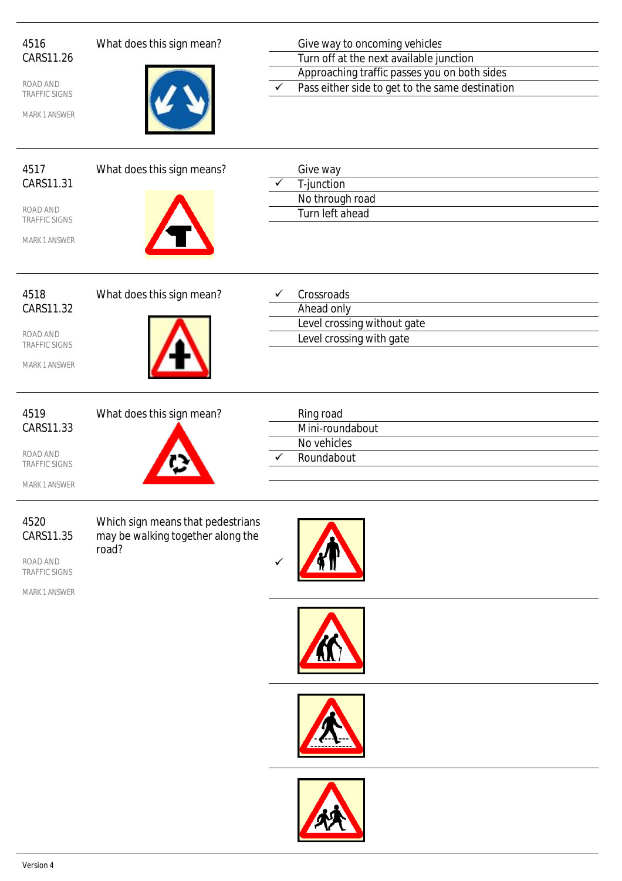4516
CARS11.26

ROAD AND TRAFFIC SIGNS

MARK 1 ANSWER

What does this sign mean?

| | |
|---|---|
| | Give way to oncoming vehicles |
| | Turn off at the next available junction |
| | Approaching traffic passes you on both sides |
| ✓ | Pass either side to get to the same destination |

4517
CARS11.31

ROAD AND TRAFFIC SIGNS

MARK 1 ANSWER

What does this sign means?

| | |
|---|---|
| | Give way |
| ✓ | T-junction |
| | No through road |
| | Turn left ahead |

4518
CARS11.32

ROAD AND TRAFFIC SIGNS

MARK 1 ANSWER

What does this sign mean?

| | |
|---|---|
| ✓ | Crossroads |
| | Ahead only |
| | Level crossing without gate |
| | Level crossing with gate |

4519
CARS11.33

ROAD AND TRAFFIC SIGNS

MARK 1 ANSWER

What does this sign mean?

| | |
|---|---|
| | Ring road |
| | Mini-roundabout |
| | No vehicles |
| ✓ | Roundabout |

4520
CARS11.35

ROAD AND TRAFFIC SIGNS

MARK 1 ANSWER

Which sign means that pedestrians may be walking together along the road?

✓

Version 4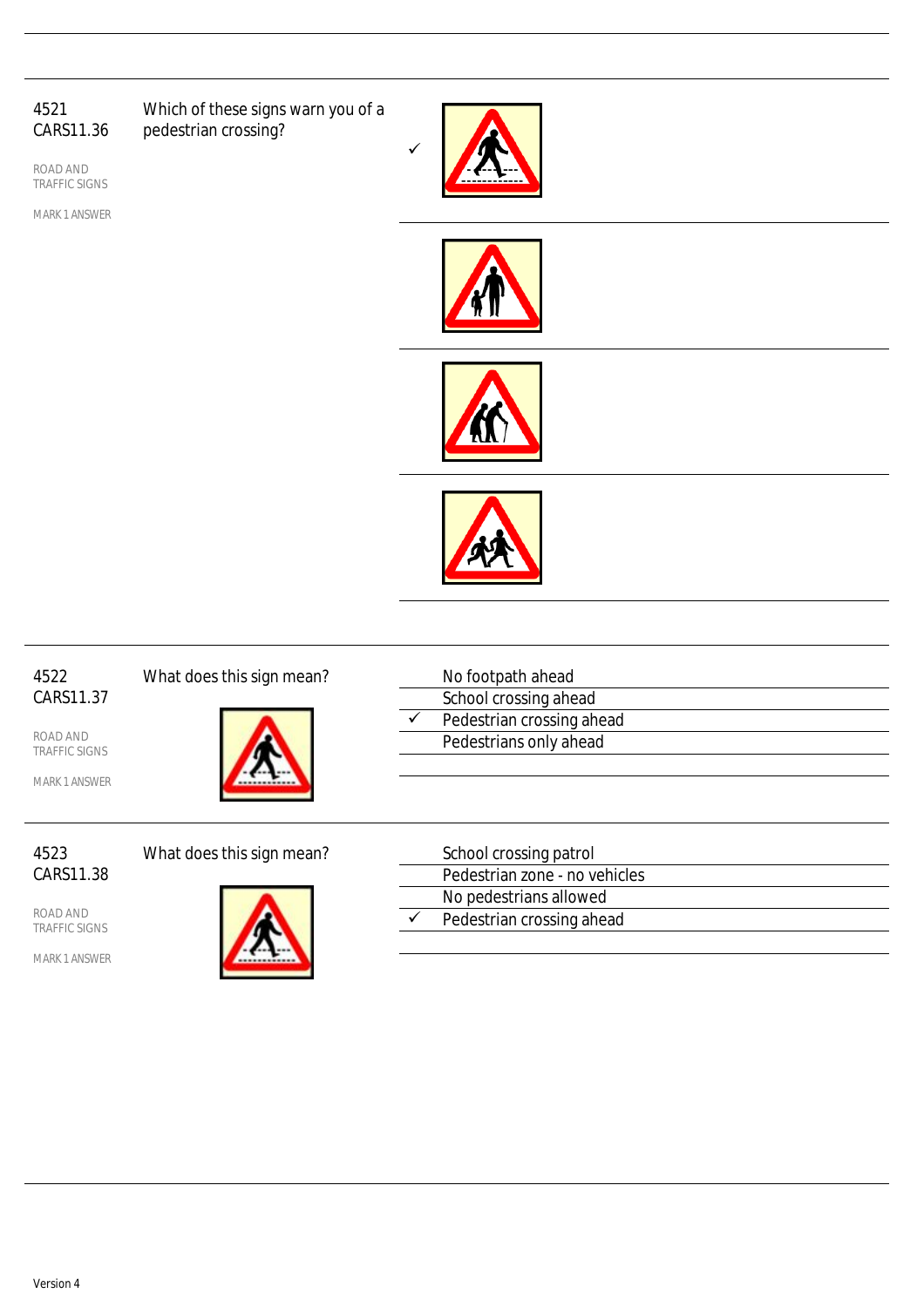4521
CARS11.36

ROAD AND TRAFFIC SIGNS

MARK 1 ANSWER

Which of these signs warn you of a pedestrian crossing?

✓

---

4522
CARS11.37

ROAD AND TRAFFIC SIGNS

MARK 1 ANSWER

What does this sign mean?

- No footpath ahead
- School crossing ahead
- ✓ Pedestrian crossing ahead
- Pedestrians only ahead

---

4523
CARS11.38

ROAD AND TRAFFIC SIGNS

MARK 1 ANSWER

What does this sign mean?

- School crossing patrol
- Pedestrian zone - no vehicles
- No pedestrians allowed
- ✓ Pedestrian crossing ahead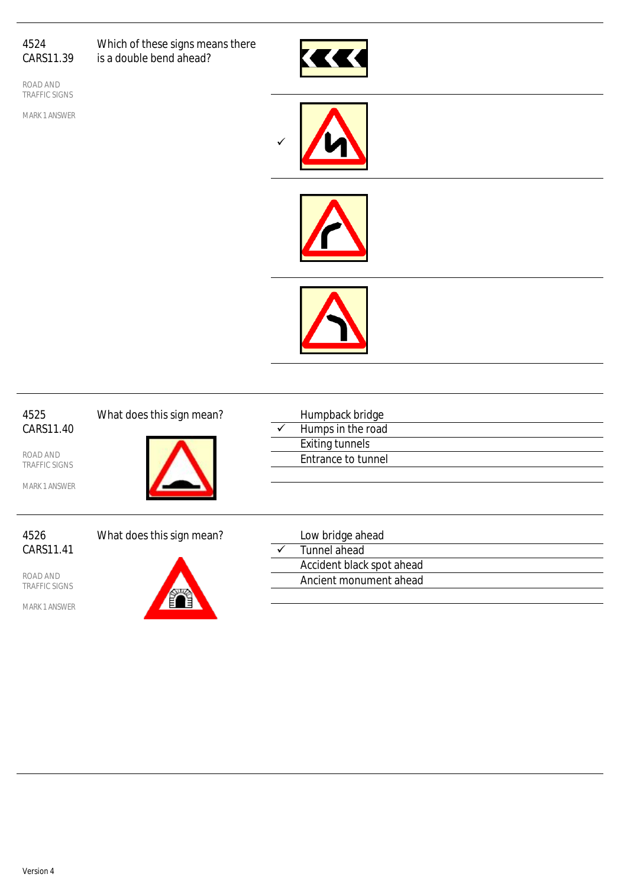4524
CARS11.39

ROAD AND TRAFFIC SIGNS

MARK 1 ANSWER

Which of these signs means there is a double bend ahead?

- 
- ✓ 
- 
- 

4525
CARS11.40

ROAD AND TRAFFIC SIGNS

MARK 1 ANSWER

What does this sign mean?

- Humpback bridge
- ✓ Humps in the road
- Exiting tunnels
- Entrance to tunnel

4526
CARS11.41

ROAD AND TRAFFIC SIGNS

MARK 1 ANSWER

What does this sign mean?

- Low bridge ahead
- ✓ Tunnel ahead
- Accident black spot ahead
- Ancient monument ahead

Version 4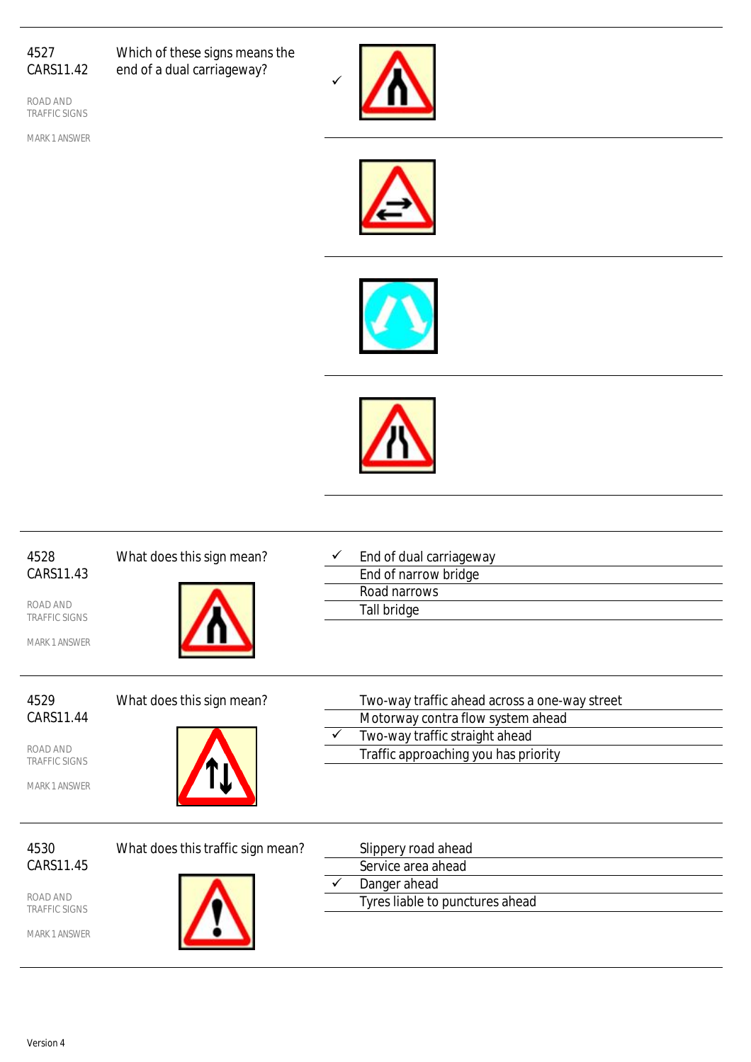4527
CARS11.42

ROAD AND TRAFFIC SIGNS

MARK 1 ANSWER

Which of these signs means the end of a dual carriageway?

- ✓ 
- 
- 
- 

---

4528
CARS11.43

ROAD AND TRAFFIC SIGNS

MARK 1 ANSWER

What does this sign mean?

- ✓ End of dual carriageway
- End of narrow bridge
- Road narrows
- Tall bridge

---

4529
CARS11.44

ROAD AND TRAFFIC SIGNS

MARK 1 ANSWER

What does this sign mean?

- Two-way traffic ahead across a one-way street
- Motorway contra flow system ahead
- ✓ Two-way traffic straight ahead
- Traffic approaching you has priority

---

4530
CARS11.45

ROAD AND TRAFFIC SIGNS

MARK 1 ANSWER

What does this traffic sign mean?

- Slippery road ahead
- Service area ahead
- ✓ Danger ahead
- Tyres liable to punctures ahead

Version 4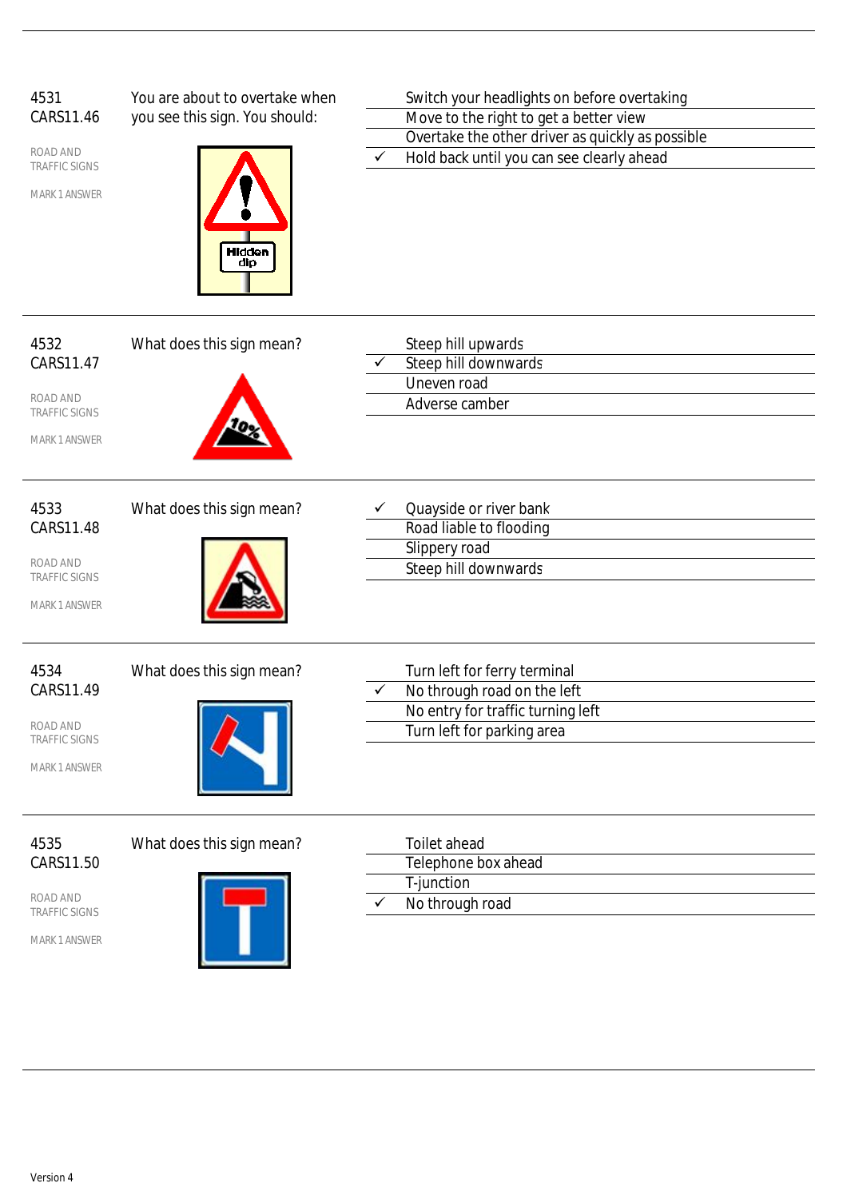4531
CARS11.46

ROAD AND TRAFFIC SIGNS

MARK 1 ANSWER

You are about to overtake when you see this sign. You should:

Hidden dip

| | |
|---|---|
| | Switch your headlights on before overtaking |
| | Move to the right to get a better view |
| | Overtake the other driver as quickly as possible |
| ✓ | Hold back until you can see clearly ahead |

4532
CARS11.47

ROAD AND TRAFFIC SIGNS

MARK 1 ANSWER

What does this sign mean?

10%

| | |
|---|---|
| | Steep hill upwards |
| ✓ | Steep hill downwards |
| | Uneven road |
| | Adverse camber |

4533
CARS11.48

ROAD AND TRAFFIC SIGNS

MARK 1 ANSWER

What does this sign mean?

| | |
|---|---|
| ✓ | Quayside or river bank |
| | Road liable to flooding |
| | Slippery road |
| | Steep hill downwards |

4534
CARS11.49

ROAD AND TRAFFIC SIGNS

MARK 1 ANSWER

What does this sign mean?

| | |
|---|---|
| | Turn left for ferry terminal |
| ✓ | No through road on the left |
| | No entry for traffic turning left |
| | Turn left for parking area |

4535
CARS11.50

ROAD AND TRAFFIC SIGNS

MARK 1 ANSWER

What does this sign mean?

| | |
|---|---|
| | Toilet ahead |
| | Telephone box ahead |
| | T-junction |
| ✓ | No through road |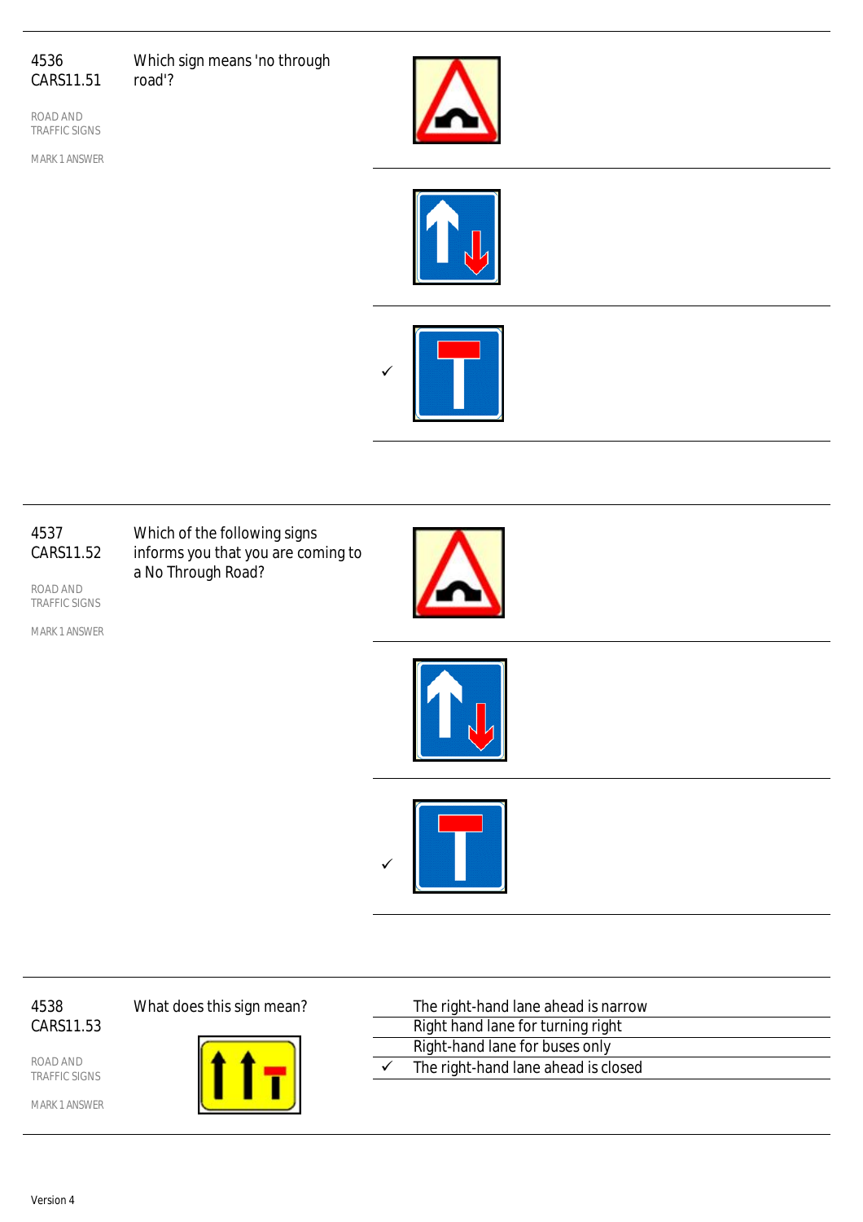**4536**
**CARS11.51**

ROAD AND TRAFFIC SIGNS

MARK 1 ANSWER

Which sign means 'no through road'?

- ✓ (third sign)

---

**4537**
**CARS11.52**

ROAD AND TRAFFIC SIGNS

MARK 1 ANSWER

Which of the following signs informs you that you are coming to a No Through Road?

- ✓ (third sign)

---

**4538**
**CARS11.53**

ROAD AND TRAFFIC SIGNS

MARK 1 ANSWER

What does this sign mean?

- The right-hand lane ahead is narrow
- Right hand lane for turning right
- Right-hand lane for buses only
- ✓ The right-hand lane ahead is closed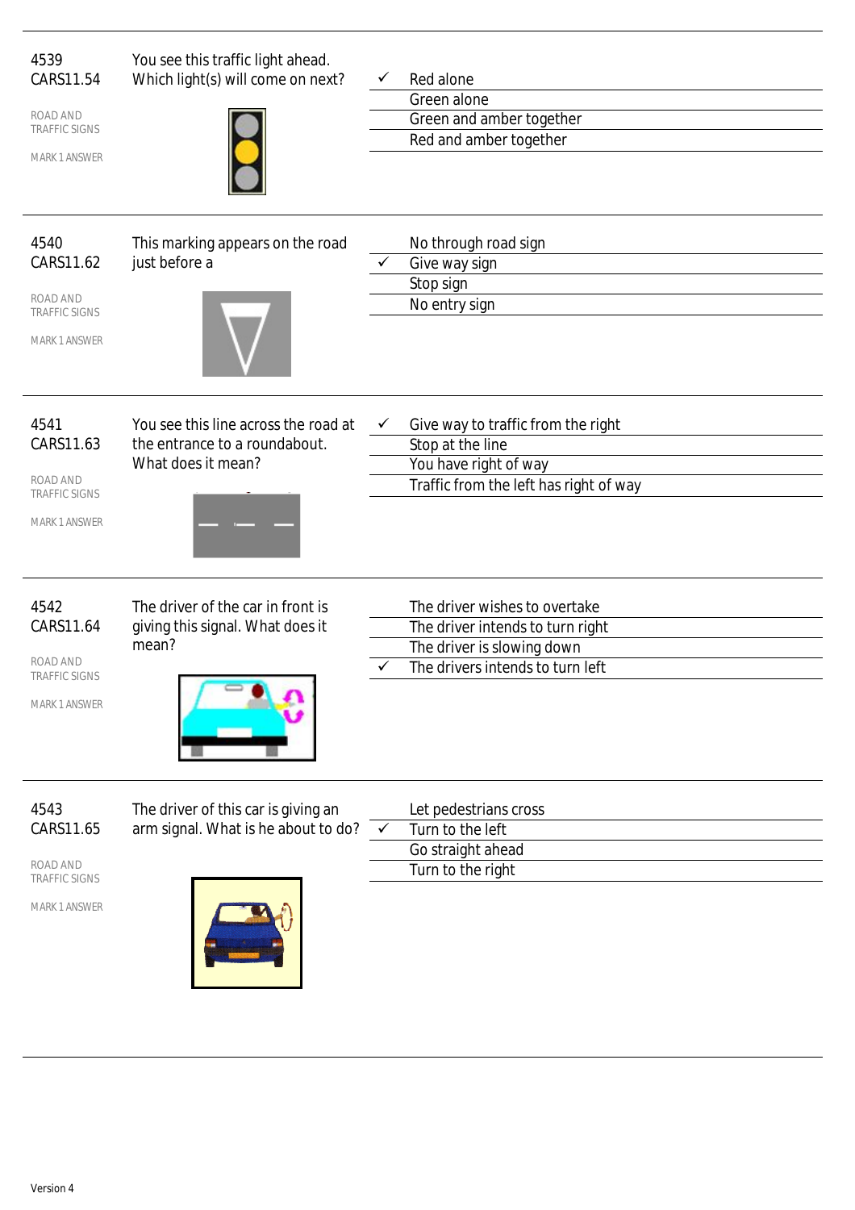4539
CARS11.54

ROAD AND TRAFFIC SIGNS

MARK 1 ANSWER

You see this traffic light ahead. Which light(s) will come on next?

- ✓ Red alone
- Green alone
- Green and amber together
- Red and amber together

---

4540
CARS11.62

ROAD AND TRAFFIC SIGNS

MARK 1 ANSWER

This marking appears on the road just before a

- No through road sign
- ✓ Give way sign
- Stop sign
- No entry sign

---

4541
CARS11.63

ROAD AND TRAFFIC SIGNS

MARK 1 ANSWER

You see this line across the road at the entrance to a roundabout. What does it mean?

- ✓ Give way to traffic from the right
- Stop at the line
- You have right of way
- Traffic from the left has right of way

---

4542
CARS11.64

ROAD AND TRAFFIC SIGNS

MARK 1 ANSWER

The driver of the car in front is giving this signal. What does it mean?

- The driver wishes to overtake
- The driver intends to turn right
- The driver is slowing down
- ✓ The drivers intends to turn left

---

4543
CARS11.65

ROAD AND TRAFFIC SIGNS

MARK 1 ANSWER

The driver of this car is giving an arm signal. What is he about to do?

- Let pedestrians cross
- ✓ Turn to the left
- Go straight ahead
- Turn to the right

---

Version 4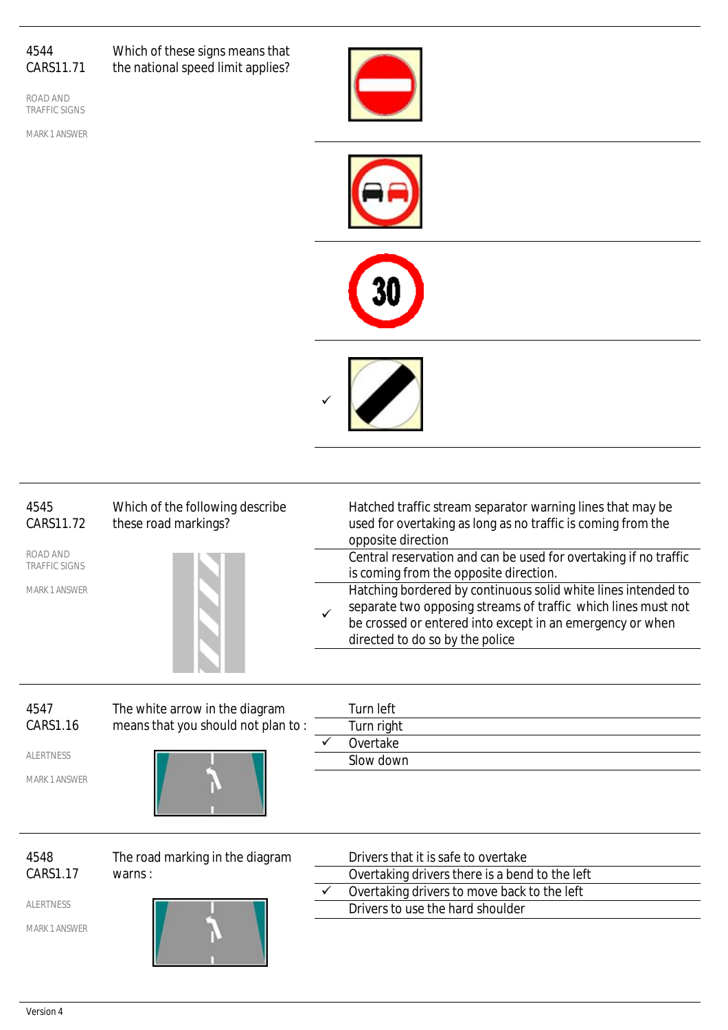4544
CARS11.71

ROAD AND TRAFFIC SIGNS

MARK 1 ANSWER

Which of these signs means that the national speed limit applies?

- 
- 
- 
- ✓ 

---

4545
CARS11.72

ROAD AND TRAFFIC SIGNS

MARK 1 ANSWER

Which of the following describe these road markings?

- Hatched traffic stream separator warning lines that may be used for overtaking as long as no traffic is coming from the opposite direction
- Central reservation and can be used for overtaking if no traffic is coming from the opposite direction.
- ✓ Hatching bordered by continuous solid white lines intended to separate two opposing streams of traffic which lines must not be crossed or entered into except in an emergency or when directed to do so by the police

---

4547
CARS1.16

ALERTNESS

MARK 1 ANSWER

The white arrow in the diagram means that you should not plan to :

- Turn left
- Turn right
- ✓ Overtake
- Slow down

---

4548
CARS1.17

ALERTNESS

MARK 1 ANSWER

The road marking in the diagram warns :

- Drivers that it is safe to overtake
- Overtaking drivers there is a bend to the left
- ✓ Overtaking drivers to move back to the left
- Drivers to use the hard shoulder

Version 4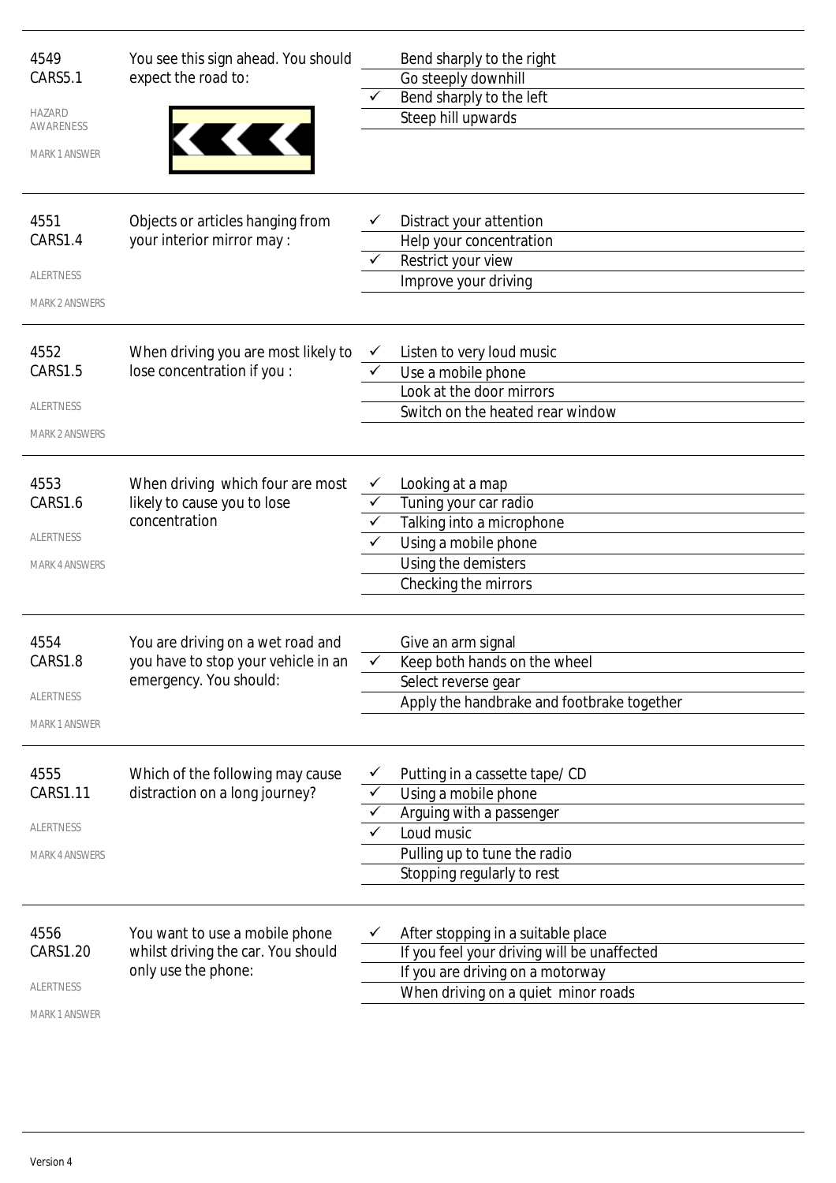| | | | |
|---|---|---|---|
| 4549<br>CARS5.1<br><br>HAZARD AWARENESS<br><br>MARK 1 ANSWER | You see this sign ahead. You should expect the road to: | | Bend sharply to the right |
| | | | Go steeply downhill |
| | | ✓ | Bend sharply to the left |
| | | | Steep hill upwards |
| 4551<br>CARS1.4<br><br>ALERTNESS<br><br>MARK 2 ANSWERS | Objects or articles hanging from your interior mirror may : | ✓ | Distract your attention |
| | | | Help your concentration |
| | | ✓ | Restrict your view |
| | | | Improve your driving |
| 4552<br>CARS1.5<br><br>ALERTNESS<br><br>MARK 2 ANSWERS | When driving you are most likely to lose concentration if you : | ✓ | Listen to very loud music |
| | | ✓ | Use a mobile phone |
| | | | Look at the door mirrors |
| | | | Switch on the heated rear window |
| 4553<br>CARS1.6<br><br>ALERTNESS<br><br>MARK 4 ANSWERS | When driving which four are most likely to cause you to lose concentration | ✓ | Looking at a map |
| | | ✓ | Tuning your car radio |
| | | ✓ | Talking into a microphone |
| | | ✓ | Using a mobile phone |
| | | | Using the demisters |
| | | | Checking the mirrors |
| 4554<br>CARS1.8<br><br>ALERTNESS<br><br>MARK 1 ANSWER | You are driving on a wet road and you have to stop your vehicle in an emergency. You should: | | Give an arm signal |
| | | ✓ | Keep both hands on the wheel |
| | | | Select reverse gear |
| | | | Apply the handbrake and footbrake together |
| 4555<br>CARS1.11<br><br>ALERTNESS<br><br>MARK 4 ANSWERS | Which of the following may cause distraction on a long journey? | ✓ | Putting in a cassette tape/ CD |
| | | ✓ | Using a mobile phone |
| | | ✓ | Arguing with a passenger |
| | | ✓ | Loud music |
| | | | Pulling up to tune the radio |
| | | | Stopping regularly to rest |
| 4556<br>CARS1.20<br><br>ALERTNESS<br><br>MARK 1 ANSWER | You want to use a mobile phone whilst driving the car. You should only use the phone: | ✓ | After stopping in a suitable place |
| | | | If you feel your driving will be unaffected |
| | | | If you are driving on a motorway |
| | | | When driving on a quiet minor roads |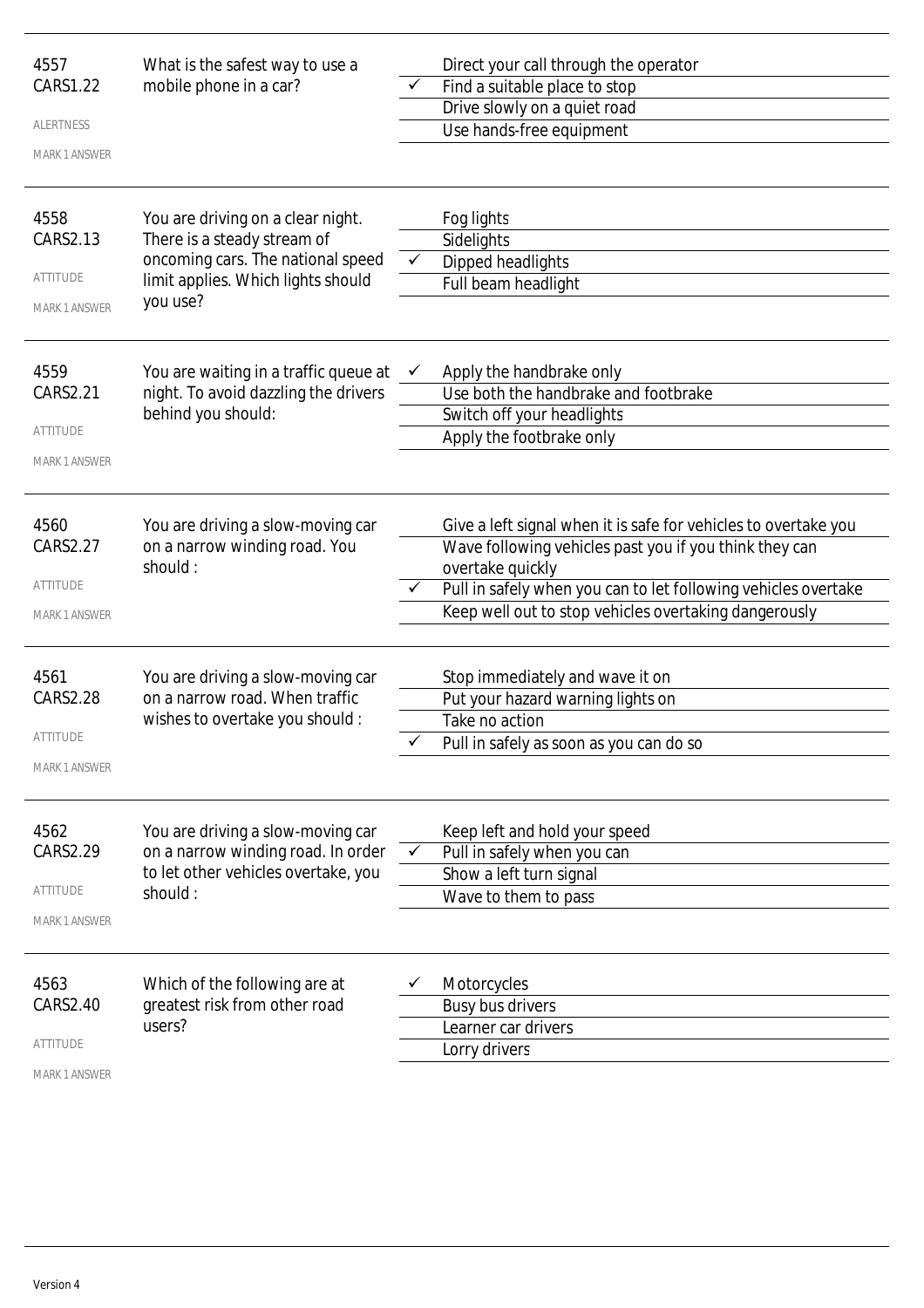| | | | |
|---|---|---|---|
| 4557<br>CARS1.22<br>ALERTNESS<br>MARK 1 ANSWER | What is the safest way to use a mobile phone in a car? | | Direct your call through the operator |
| | | ✓ | Find a suitable place to stop |
| | | | Drive slowly on a quiet road |
| | | | Use hands-free equipment |
| 4558<br>CARS2.13<br>ATTITUDE<br>MARK 1 ANSWER | You are driving on a clear night. There is a steady stream of oncoming cars. The national speed limit applies. Which lights should you use? | | Fog lights |
| | | | Sidelights |
| | | ✓ | Dipped headlights |
| | | | Full beam headlight |
| 4559<br>CARS2.21<br>ATTITUDE<br>MARK 1 ANSWER | You are waiting in a traffic queue at night. To avoid dazzling the drivers behind you should: | ✓ | Apply the handbrake only |
| | | | Use both the handbrake and footbrake |
| | | | Switch off your headlights |
| | | | Apply the footbrake only |
| 4560<br>CARS2.27<br>ATTITUDE<br>MARK 1 ANSWER | You are driving a slow-moving car on a narrow winding road. You should : | | Give a left signal when it is safe for vehicles to overtake you |
| | | | Wave following vehicles past you if you think they can overtake quickly |
| | | ✓ | Pull in safely when you can to let following vehicles overtake |
| | | | Keep well out to stop vehicles overtaking dangerously |
| 4561<br>CARS2.28<br>ATTITUDE<br>MARK 1 ANSWER | You are driving a slow-moving car on a narrow road. When traffic wishes to overtake you should : | | Stop immediately and wave it on |
| | | | Put your hazard warning lights on |
| | | | Take no action |
| | | ✓ | Pull in safely as soon as you can do so |
| 4562<br>CARS2.29<br>ATTITUDE<br>MARK 1 ANSWER | You are driving a slow-moving car on a narrow winding road. In order to let other vehicles overtake, you should : | | Keep left and hold your speed |
| | | ✓ | Pull in safely when you can |
| | | | Show a left turn signal |
| | | | Wave to them to pass |
| 4563<br>CARS2.40<br>ATTITUDE<br>MARK 1 ANSWER | Which of the following are at greatest risk from other road users? | ✓ | Motorcycles |
| | | | Busy bus drivers |
| | | | Learner car drivers |
| | | | Lorry drivers |

Version 4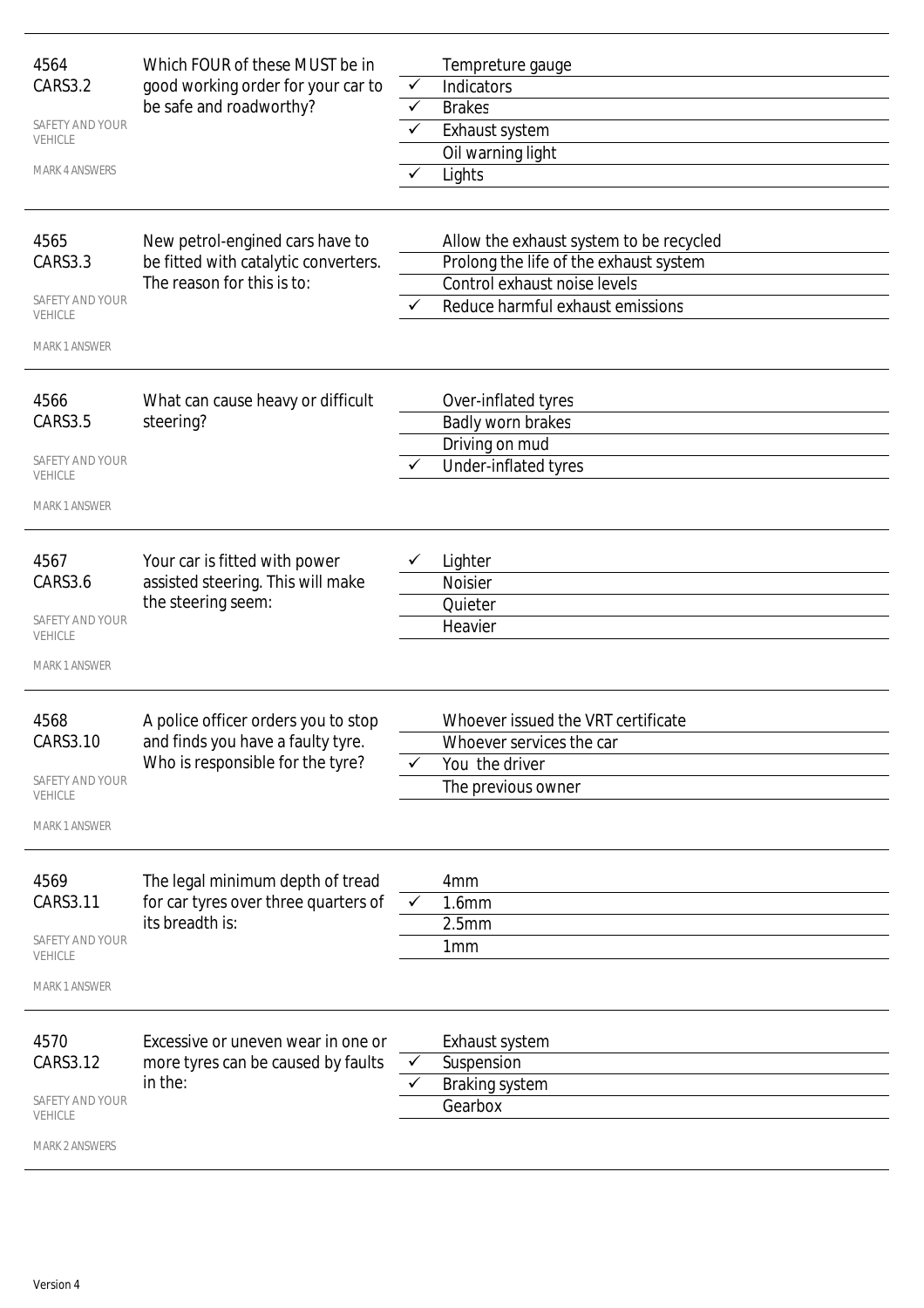| | | | |
|---|---|---|---|
| 4564<br>CARS3.2<br><br>SAFETY AND YOUR VEHICLE<br><br>MARK 4 ANSWERS | Which FOUR of these MUST be in good working order for your car to be safe and roadworthy? | | Tempreture gauge |
| | | ✓ | Indicators |
| | | ✓ | Brakes |
| | | ✓ | Exhaust system |
| | | | Oil warning light |
| | | ✓ | Lights |
| 4565<br>CARS3.3<br><br>SAFETY AND YOUR VEHICLE<br><br>MARK 1 ANSWER | New petrol-engined cars have to be fitted with catalytic converters. The reason for this is to: | | Allow the exhaust system to be recycled |
| | | | Prolong the life of the exhaust system |
| | | | Control exhaust noise levels |
| | | ✓ | Reduce harmful exhaust emissions |
| 4566<br>CARS3.5<br><br>SAFETY AND YOUR VEHICLE<br><br>MARK 1 ANSWER | What can cause heavy or difficult steering? | | Over-inflated tyres |
| | | | Badly worn brakes |
| | | | Driving on mud |
| | | ✓ | Under-inflated tyres |
| 4567<br>CARS3.6<br><br>SAFETY AND YOUR VEHICLE<br><br>MARK 1 ANSWER | Your car is fitted with power assisted steering. This will make the steering seem: | ✓ | Lighter |
| | | | Noisier |
| | | | Quieter |
| | | | Heavier |
| 4568<br>CARS3.10<br><br>SAFETY AND YOUR VEHICLE<br><br>MARK 1 ANSWER | A police officer orders you to stop and finds you have a faulty tyre. Who is responsible for the tyre? | | Whoever issued the VRT certificate |
| | | | Whoever services the car |
| | | ✓ | You the driver |
| | | | The previous owner |
| 4569<br>CARS3.11<br><br>SAFETY AND YOUR VEHICLE<br><br>MARK 1 ANSWER | The legal minimum depth of tread for car tyres over three quarters of its breadth is: | | 4mm |
| | | ✓ | 1.6mm |
| | | | 2.5mm |
| | | | 1mm |
| 4570<br>CARS3.12<br><br>SAFETY AND YOUR VEHICLE<br><br>MARK 2 ANSWERS | Excessive or uneven wear in one or more tyres can be caused by faults in the: | | Exhaust system |
| | | ✓ | Suspension |
| | | ✓ | Braking system |
| | | | Gearbox |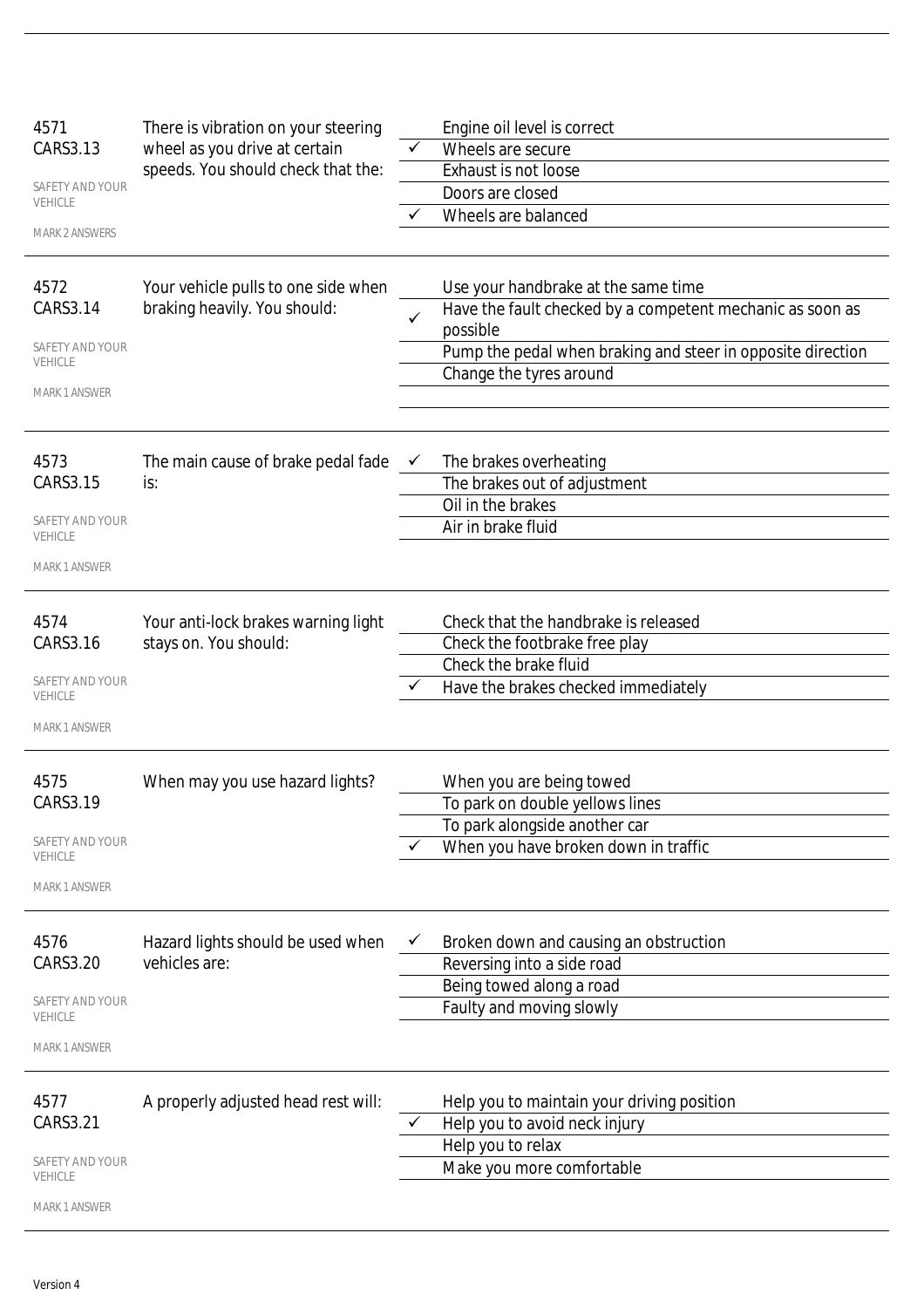| | | | |
|---|---|---|---|
| 4571<br>CARS3.13<br>SAFETY AND YOUR VEHICLE<br>MARK 2 ANSWERS | There is vibration on your steering wheel as you drive at certain speeds. You should check that the: | | Engine oil level is correct |
| | | ✓ | Wheels are secure |
| | | | Exhaust is not loose |
| | | | Doors are closed |
| | | ✓ | Wheels are balanced |
| 4572<br>CARS3.14<br>SAFETY AND YOUR VEHICLE<br>MARK 1 ANSWER | Your vehicle pulls to one side when braking heavily. You should: | | Use your handbrake at the same time |
| | | ✓ | Have the fault checked by a competent mechanic as soon as possible |
| | | | Pump the pedal when braking and steer in opposite direction |
| | | | Change the tyres around |
| 4573<br>CARS3.15<br>SAFETY AND YOUR VEHICLE<br>MARK 1 ANSWER | The main cause of brake pedal fade is: | ✓ | The brakes overheating |
| | | | The brakes out of adjustment |
| | | | Oil in the brakes |
| | | | Air in brake fluid |
| 4574<br>CARS3.16<br>SAFETY AND YOUR VEHICLE<br>MARK 1 ANSWER | Your anti-lock brakes warning light stays on. You should: | | Check that the handbrake is released |
| | | | Check the footbrake free play |
| | | | Check the brake fluid |
| | | ✓ | Have the brakes checked immediately |
| 4575<br>CARS3.19<br>SAFETY AND YOUR VEHICLE<br>MARK 1 ANSWER | When may you use hazard lights? | | When you are being towed |
| | | | To park on double yellows lines |
| | | | To park alongside another car |
| | | ✓ | When you have broken down in traffic |
| 4576<br>CARS3.20<br>SAFETY AND YOUR VEHICLE<br>MARK 1 ANSWER | Hazard lights should be used when vehicles are: | ✓ | Broken down and causing an obstruction |
| | | | Reversing into a side road |
| | | | Being towed along a road |
| | | | Faulty and moving slowly |
| 4577<br>CARS3.21<br>SAFETY AND YOUR VEHICLE<br>MARK 1 ANSWER | A properly adjusted head rest will: | | Help you to maintain your driving position |
| | | ✓ | Help you to avoid neck injury |
| | | | Help you to relax |
| | | | Make you more comfortable |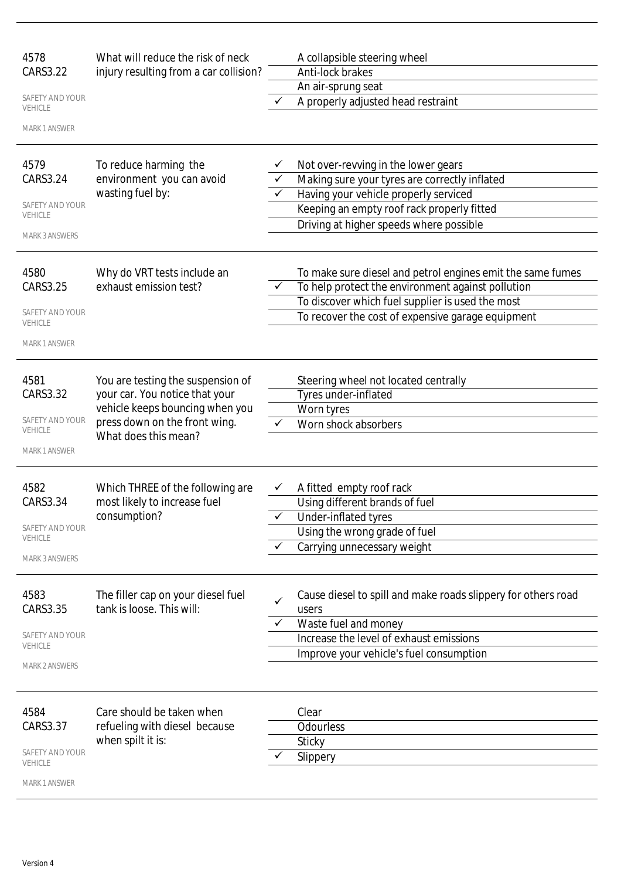| | | | |
|---|---|---|---|
| 4578<br>CARS3.22<br>SAFETY AND YOUR VEHICLE<br>MARK 1 ANSWER | What will reduce the risk of neck injury resulting from a car collision? | | A collapsible steering wheel |
| | | | Anti-lock brakes |
| | | | An air-sprung seat |
| | | ✓ | A properly adjusted head restraint |
| 4579<br>CARS3.24<br>SAFETY AND YOUR VEHICLE<br>MARK 3 ANSWERS | To reduce harming the environment you can avoid wasting fuel by: | ✓ | Not over-revving in the lower gears |
| | | ✓ | Making sure your tyres are correctly inflated |
| | | ✓ | Having your vehicle properly serviced |
| | | | Keeping an empty roof rack properly fitted |
| | | | Driving at higher speeds where possible |
| 4580<br>CARS3.25<br>SAFETY AND YOUR VEHICLE<br>MARK 1 ANSWER | Why do VRT tests include an exhaust emission test? | | To make sure diesel and petrol engines emit the same fumes |
| | | ✓ | To help protect the environment against pollution |
| | | | To discover which fuel supplier is used the most |
| | | | To recover the cost of expensive garage equipment |
| 4581<br>CARS3.32<br>SAFETY AND YOUR VEHICLE<br>MARK 1 ANSWER | You are testing the suspension of your car. You notice that your vehicle keeps bouncing when you press down on the front wing. What does this mean? | | Steering wheel not located centrally |
| | | | Tyres under-inflated |
| | | | Worn tyres |
| | | ✓ | Worn shock absorbers |
| 4582<br>CARS3.34<br>SAFETY AND YOUR VEHICLE<br>MARK 3 ANSWERS | Which THREE of the following are most likely to increase fuel consumption? | ✓ | A fitted empty roof rack |
| | | | Using different brands of fuel |
| | | ✓ | Under-inflated tyres |
| | | | Using the wrong grade of fuel |
| | | ✓ | Carrying unnecessary weight |
| 4583<br>CARS3.35<br>SAFETY AND YOUR VEHICLE<br>MARK 2 ANSWERS | The filler cap on your diesel fuel tank is loose. This will: | ✓ | Cause diesel to spill and make roads slippery for others road users |
| | | ✓ | Waste fuel and money |
| | | | Increase the level of exhaust emissions |
| | | | Improve your vehicle's fuel consumption |
| 4584<br>CARS3.37<br>SAFETY AND YOUR VEHICLE<br>MARK 1 ANSWER | Care should be taken when refueling with diesel because when spilt it is: | | Clear |
| | | | Odourless |
| | | | Sticky |
| | | ✓ | Slippery |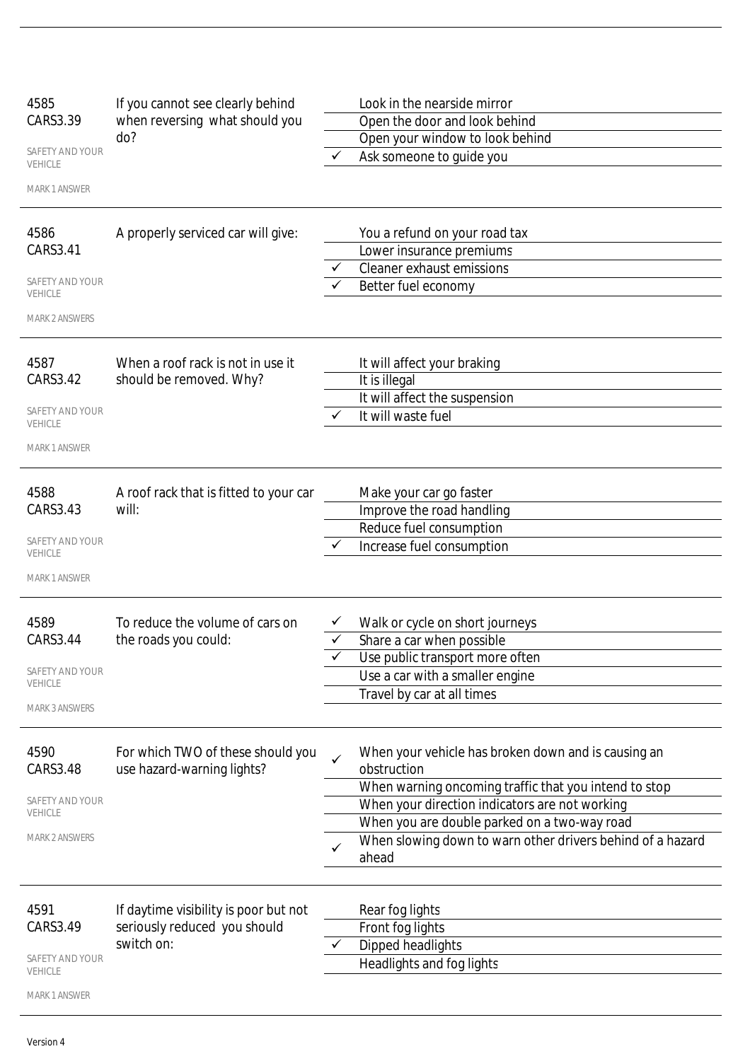**4585**
**CARS3.39**

SAFETY AND YOUR VEHICLE

MARK 1 ANSWER

If you cannot see clearly behind when reversing what should you do?

| | |
|---|---|
| | Look in the nearside mirror |
| | Open the door and look behind |
| | Open your window to look behind |
| ✓ | Ask someone to guide you |

---

**4586**
**CARS3.41**

SAFETY AND YOUR VEHICLE

MARK 2 ANSWERS

A properly serviced car will give:

| | |
|---|---|
| | You a refund on your road tax |
| | Lower insurance premiums |
| ✓ | Cleaner exhaust emissions |
| ✓ | Better fuel economy |

---

**4587**
**CARS3.42**

SAFETY AND YOUR VEHICLE

MARK 1 ANSWER

When a roof rack is not in use it should be removed. Why?

| | |
|---|---|
| | It will affect your braking |
| | It is illegal |
| | It will affect the suspension |
| ✓ | It will waste fuel |

---

**4588**
**CARS3.43**

SAFETY AND YOUR VEHICLE

MARK 1 ANSWER

A roof rack that is fitted to your car will:

| | |
|---|---|
| | Make your car go faster |
| | Improve the road handling |
| | Reduce fuel consumption |
| ✓ | Increase fuel consumption |

---

**4589**
**CARS3.44**

SAFETY AND YOUR VEHICLE

MARK 3 ANSWERS

To reduce the volume of cars on the roads you could:

| | |
|---|---|
| ✓ | Walk or cycle on short journeys |
| ✓ | Share a car when possible |
| ✓ | Use public transport more often |
| | Use a car with a smaller engine |
| | Travel by car at all times |

---

**4590**
**CARS3.48**

SAFETY AND YOUR VEHICLE

MARK 2 ANSWERS

For which TWO of these should you use hazard-warning lights?

| | |
|---|---|
| ✓ | When your vehicle has broken down and is causing an obstruction |
| | When warning oncoming traffic that you intend to stop |
| | When your direction indicators are not working |
| | When you are double parked on a two-way road |
| ✓ | When slowing down to warn other drivers behind of a hazard ahead |

---

**4591**
**CARS3.49**

SAFETY AND YOUR VEHICLE

MARK 1 ANSWER

If daytime visibility is poor but not seriously reduced you should switch on:

| | |
|---|---|
| | Rear fog lights |
| | Front fog lights |
| ✓ | Dipped headlights |
| | Headlights and fog lights |

Version 4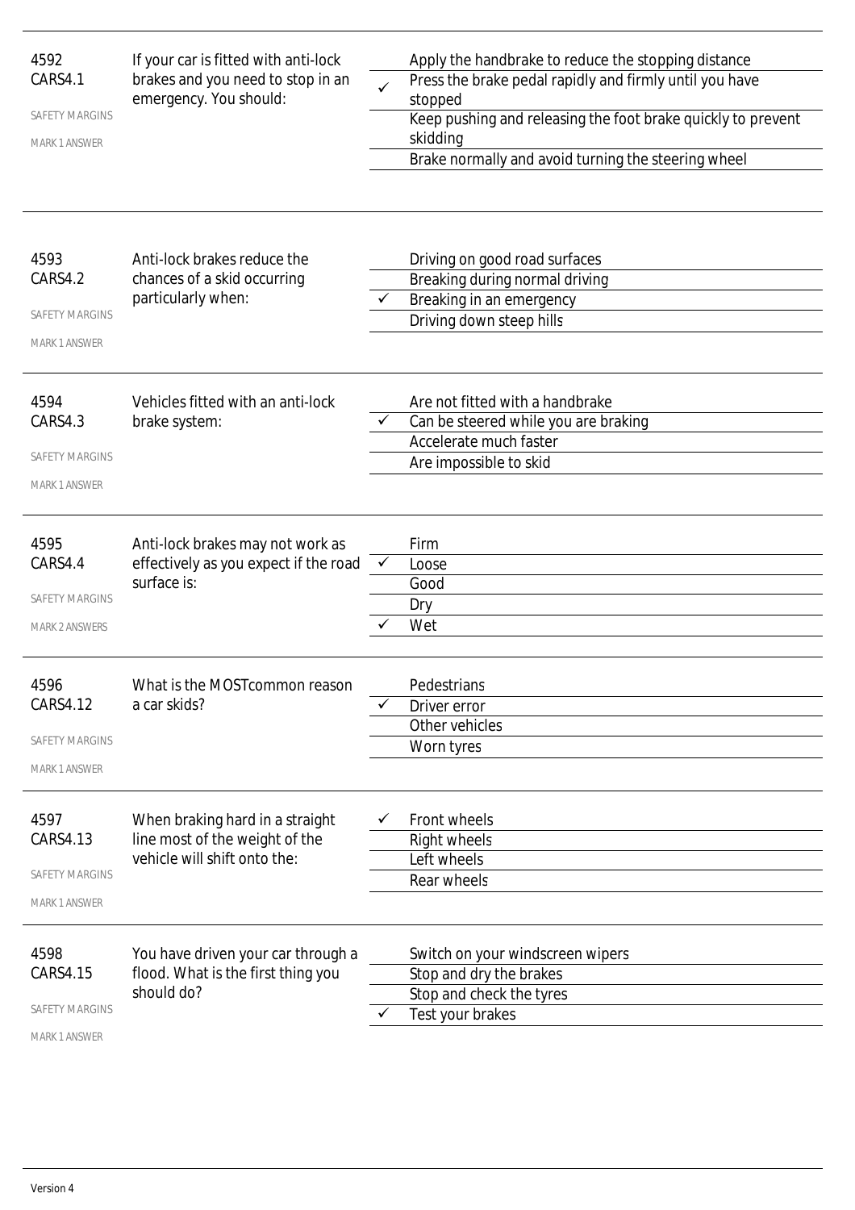| | | | |
|---|---|---|---|
| 4592<br>CARS4.1<br><br>SAFETY MARGINS<br><br>MARK 1 ANSWER | If your car is fitted with anti-lock brakes and you need to stop in an emergency. You should: | | Apply the handbrake to reduce the stopping distance |
| | | ✓ | Press the brake pedal rapidly and firmly until you have stopped |
| | | | Keep pushing and releasing the foot brake quickly to prevent skidding |
| | | | Brake normally and avoid turning the steering wheel |
| 4593<br>CARS4.2<br><br>SAFETY MARGINS<br><br>MARK 1 ANSWER | Anti-lock brakes reduce the chances of a skid occurring particularly when: | | Driving on good road surfaces |
| | | | Breaking during normal driving |
| | | ✓ | Breaking in an emergency |
| | | | Driving down steep hills |
| 4594<br>CARS4.3<br><br>SAFETY MARGINS<br><br>MARK 1 ANSWER | Vehicles fitted with an anti-lock brake system: | | Are not fitted with a handbrake |
| | | ✓ | Can be steered while you are braking |
| | | | Accelerate much faster |
| | | | Are impossible to skid |
| 4595<br>CARS4.4<br><br>SAFETY MARGINS<br><br>MARK 2 ANSWERS | Anti-lock brakes may not work as effectively as you expect if the road surface is: | | Firm |
| | | ✓ | Loose |
| | | | Good |
| | | | Dry |
| | | ✓ | Wet |
| 4596<br>CARS4.12<br><br>SAFETY MARGINS<br><br>MARK 1 ANSWER | What is the MOSTcommon reason a car skids? | | Pedestrians |
| | | ✓ | Driver error |
| | | | Other vehicles |
| | | | Worn tyres |
| 4597<br>CARS4.13<br><br>SAFETY MARGINS<br><br>MARK 1 ANSWER | When braking hard in a straight line most of the weight of the vehicle will shift onto the: | ✓ | Front wheels |
| | | | Right wheels |
| | | | Left wheels |
| | | | Rear wheels |
| 4598<br>CARS4.15<br><br>SAFETY MARGINS<br><br>MARK 1 ANSWER | You have driven your car through a flood. What is the first thing you should do? | | Switch on your windscreen wipers |
| | | | Stop and dry the brakes |
| | | | Stop and check the tyres |
| | | ✓ | Test your brakes |

Version 4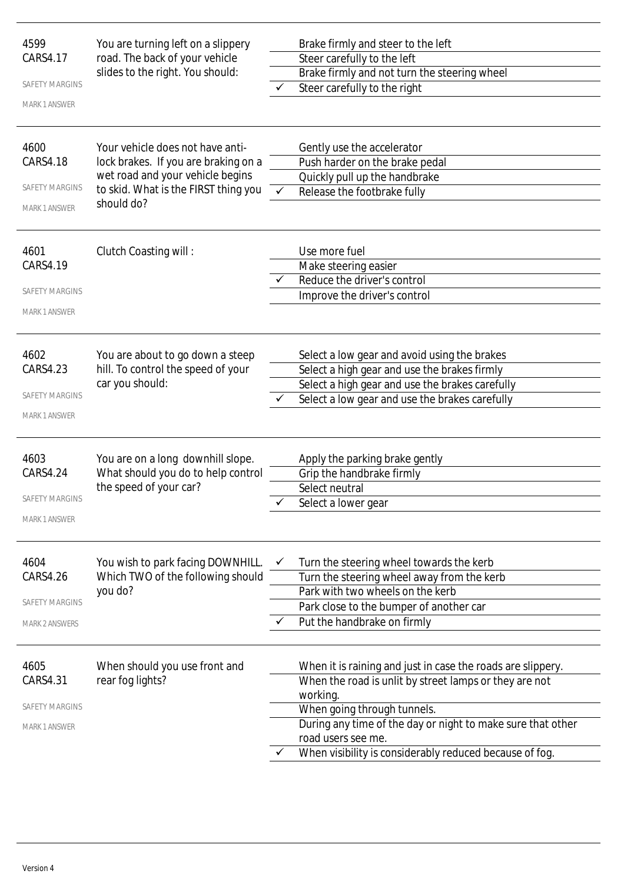| | | | |
|---|---|---|---|
| 4599<br>CARS4.17<br>SAFETY MARGINS<br>MARK 1 ANSWER | You are turning left on a slippery road. The back of your vehicle slides to the right. You should: | | Brake firmly and steer to the left |
| | | | Steer carefully to the left |
| | | | Brake firmly and not turn the steering wheel |
| | | ✓ | Steer carefully to the right |
| 4600<br>CARS4.18<br>SAFETY MARGINS<br>MARK 1 ANSWER | Your vehicle does not have anti-lock brakes. If you are braking on a wet road and your vehicle begins to skid. What is the FIRST thing you should do? | | Gently use the accelerator |
| | | | Push harder on the brake pedal |
| | | | Quickly pull up the handbrake |
| | | ✓ | Release the footbrake fully |
| 4601<br>CARS4.19<br>SAFETY MARGINS<br>MARK 1 ANSWER | Clutch Coasting will : | | Use more fuel |
| | | | Make steering easier |
| | | ✓ | Reduce the driver's control |
| | | | Improve the driver's control |
| 4602<br>CARS4.23<br>SAFETY MARGINS<br>MARK 1 ANSWER | You are about to go down a steep hill. To control the speed of your car you should: | | Select a low gear and avoid using the brakes |
| | | | Select a high gear and use the brakes firmly |
| | | | Select a high gear and use the brakes carefully |
| | | ✓ | Select a low gear and use the brakes carefully |
| 4603<br>CARS4.24<br>SAFETY MARGINS<br>MARK 1 ANSWER | You are on a long downhill slope. What should you do to help control the speed of your car? | | Apply the parking brake gently |
| | | | Grip the handbrake firmly |
| | | | Select neutral |
| | | ✓ | Select a lower gear |
| 4604<br>CARS4.26<br>SAFETY MARGINS<br>MARK 2 ANSWERS | You wish to park facing DOWNHILL. Which TWO of the following should you do? | ✓ | Turn the steering wheel towards the kerb |
| | | | Turn the steering wheel away from the kerb |
| | | | Park with two wheels on the kerb |
| | | | Park close to the bumper of another car |
| | | ✓ | Put the handbrake on firmly |
| 4605<br>CARS4.31<br>SAFETY MARGINS<br>MARK 1 ANSWER | When should you use front and rear fog lights? | | When it is raining and just in case the roads are slippery. |
| | | | When the road is unlit by street lamps or they are not working. |
| | | | When going through tunnels. |
| | | | During any time of the day or night to make sure that other road users see me. |
| | | ✓ | When visibility is considerably reduced because of fog. |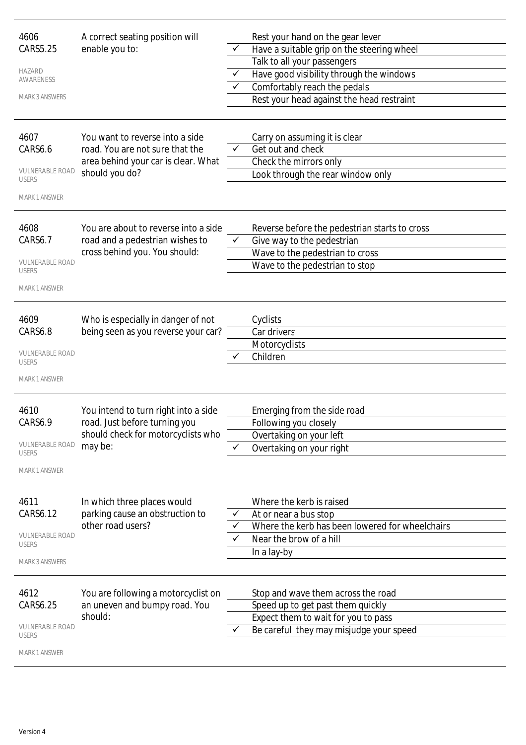| | | | |
|---|---|---|---|
| 4606<br>CARS5.25<br><br>HAZARD AWARENESS<br><br>MARK 3 ANSWERS | A correct seating position will enable you to: | | Rest your hand on the gear lever |
| | | ✓ | Have a suitable grip on the steering wheel |
| | | | Talk to all your passengers |
| | | ✓ | Have good visibility through the windows |
| | | ✓ | Comfortably reach the pedals |
| | | | Rest your head against the head restraint |
| 4607<br>CARS6.6<br><br>VULNERABLE ROAD USERS<br><br>MARK 1 ANSWER | You want to reverse into a side road. You are not sure that the area behind your car is clear. What should you do? | | Carry on assuming it is clear |
| | | ✓ | Get out and check |
| | | | Check the mirrors only |
| | | | Look through the rear window only |
| 4608<br>CARS6.7<br><br>VULNERABLE ROAD USERS<br><br>MARK 1 ANSWER | You are about to reverse into a side road and a pedestrian wishes to cross behind you. You should: | | Reverse before the pedestrian starts to cross |
| | | ✓ | Give way to the pedestrian |
| | | | Wave to the pedestrian to cross |
| | | | Wave to the pedestrian to stop |
| 4609<br>CARS6.8<br><br>VULNERABLE ROAD USERS<br><br>MARK 1 ANSWER | Who is especially in danger of not being seen as you reverse your car? | | Cyclists |
| | | | Car drivers |
| | | | Motorcyclists |
| | | ✓ | Children |
| 4610<br>CARS6.9<br><br>VULNERABLE ROAD USERS<br><br>MARK 1 ANSWER | You intend to turn right into a side road. Just before turning you should check for motorcyclists who may be: | | Emerging from the side road |
| | | | Following you closely |
| | | | Overtaking on your left |
| | | ✓ | Overtaking on your right |
| 4611<br>CARS6.12<br><br>VULNERABLE ROAD USERS<br><br>MARK 3 ANSWERS | In which three places would parking cause an obstruction to other road users? | | Where the kerb is raised |
| | | ✓ | At or near a bus stop |
| | | ✓ | Where the kerb has been lowered for wheelchairs |
| | | ✓ | Near the brow of a hill |
| | | | In a lay-by |
| 4612<br>CARS6.25<br><br>VULNERABLE ROAD USERS<br><br>MARK 1 ANSWER | You are following a motorcyclist on an uneven and bumpy road. You should: | | Stop and wave them across the road |
| | | | Speed up to get past them quickly |
| | | | Expect them to wait for you to pass |
| | | ✓ | Be careful they may misjudge your speed |

Version 4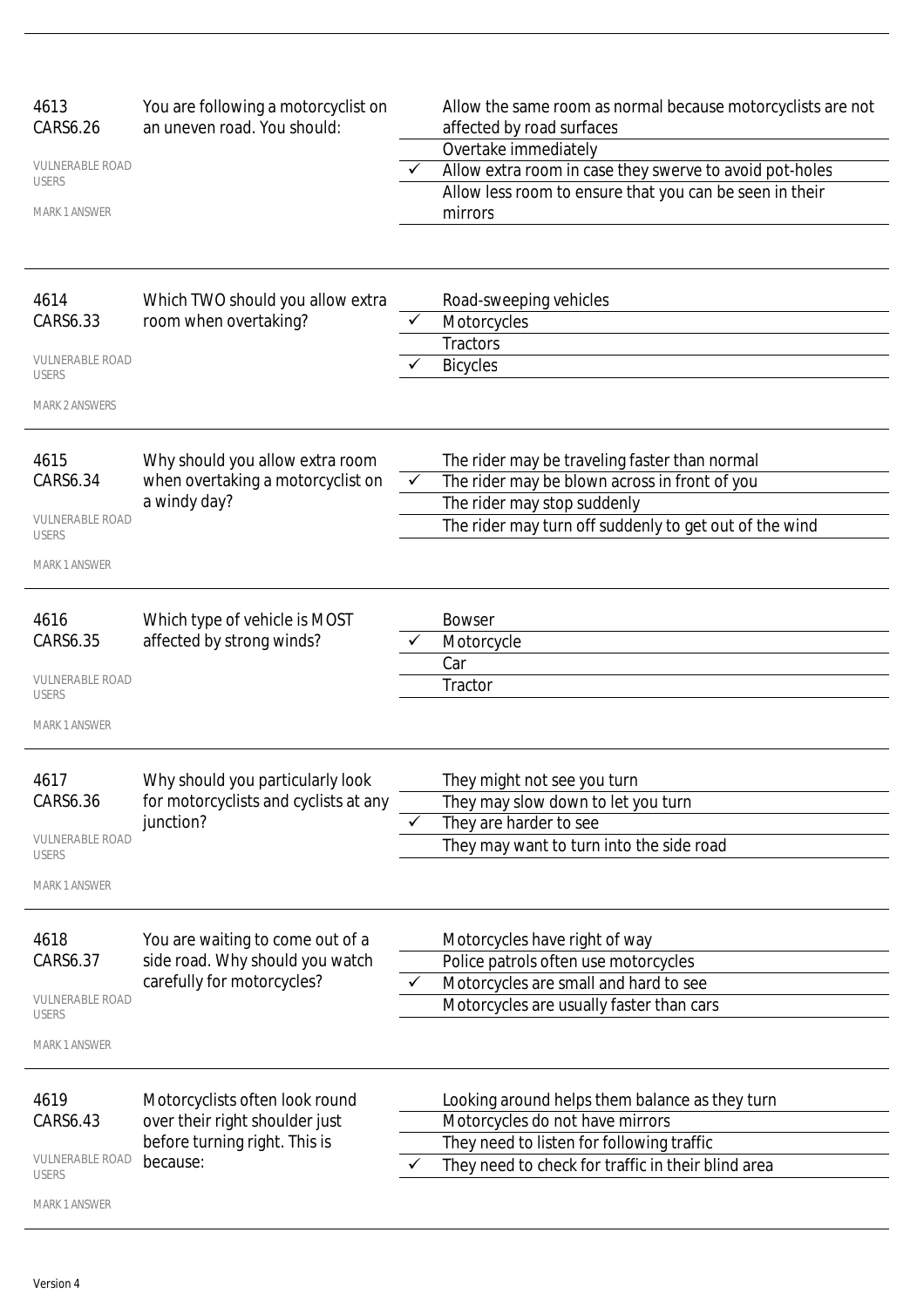| | | | |
|---|---|---|---|
| 4613<br>CARS6.26<br>VULNERABLE ROAD USERS<br>MARK 1 ANSWER | You are following a motorcyclist on an uneven road. You should: | | Allow the same room as normal because motorcyclists are not affected by road surfaces |
| | | | Overtake immediately |
| | | ✓ | Allow extra room in case they swerve to avoid pot-holes |
| | | | Allow less room to ensure that you can be seen in their mirrors |
| 4614<br>CARS6.33<br>VULNERABLE ROAD USERS<br>MARK 2 ANSWERS | Which TWO should you allow extra room when overtaking? | | Road-sweeping vehicles |
| | | ✓ | Motorcycles |
| | | | Tractors |
| | | ✓ | Bicycles |
| 4615<br>CARS6.34<br>VULNERABLE ROAD USERS<br>MARK 1 ANSWER | Why should you allow extra room when overtaking a motorcyclist on a windy day? | | The rider may be traveling faster than normal |
| | | ✓ | The rider may be blown across in front of you |
| | | | The rider may stop suddenly |
| | | | The rider may turn off suddenly to get out of the wind |
| 4616<br>CARS6.35<br>VULNERABLE ROAD USERS<br>MARK 1 ANSWER | Which type of vehicle is MOST affected by strong winds? | | Bowser |
| | | ✓ | Motorcycle |
| | | | Car |
| | | | Tractor |
| 4617<br>CARS6.36<br>VULNERABLE ROAD USERS<br>MARK 1 ANSWER | Why should you particularly look for motorcyclists and cyclists at any junction? | | They might not see you turn |
| | | | They may slow down to let you turn |
| | | ✓ | They are harder to see |
| | | | They may want to turn into the side road |
| 4618<br>CARS6.37<br>VULNERABLE ROAD USERS<br>MARK 1 ANSWER | You are waiting to come out of a side road. Why should you watch carefully for motorcycles? | | Motorcycles have right of way |
| | | | Police patrols often use motorcycles |
| | | ✓ | Motorcycles are small and hard to see |
| | | | Motorcycles are usually faster than cars |
| 4619<br>CARS6.43<br>VULNERABLE ROAD USERS<br>MARK 1 ANSWER | Motorcyclists often look round over their right shoulder just before turning right. This is because: | | Looking around helps them balance as they turn |
| | | | Motorcycles do not have mirrors |
| | | | They need to listen for following traffic |
| | | ✓ | They need to check for traffic in their blind area |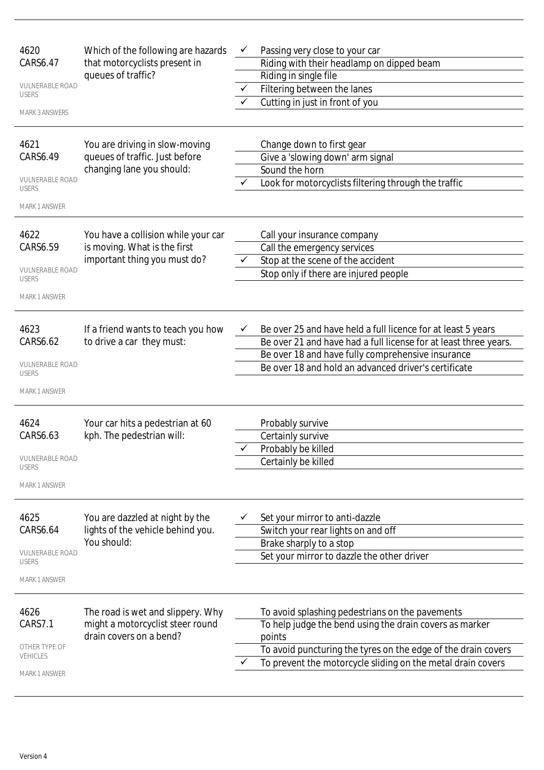| | | | |
|---|---|---|---|
| 4620<br>CARS6.47<br>VULNERABLE ROAD USERS<br>MARK 3 ANSWERS | Which of the following are hazards that motorcyclists present in queues of traffic? | ✓ | Passing very close to your car |
| | | | Riding with their headlamp on dipped beam |
| | | | Riding in single file |
| | | ✓ | Filtering between the lanes |
| | | ✓ | Cutting in just in front of you |
| 4621<br>CARS6.49<br>VULNERABLE ROAD USERS<br>MARK 1 ANSWER | You are driving in slow-moving queues of traffic. Just before changing lane you should: | | Change down to first gear |
| | | | Give a 'slowing down' arm signal |
| | | | Sound the horn |
| | | ✓ | Look for motorcyclists filtering through the traffic |
| 4622<br>CARS6.59<br>VULNERABLE ROAD USERS<br>MARK 1 ANSWER | You have a collision while your car is moving. What is the first important thing you must do? | | Call your insurance company |
| | | | Call the emergency services |
| | | ✓ | Stop at the scene of the accident |
| | | | Stop only if there are injured people |
| 4623<br>CARS6.62<br>VULNERABLE ROAD USERS<br>MARK 1 ANSWER | If a friend wants to teach you how to drive a car they must: | ✓ | Be over 25 and have held a full licence for at least 5 years |
| | | | Be over 21 and have had a full license for at least three years. |
| | | | Be over 18 and have fully comprehensive insurance |
| | | | Be over 18 and hold an advanced driver's certificate |
| 4624<br>CARS6.63<br>VULNERABLE ROAD USERS<br>MARK 1 ANSWER | Your car hits a pedestrian at 60 kph. The pedestrian will: | | Probably survive |
| | | | Certainly survive |
| | | ✓ | Probably be killed |
| | | | Certainly be killed |
| 4625<br>CARS6.64<br>VULNERABLE ROAD USERS<br>MARK 1 ANSWER | You are dazzled at night by the lights of the vehicle behind you. You should: | ✓ | Set your mirror to anti-dazzle |
| | | | Switch your rear lights on and off |
| | | | Brake sharply to a stop |
| | | | Set your mirror to dazzle the other driver |
| 4626<br>CARS7.1<br>OTHER TYPE OF VEHICLES<br>MARK 1 ANSWER | The road is wet and slippery. Why might a motorcyclist steer round drain covers on a bend? | | To avoid splashing pedestrians on the pavements |
| | | | To help judge the bend using the drain covers as marker points |
| | | | To avoid puncturing the tyres on the edge of the drain covers |
| | | ✓ | To prevent the motorcycle sliding on the metal drain covers |

Version 4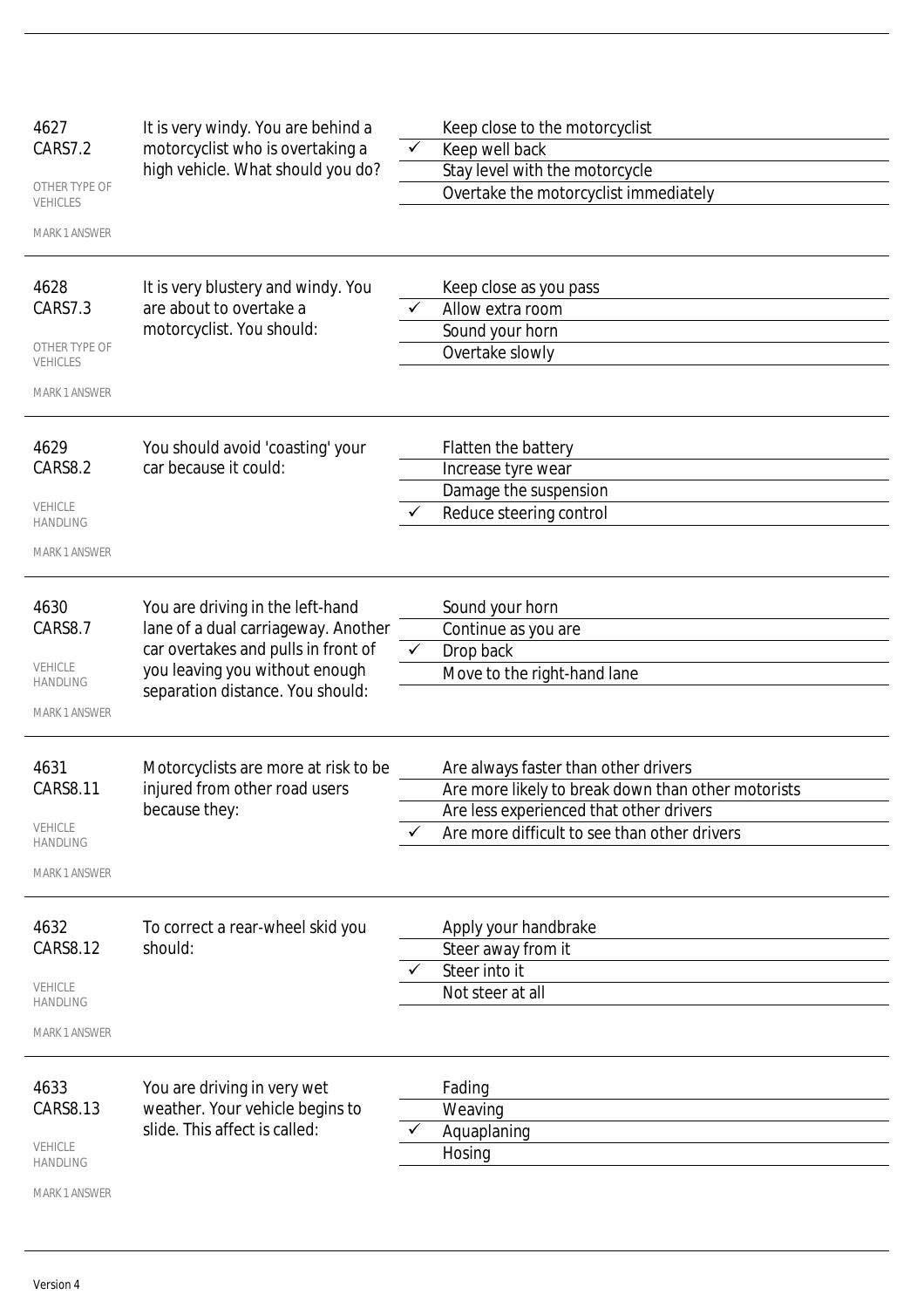| ID | Question | Correct | Answers |
|---|---|---|---|
| 4627<br>CARS7.2<br>OTHER TYPE OF VEHICLES<br>MARK 1 ANSWER | It is very windy. You are behind a motorcyclist who is overtaking a high vehicle. What should you do? | | Keep close to the motorcyclist |
| | | ✓ | Keep well back |
| | | | Stay level with the motorcycle |
| | | | Overtake the motorcyclist immediately |
| 4628<br>CARS7.3<br>OTHER TYPE OF VEHICLES<br>MARK 1 ANSWER | It is very blustery and windy. You are about to overtake a motorcyclist. You should: | | Keep close as you pass |
| | | ✓ | Allow extra room |
| | | | Sound your horn |
| | | | Overtake slowly |
| 4629<br>CARS8.2<br>VEHICLE HANDLING<br>MARK 1 ANSWER | You should avoid 'coasting' your car because it could: | | Flatten the battery |
| | | | Increase tyre wear |
| | | | Damage the suspension |
| | | ✓ | Reduce steering control |
| 4630<br>CARS8.7<br>VEHICLE HANDLING<br>MARK 1 ANSWER | You are driving in the left-hand lane of a dual carriageway. Another car overtakes and pulls in front of you leaving you without enough separation distance. You should: | | Sound your horn |
| | | | Continue as you are |
| | | ✓ | Drop back |
| | | | Move to the right-hand lane |
| 4631<br>CARS8.11<br>VEHICLE HANDLING<br>MARK 1 ANSWER | Motorcyclists are more at risk to be injured from other road users because they: | | Are always faster than other drivers |
| | | | Are more likely to break down than other motorists |
| | | | Are less experienced that other drivers |
| | | ✓ | Are more difficult to see than other drivers |
| 4632<br>CARS8.12<br>VEHICLE HANDLING<br>MARK 1 ANSWER | To correct a rear-wheel skid you should: | | Apply your handbrake |
| | | | Steer away from it |
| | | ✓ | Steer into it |
| | | | Not steer at all |
| 4633<br>CARS8.13<br>VEHICLE HANDLING<br>MARK 1 ANSWER | You are driving in very wet weather. Your vehicle begins to slide. This affect is called: | | Fading |
| | | | Weaving |
| | | ✓ | Aquaplaning |
| | | | Hosing |

Version 4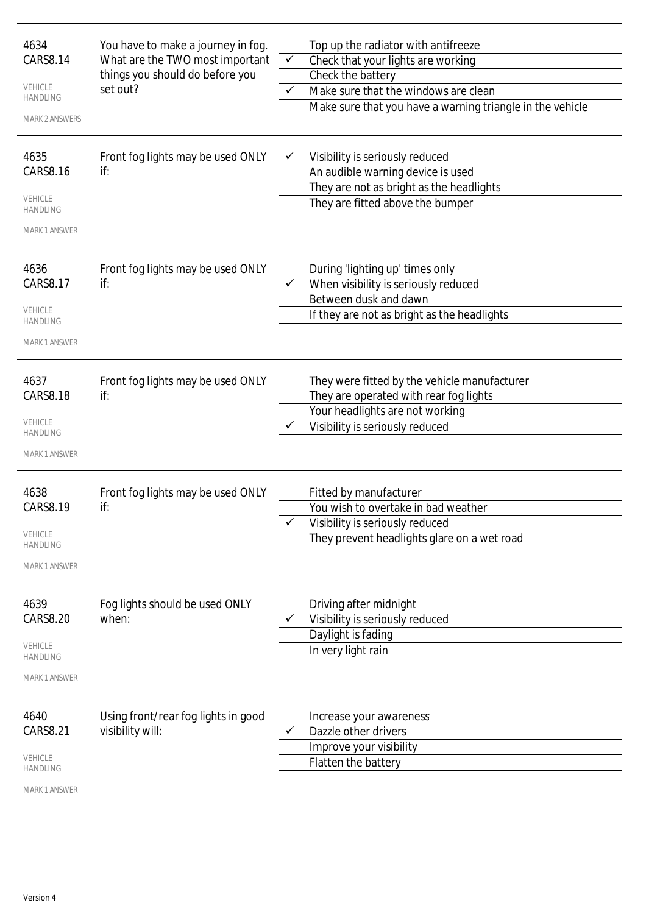| | | | |
|---|---|---|---|
| 4634<br>CARS8.14<br>VEHICLE HANDLING<br>MARK 2 ANSWERS | You have to make a journey in fog. What are the TWO most important things you should do before you set out? | | Top up the radiator with antifreeze |
| | | ✓ | Check that your lights are working |
| | | | Check the battery |
| | | ✓ | Make sure that the windows are clean |
| | | | Make sure that you have a warning triangle in the vehicle |
| 4635<br>CARS8.16<br>VEHICLE HANDLING<br>MARK 1 ANSWER | Front fog lights may be used ONLY if: | ✓ | Visibility is seriously reduced |
| | | | An audible warning device is used |
| | | | They are not as bright as the headlights |
| | | | They are fitted above the bumper |
| 4636<br>CARS8.17<br>VEHICLE HANDLING<br>MARK 1 ANSWER | Front fog lights may be used ONLY if: | | During 'lighting up' times only |
| | | ✓ | When visibility is seriously reduced |
| | | | Between dusk and dawn |
| | | | If they are not as bright as the headlights |
| 4637<br>CARS8.18<br>VEHICLE HANDLING<br>MARK 1 ANSWER | Front fog lights may be used ONLY if: | | They were fitted by the vehicle manufacturer |
| | | | They are operated with rear fog lights |
| | | | Your headlights are not working |
| | | ✓ | Visibility is seriously reduced |
| 4638<br>CARS8.19<br>VEHICLE HANDLING<br>MARK 1 ANSWER | Front fog lights may be used ONLY if: | | Fitted by manufacturer |
| | | | You wish to overtake in bad weather |
| | | ✓ | Visibility is seriously reduced |
| | | | They prevent headlights glare on a wet road |
| 4639<br>CARS8.20<br>VEHICLE HANDLING<br>MARK 1 ANSWER | Fog lights should be used ONLY when: | | Driving after midnight |
| | | ✓ | Visibility is seriously reduced |
| | | | Daylight is fading |
| | | | In very light rain |
| 4640<br>CARS8.21<br>VEHICLE HANDLING<br>MARK 1 ANSWER | Using front/rear fog lights in good visibility will: | | Increase your awareness |
| | | ✓ | Dazzle other drivers |
| | | | Improve your visibility |
| | | | Flatten the battery |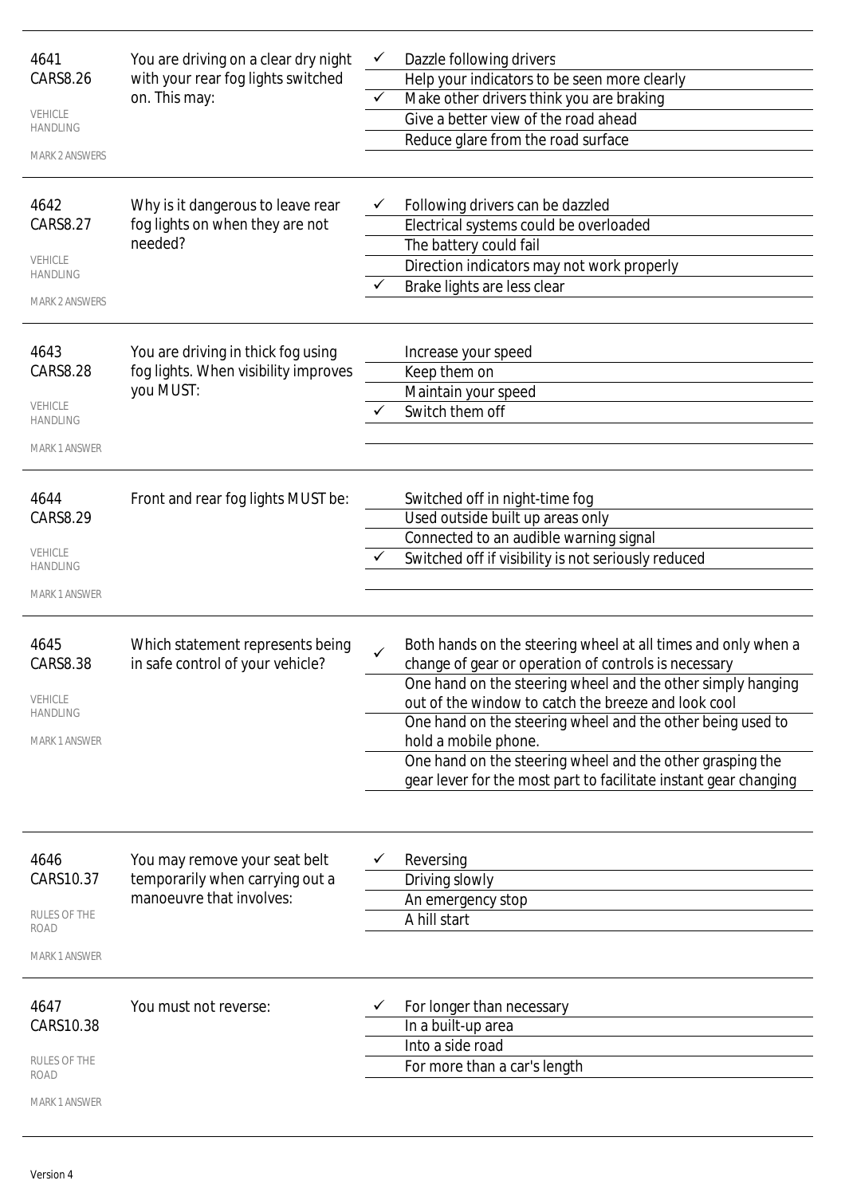| | | | |
|---|---|---|---|
| 4641<br>CARS8.26<br><br>VEHICLE HANDLING<br><br>MARK 2 ANSWERS | You are driving on a clear dry night with your rear fog lights switched on. This may: | ✓ | Dazzle following drivers |
| | | | Help your indicators to be seen more clearly |
| | | ✓ | Make other drivers think you are braking |
| | | | Give a better view of the road ahead |
| | | | Reduce glare from the road surface |
| 4642<br>CARS8.27<br><br>VEHICLE HANDLING<br><br>MARK 2 ANSWERS | Why is it dangerous to leave rear fog lights on when they are not needed? | ✓ | Following drivers can be dazzled |
| | | | Electrical systems could be overloaded |
| | | | The battery could fail |
| | | | Direction indicators may not work properly |
| | | ✓ | Brake lights are less clear |
| 4643<br>CARS8.28<br><br>VEHICLE HANDLING<br><br>MARK 1 ANSWER | You are driving in thick fog using fog lights. When visibility improves you MUST: | | Increase your speed |
| | | | Keep them on |
| | | | Maintain your speed |
| | | ✓ | Switch them off |
| 4644<br>CARS8.29<br><br>VEHICLE HANDLING<br><br>MARK 1 ANSWER | Front and rear fog lights MUST be: | | Switched off in night-time fog |
| | | | Used outside built up areas only |
| | | | Connected to an audible warning signal |
| | | ✓ | Switched off if visibility is not seriously reduced |
| 4645<br>CARS8.38<br><br>VEHICLE HANDLING<br><br>MARK 1 ANSWER | Which statement represents being in safe control of your vehicle? | ✓ | Both hands on the steering wheel at all times and only when a change of gear or operation of controls is necessary |
| | | | One hand on the steering wheel and the other simply hanging out of the window to catch the breeze and look cool |
| | | | One hand on the steering wheel and the other being used to hold a mobile phone. |
| | | | One hand on the steering wheel and the other grasping the gear lever for the most part to facilitate instant gear changing |
| 4646<br>CARS10.37<br><br>RULES OF THE ROAD<br><br>MARK 1 ANSWER | You may remove your seat belt temporarily when carrying out a manoeuvre that involves: | ✓ | Reversing |
| | | | Driving slowly |
| | | | An emergency stop |
| | | | A hill start |
| 4647<br>CARS10.38<br><br>RULES OF THE ROAD<br><br>MARK 1 ANSWER | You must not reverse: | ✓ | For longer than necessary |
| | | | In a built-up area |
| | | | Into a side road |
| | | | For more than a car's length |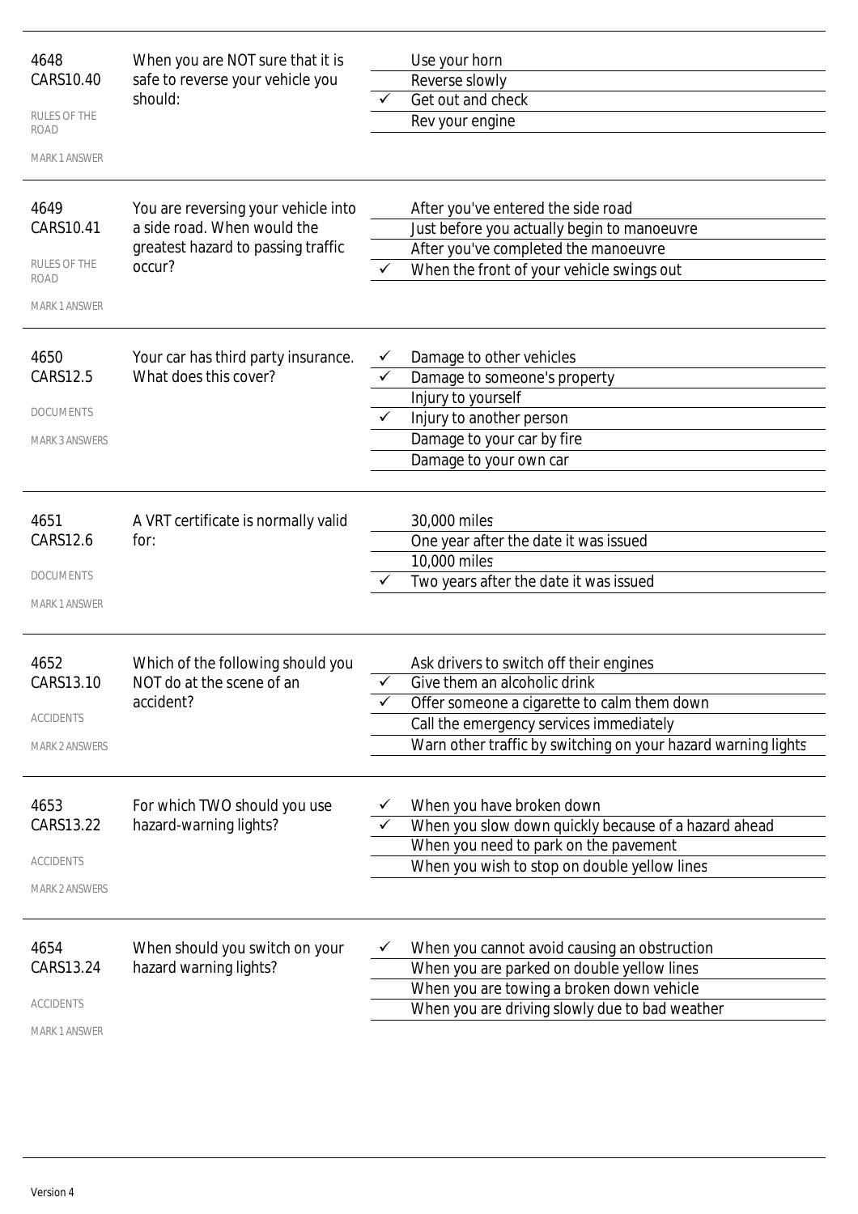| | | | |
|---|---|---|---|
| 4648<br>CARS10.40<br>RULES OF THE ROAD<br>MARK 1 ANSWER | When you are NOT sure that it is safe to reverse your vehicle you should: | | Use your horn |
| | | | Reverse slowly |
| | | ✓ | Get out and check |
| | | | Rev your engine |
| 4649<br>CARS10.41<br>RULES OF THE ROAD<br>MARK 1 ANSWER | You are reversing your vehicle into a side road. When would the greatest hazard to passing traffic occur? | | After you've entered the side road |
| | | | Just before you actually begin to manoeuvre |
| | | | After you've completed the manoeuvre |
| | | ✓ | When the front of your vehicle swings out |
| 4650<br>CARS12.5<br>DOCUMENTS<br>MARK 3 ANSWERS | Your car has third party insurance. What does this cover? | ✓ | Damage to other vehicles |
| | | ✓ | Damage to someone's property |
| | | | Injury to yourself |
| | | ✓ | Injury to another person |
| | | | Damage to your car by fire |
| | | | Damage to your own car |
| 4651<br>CARS12.6<br>DOCUMENTS<br>MARK 1 ANSWER | A VRT certificate is normally valid for: | | 30,000 miles |
| | | | One year after the date it was issued |
| | | | 10,000 miles |
| | | ✓ | Two years after the date it was issued |
| 4652<br>CARS13.10<br>ACCIDENTS<br>MARK 2 ANSWERS | Which of the following should you NOT do at the scene of an accident? | | Ask drivers to switch off their engines |
| | | ✓ | Give them an alcoholic drink |
| | | ✓ | Offer someone a cigarette to calm them down |
| | | | Call the emergency services immediately |
| | | | Warn other traffic by switching on your hazard warning lights |
| 4653<br>CARS13.22<br>ACCIDENTS<br>MARK 2 ANSWERS | For which TWO should you use hazard-warning lights? | ✓ | When you have broken down |
| | | ✓ | When you slow down quickly because of a hazard ahead |
| | | | When you need to park on the pavement |
| | | | When you wish to stop on double yellow lines |
| 4654<br>CARS13.24<br>ACCIDENTS<br>MARK 1 ANSWER | When should you switch on your hazard warning lights? | ✓ | When you cannot avoid causing an obstruction |
| | | | When you are parked on double yellow lines |
| | | | When you are towing a broken down vehicle |
| | | | When you are driving slowly due to bad weather |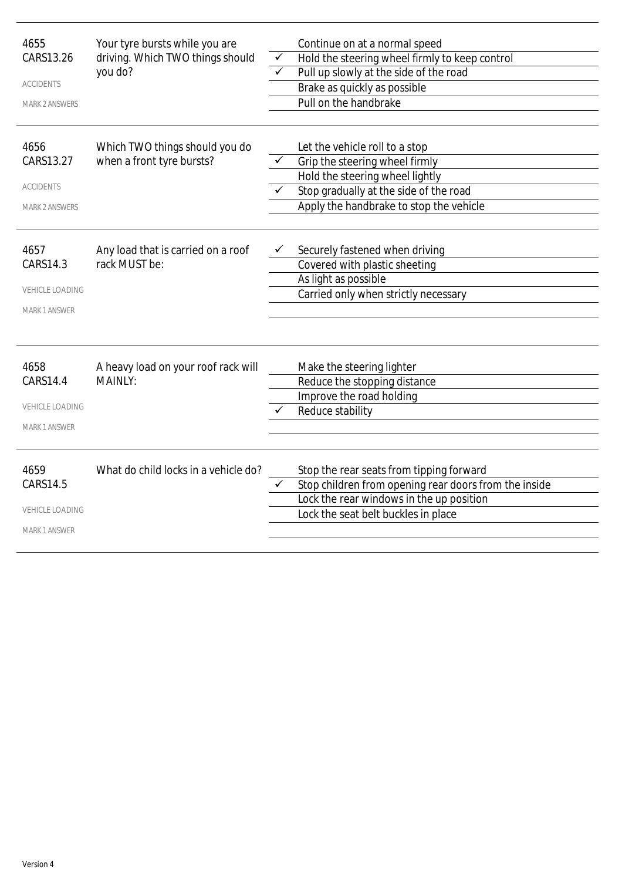| | | | |
|---|---|---|---|
| 4655<br>CARS13.26<br>ACCIDENTS<br>MARK 2 ANSWERS | Your tyre bursts while you are driving. Which TWO things should you do? | | Continue on at a normal speed |
| | | ✓ | Hold the steering wheel firmly to keep control |
| | | ✓ | Pull up slowly at the side of the road |
| | | | Brake as quickly as possible |
| | | | Pull on the handbrake |
| 4656<br>CARS13.27<br>ACCIDENTS<br>MARK 2 ANSWERS | Which TWO things should you do when a front tyre bursts? | | Let the vehicle roll to a stop |
| | | ✓ | Grip the steering wheel firmly |
| | | | Hold the steering wheel lightly |
| | | ✓ | Stop gradually at the side of the road |
| | | | Apply the handbrake to stop the vehicle |
| 4657<br>CARS14.3<br>VEHICLE LOADING<br>MARK 1 ANSWER | Any load that is carried on a roof rack MUST be: | ✓ | Securely fastened when driving |
| | | | Covered with plastic sheeting |
| | | | As light as possible |
| | | | Carried only when strictly necessary |
| 4658<br>CARS14.4<br>VEHICLE LOADING<br>MARK 1 ANSWER | A heavy load on your roof rack will MAINLY: | | Make the steering lighter |
| | | | Reduce the stopping distance |
| | | | Improve the road holding |
| | | ✓ | Reduce stability |
| 4659<br>CARS14.5<br>VEHICLE LOADING<br>MARK 1 ANSWER | What do child locks in a vehicle do? | | Stop the rear seats from tipping forward |
| | | ✓ | Stop children from opening rear doors from the inside |
| | | | Lock the rear windows in the up position |
| | | | Lock the seat belt buckles in place |

Version 4